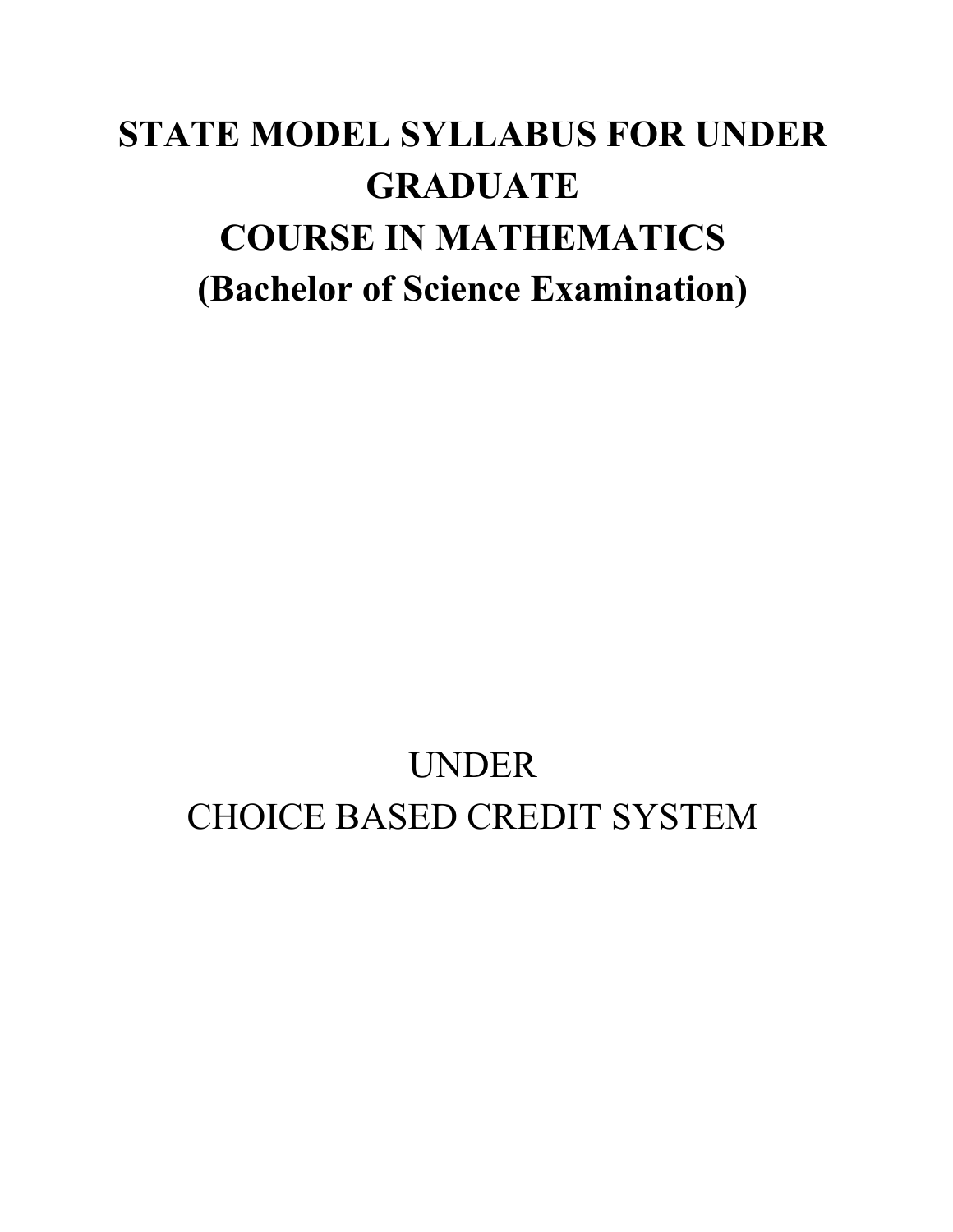# STATE MODEL SYLLABUS FOR UNDER GRADUATE COURSE IN MATHEMATICS (Bachelor of Science Examination)

UNDER

CHOICE BASED CREDIT SYSTEM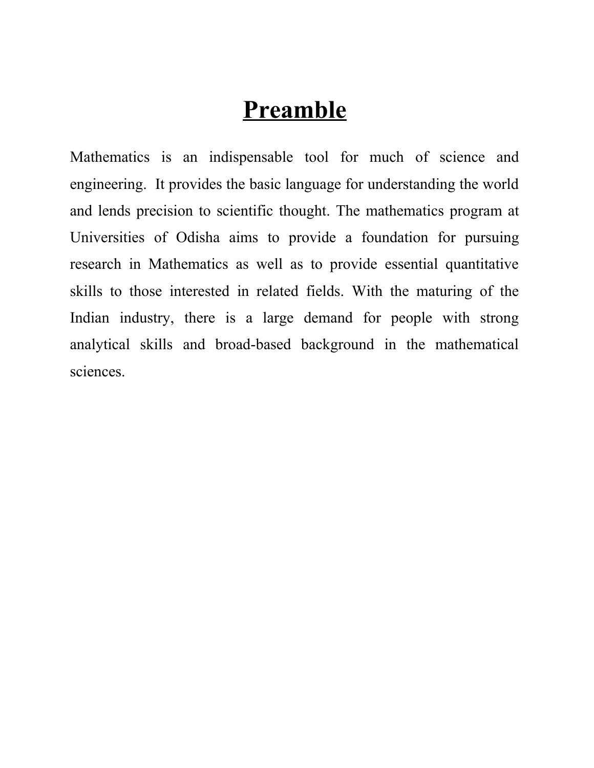# Preamble

Mathematics is an indispensable tool for much of science and engineering. It provides the basic language for understanding the world and lends precision to scientific thought. The mathematics program at Universities of Odisha aims to provide a foundation for pursuing research in Mathematics as well as to provide essential quantitative skills to those interested in related fields. With the maturing of the Indian industry, there is a large demand for people with strong analytical skills and broad-based background in the mathematical sciences.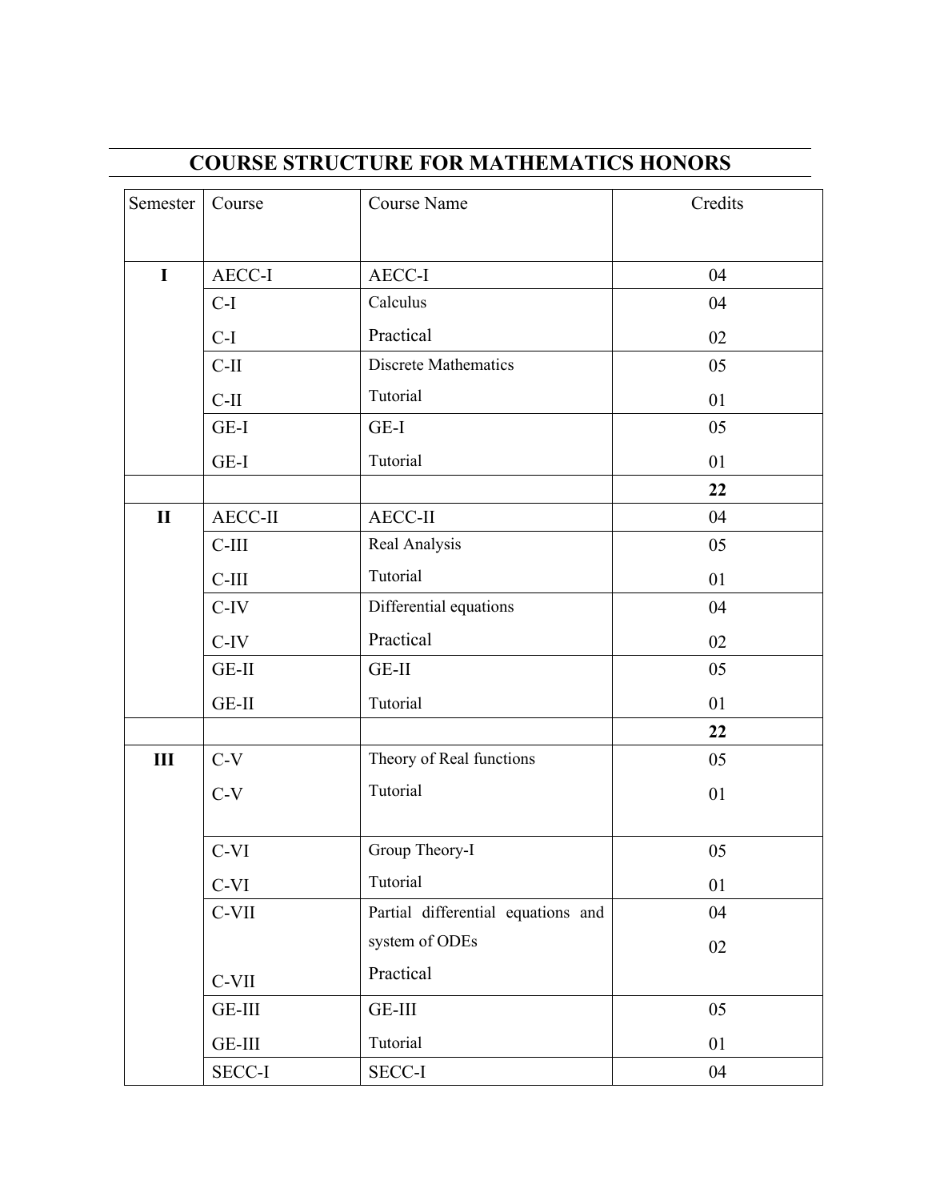## COURSE STRUCTURE FOR MATHEMATICS HONORS

| Semester | Course | Course Name | Credits |
|---|---|---|---|
| **I** | AECC-I | AECC-I | 04 |
| | C-I | Calculus | 04 |
| | C-I | Practical | 02 |
| | C-II | Discrete Mathematics | 05 |
| | C-II | Tutorial | 01 |
| | GE-I | GE-I | 05 |
| | GE-I | Tutorial | 01 |
| | | | **22** |
| **II** | AECC-II | AECC-II | 04 |
| | C-III | Real Analysis | 05 |
| | C-III | Tutorial | 01 |
| | C-IV | Differential equations | 04 |
| | C-IV | Practical | 02 |
| | GE-II | GE-II | 05 |
| | GE-II | Tutorial | 01 |
| | | | **22** |
| **III** | C-V | Theory of Real functions | 05 |
| | C-V | Tutorial | 01 |
| | C-VI | Group Theory-I | 05 |
| | C-VI | Tutorial | 01 |
| | C-VII | Partial differential equations and system of ODEs | 04 |
| | C-VII | Practical | 02 |
| | GE-III | GE-III | 05 |
| | GE-III | Tutorial | 01 |
| | SECC-I | SECC-I | 04 |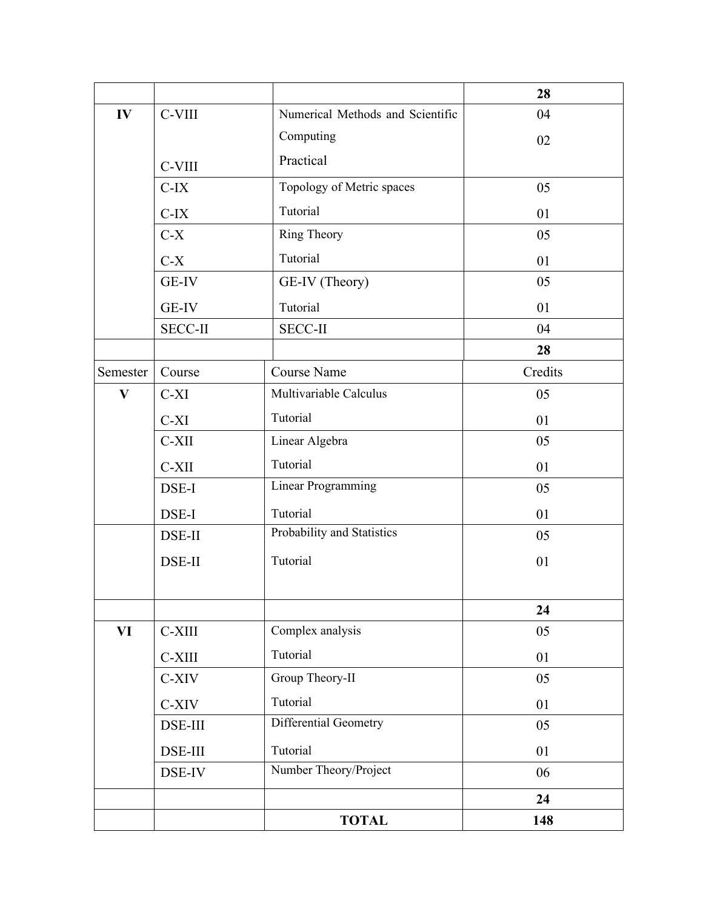| | | | **28** |
|---|---|---|---|
| **IV** | C-VIII | Numerical Methods and Scientific Computing | 04 |
| | C-VIII | Practical | 02 |
| | C-IX | Topology of Metric spaces | 05 |
| | C-IX | Tutorial | 01 |
| | C-X | Ring Theory | 05 |
| | C-X | Tutorial | 01 |
| | GE-IV | GE-IV (Theory) | 05 |
| | GE-IV | Tutorial | 01 |
| | SECC-II | SECC-II | 04 |
| | | | **28** |
| Semester | Course | Course Name | Credits |
| **V** | C-XI | Multivariable Calculus | 05 |
| | C-XI | Tutorial | 01 |
| | C-XII | Linear Algebra | 05 |
| | C-XII | Tutorial | 01 |
| | DSE-I | Linear Programming | 05 |
| | DSE-I | Tutorial | 01 |
| | DSE-II | Probability and Statistics | 05 |
| | DSE-II | Tutorial | 01 |
| | | | **24** |
| **VI** | C-XIII | Complex analysis | 05 |
| | C-XIII | Tutorial | 01 |
| | C-XIV | Group Theory-II | 05 |
| | C-XIV | Tutorial | 01 |
| | DSE-III | Differential Geometry | 05 |
| | DSE-III | Tutorial | 01 |
| | DSE-IV | Number Theory/Project | 06 |
| | | | **24** |
| | | **TOTAL** | **148** |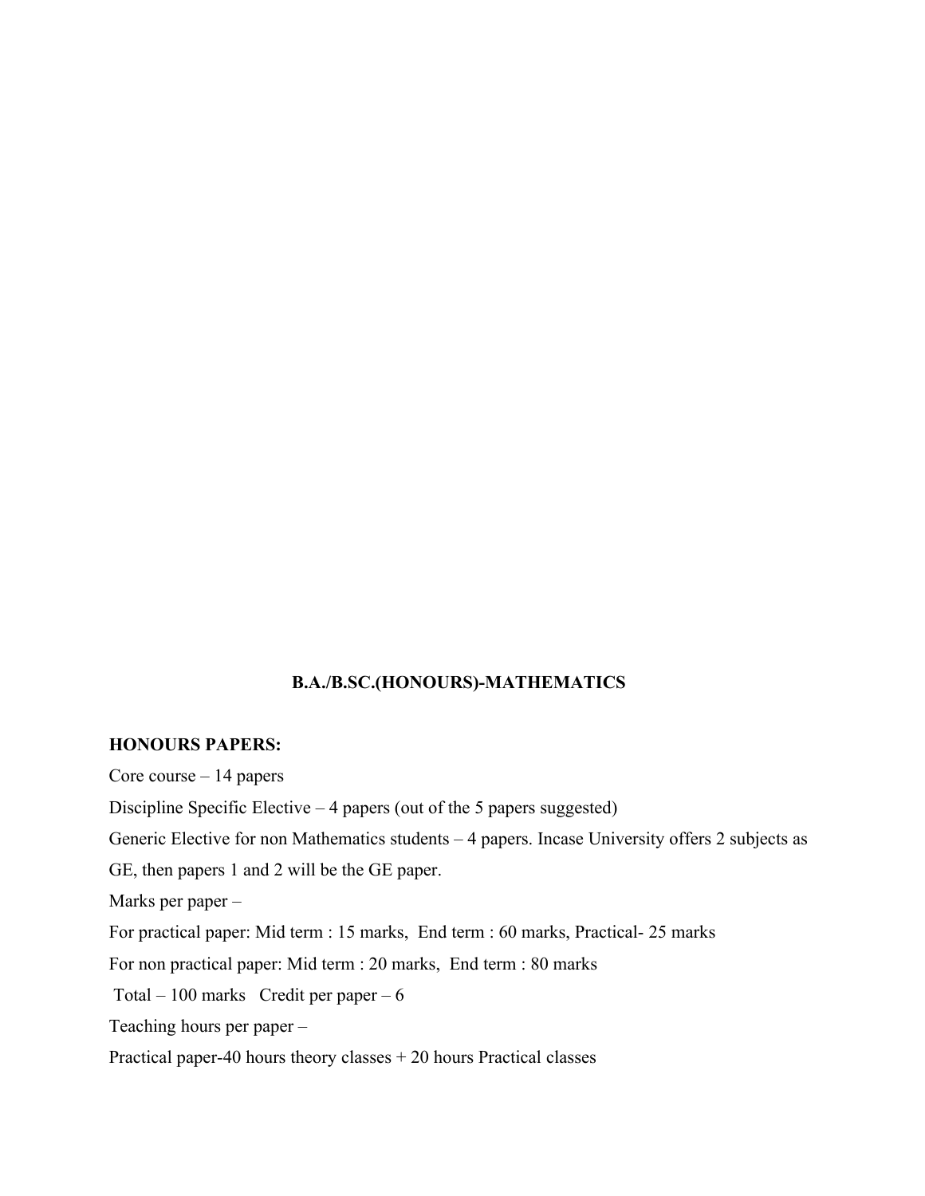# B.A./B.SC.(HONOURS)-MATHEMATICS

**HONOURS PAPERS:**

Core course – 14 papers

Discipline Specific Elective – 4 papers (out of the 5 papers suggested)

Generic Elective for non Mathematics students – 4 papers. Incase University offers 2 subjects as GE, then papers 1 and 2 will be the GE paper.

Marks per paper –

For practical paper: Mid term : 15 marks, End term : 60 marks, Practical- 25 marks

For non practical paper: Mid term : 20 marks, End term : 80 marks

Total – 100 marks Credit per paper – 6

Teaching hours per paper –

Practical paper-40 hours theory classes + 20 hours Practical classes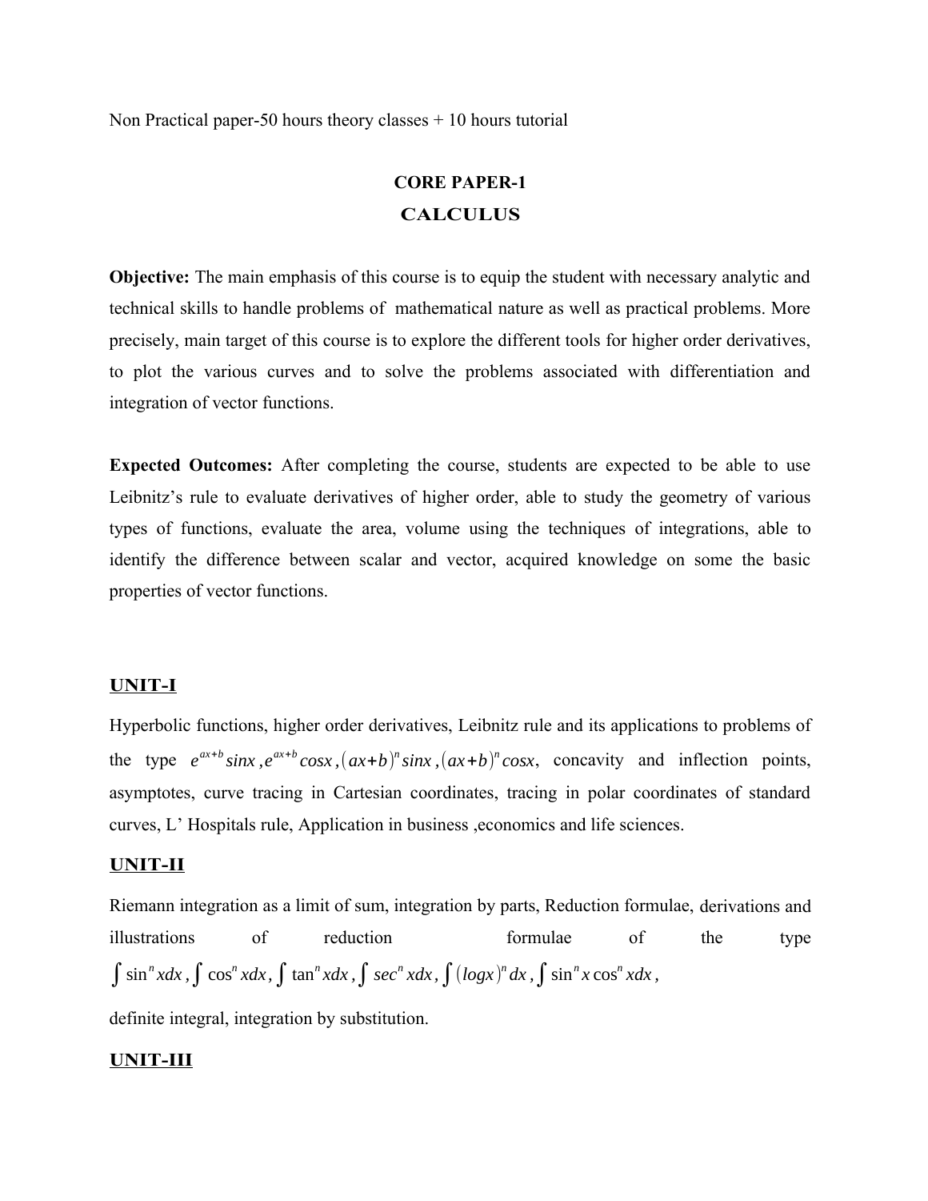Non Practical paper-50 hours theory classes + 10 hours tutorial

## CORE PAPER-1

## CALCULUS

**Objective:** The main emphasis of this course is to equip the student with necessary analytic and technical skills to handle problems of mathematical nature as well as practical problems. More precisely, main target of this course is to explore the different tools for higher order derivatives, to plot the various curves and to solve the problems associated with differentiation and integration of vector functions.

**Expected Outcomes:** After completing the course, students are expected to be able to use Leibnitz's rule to evaluate derivatives of higher order, able to study the geometry of various types of functions, evaluate the area, volume using the techniques of integrations, able to identify the difference between scalar and vector, acquired knowledge on some the basic properties of vector functions.

### UNIT-I

Hyperbolic functions, higher order derivatives, Leibnitz rule and its applications to problems of the type $e^{ax+b} sinx, e^{ax+b} cosx, (ax+b)^n sinx, (ax+b)^n cosx$, concavity and inflection points, asymptotes, curve tracing in Cartesian coordinates, tracing in polar coordinates of standard curves, L' Hospitals rule, Application in business ,economics and life sciences.

### UNIT-II

Riemann integration as a limit of sum, integration by parts, Reduction formulae, derivations and illustrations of reduction formulae of the type $\int \sin^n x dx, \int \cos^n x dx, \int \tan^n x dx, \int sec^n x dx, \int (log x)^n dx, \int \sin^n x \cos^n x dx,$

definite integral, integration by substitution.

### UNIT-III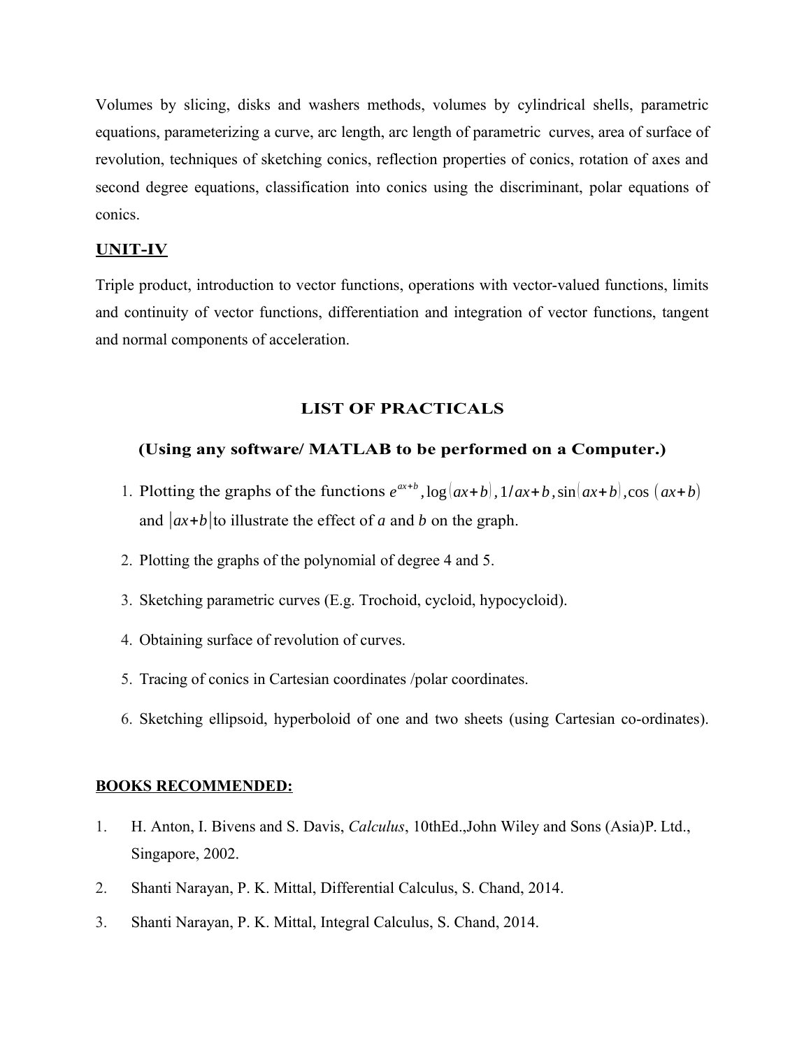Volumes by slicing, disks and washers methods, volumes by cylindrical shells, parametric equations, parameterizing a curve, arc length, arc length of parametric curves, area of surface of revolution, techniques of sketching conics, reflection properties of conics, rotation of axes and second degree equations, classification into conics using the discriminant, polar equations of conics.

**UNIT-IV**

Triple product, introduction to vector functions, operations with vector-valued functions, limits and continuity of vector functions, differentiation and integration of vector functions, tangent and normal components of acceleration.

## LIST OF PRACTICALS

### (Using any software/ MATLAB to be performed on a Computer.)

1. Plotting the graphs of the functions $e^{ax+b}$, $\log(ax+b)$, $1/ax+b$, $\sin(ax+b)$, $\cos(ax+b)$ and $|ax+b|$ to illustrate the effect of $a$ and $b$ on the graph.
2. Plotting the graphs of the polynomial of degree 4 and 5.
3. Sketching parametric curves (E.g. Trochoid, cycloid, hypocycloid).
4. Obtaining surface of revolution of curves.
5. Tracing of conics in Cartesian coordinates /polar coordinates.
6. Sketching ellipsoid, hyperboloid of one and two sheets (using Cartesian co-ordinates).

**BOOKS RECOMMENDED:**

1. H. Anton, I. Bivens and S. Davis, *Calculus*, 10thEd.,John Wiley and Sons (Asia)P. Ltd., Singapore, 2002.
2. Shanti Narayan, P. K. Mittal, Differential Calculus, S. Chand, 2014.
3. Shanti Narayan, P. K. Mittal, Integral Calculus, S. Chand, 2014.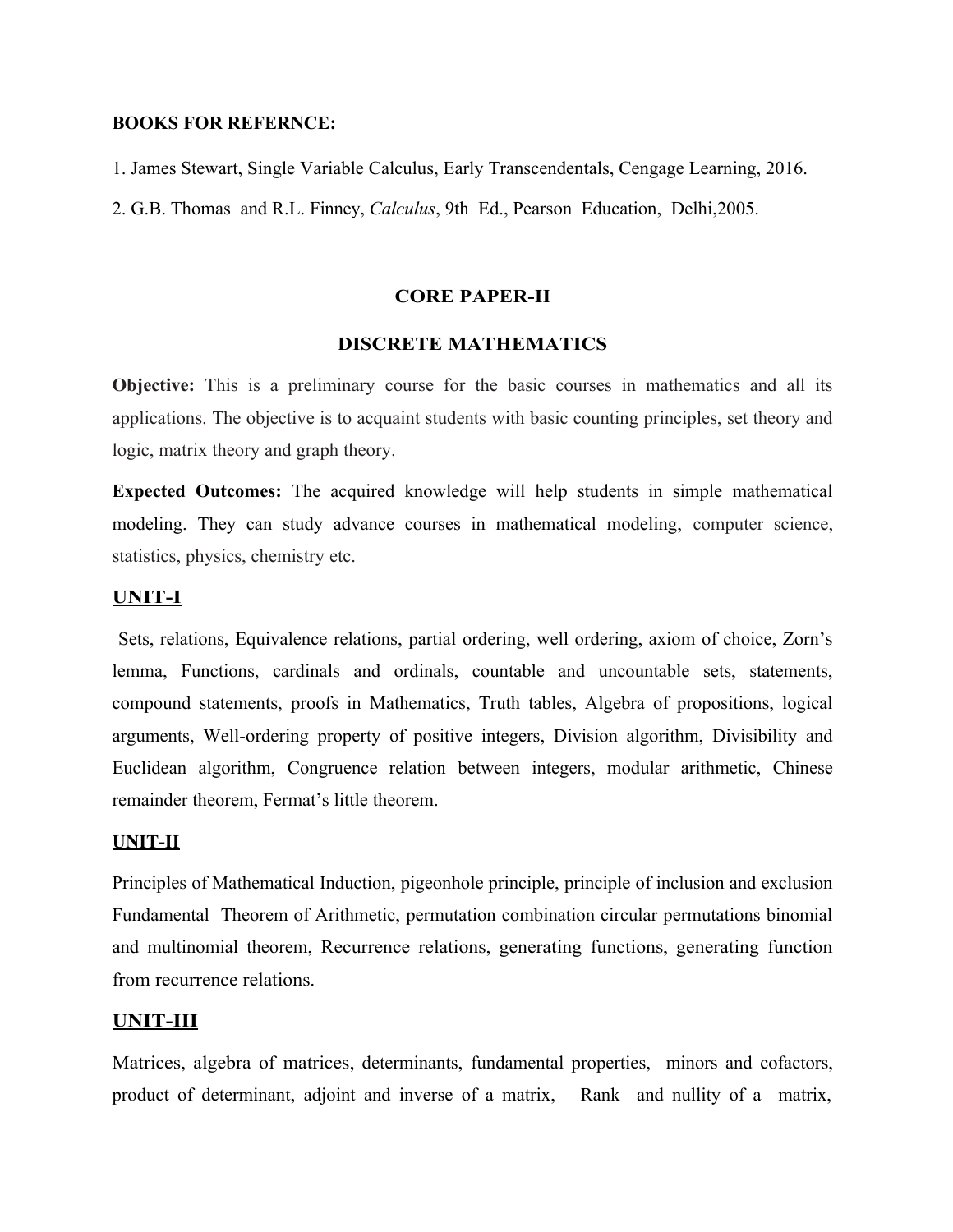**BOOKS FOR REFERNCE:**

1. James Stewart, Single Variable Calculus, Early Transcendentals, Cengage Learning, 2016.
2. G.B. Thomas and R.L. Finney, *Calculus*, 9th Ed., Pearson Education, Delhi,2005.

## CORE PAPER-II

## DISCRETE MATHEMATICS

**Objective:** This is a preliminary course for the basic courses in mathematics and all its applications. The objective is to acquaint students with basic counting principles, set theory and logic, matrix theory and graph theory.

**Expected Outcomes:** The acquired knowledge will help students in simple mathematical modeling. They can study advance courses in mathematical modeling, computer science, statistics, physics, chemistry etc.

### UNIT-I

Sets, relations, Equivalence relations, partial ordering, well ordering, axiom of choice, Zorn's lemma, Functions, cardinals and ordinals, countable and uncountable sets, statements, compound statements, proofs in Mathematics, Truth tables, Algebra of propositions, logical arguments, Well-ordering property of positive integers, Division algorithm, Divisibility and Euclidean algorithm, Congruence relation between integers, modular arithmetic, Chinese remainder theorem, Fermat's little theorem.

### UNIT-II

Principles of Mathematical Induction, pigeonhole principle, principle of inclusion and exclusion Fundamental Theorem of Arithmetic, permutation combination circular permutations binomial and multinomial theorem, Recurrence relations, generating functions, generating function from recurrence relations.

### UNIT-III

Matrices, algebra of matrices, determinants, fundamental properties, minors and cofactors, product of determinant, adjoint and inverse of a matrix, Rank and nullity of a matrix,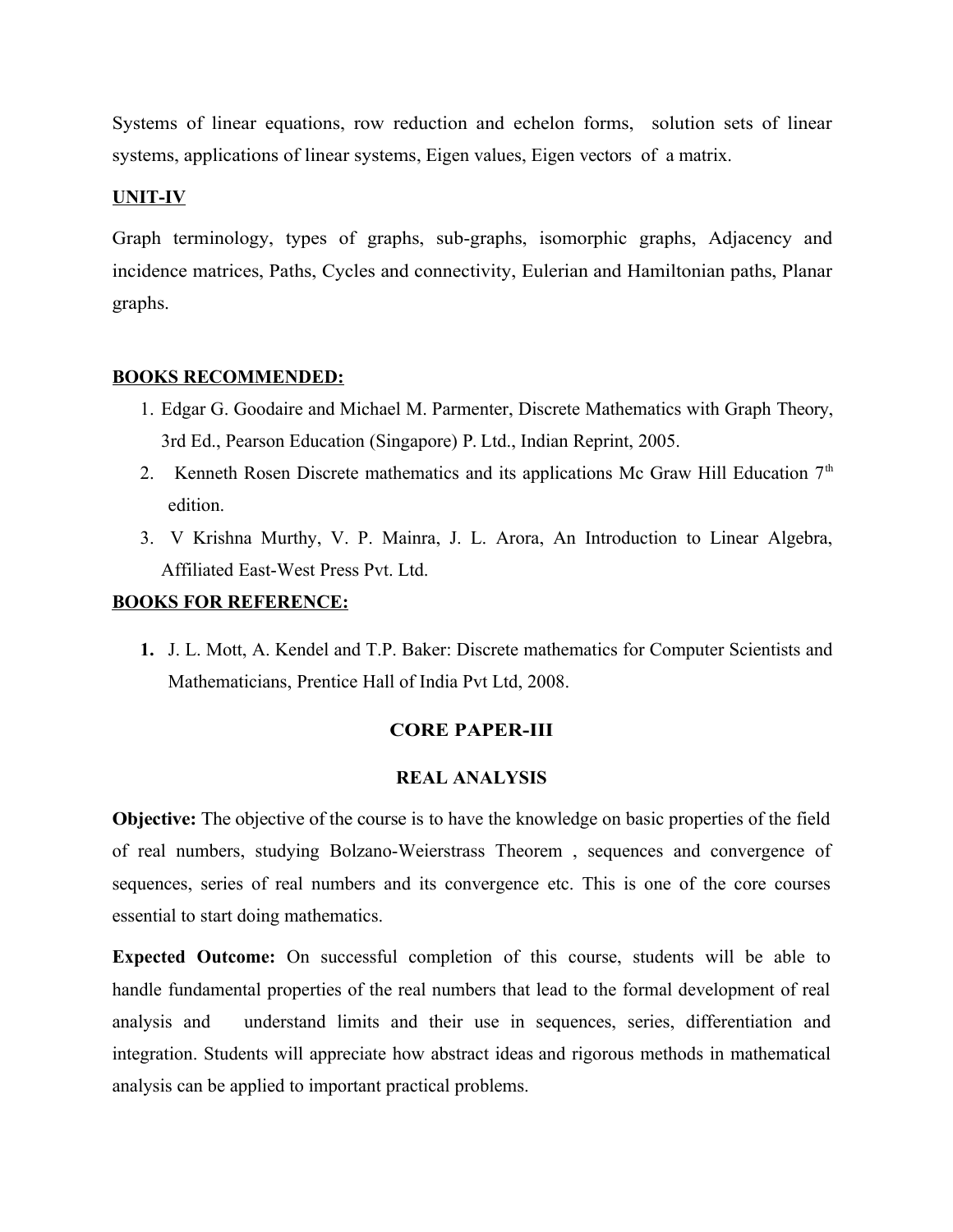Systems of linear equations, row reduction and echelon forms, solution sets of linear systems, applications of linear systems, Eigen values, Eigen vectors of a matrix.

**UNIT-IV**

Graph terminology, types of graphs, sub-graphs, isomorphic graphs, Adjacency and incidence matrices, Paths, Cycles and connectivity, Eulerian and Hamiltonian paths, Planar graphs.

**BOOKS RECOMMENDED:**

1. Edgar G. Goodaire and Michael M. Parmenter, Discrete Mathematics with Graph Theory, 3rd Ed., Pearson Education (Singapore) P. Ltd., Indian Reprint, 2005.
2. Kenneth Rosen Discrete mathematics and its applications Mc Graw Hill Education 7th edition.
3. V Krishna Murthy, V. P. Mainra, J. L. Arora, An Introduction to Linear Algebra, Affiliated East-West Press Pvt. Ltd.

**BOOKS FOR REFERENCE:**

1. J. L. Mott, A. Kendel and T.P. Baker: Discrete mathematics for Computer Scientists and Mathematicians, Prentice Hall of India Pvt Ltd, 2008.

## CORE PAPER-III

## REAL ANALYSIS

**Objective:** The objective of the course is to have the knowledge on basic properties of the field of real numbers, studying Bolzano-Weierstrass Theorem , sequences and convergence of sequences, series of real numbers and its convergence etc. This is one of the core courses essential to start doing mathematics.

**Expected Outcome:** On successful completion of this course, students will be able to handle fundamental properties of the real numbers that lead to the formal development of real analysis and understand limits and their use in sequences, series, differentiation and integration. Students will appreciate how abstract ideas and rigorous methods in mathematical analysis can be applied to important practical problems.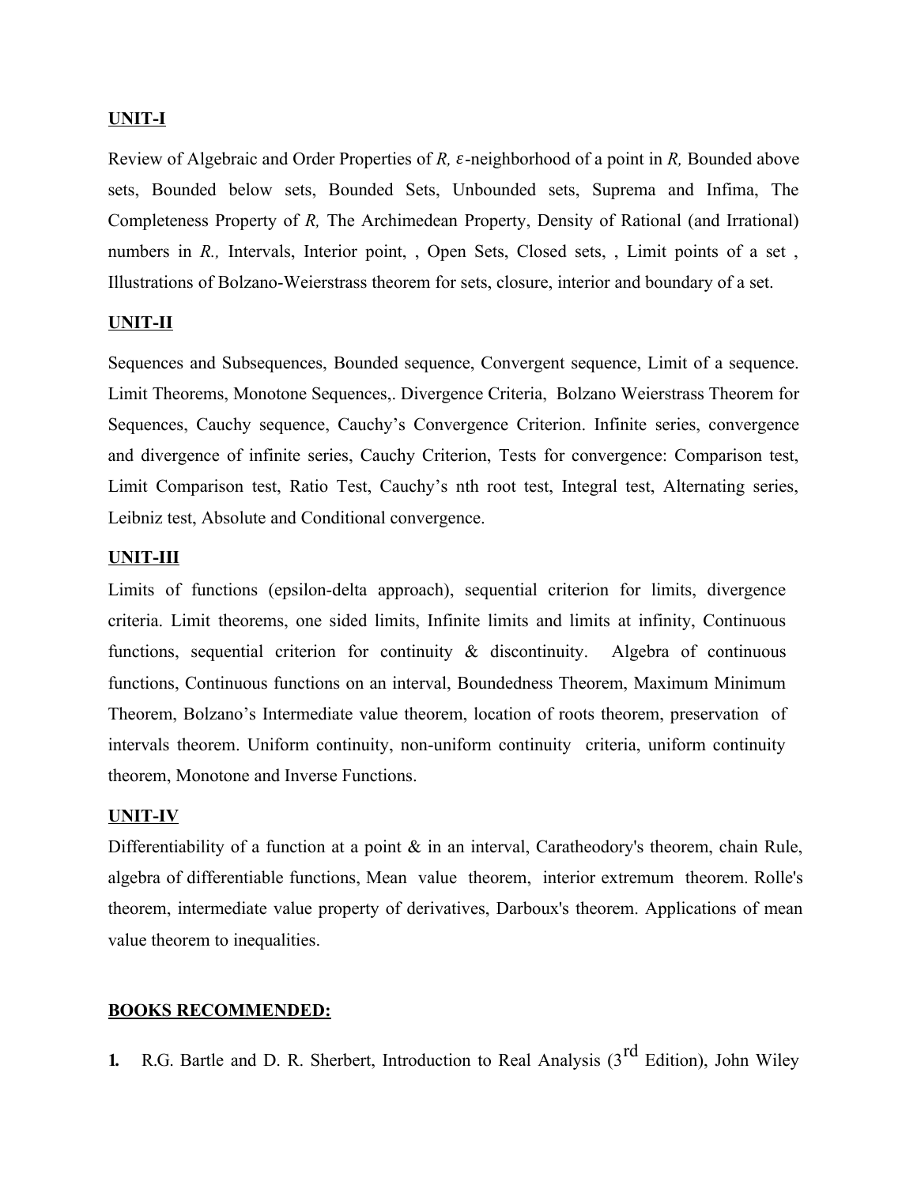**UNIT-I**

Review of Algebraic and Order Properties of *R,* $\varepsilon$-neighborhood of a point in *R,* Bounded above sets, Bounded below sets, Bounded Sets, Unbounded sets, Suprema and Infima, The Completeness Property of *R,* The Archimedean Property, Density of Rational (and Irrational) numbers in *R.,* Intervals, Interior point, , Open Sets, Closed sets, , Limit points of a set , Illustrations of Bolzano-Weierstrass theorem for sets, closure, interior and boundary of a set.

**UNIT-II**

Sequences and Subsequences, Bounded sequence, Convergent sequence, Limit of a sequence. Limit Theorems, Monotone Sequences,. Divergence Criteria, Bolzano Weierstrass Theorem for Sequences, Cauchy sequence, Cauchy's Convergence Criterion. Infinite series, convergence and divergence of infinite series, Cauchy Criterion, Tests for convergence: Comparison test, Limit Comparison test, Ratio Test, Cauchy's nth root test, Integral test, Alternating series, Leibniz test, Absolute and Conditional convergence.

**UNIT-III**

Limits of functions (epsilon-delta approach), sequential criterion for limits, divergence criteria. Limit theorems, one sided limits, Infinite limits and limits at infinity, Continuous functions, sequential criterion for continuity & discontinuity. Algebra of continuous functions, Continuous functions on an interval, Boundedness Theorem, Maximum Minimum Theorem, Bolzano's Intermediate value theorem, location of roots theorem, preservation of intervals theorem. Uniform continuity, non-uniform continuity criteria, uniform continuity theorem, Monotone and Inverse Functions.

**UNIT-IV**

Differentiability of a function at a point & in an interval, Caratheodory's theorem, chain Rule, algebra of differentiable functions, Mean value theorem, interior extremum theorem. Rolle's theorem, intermediate value property of derivatives, Darboux's theorem. Applications of mean value theorem to inequalities.

**BOOKS RECOMMENDED:**

1. R.G. Bartle and D. R. Sherbert, Introduction to Real Analysis ($3^{rd}$ Edition), John Wiley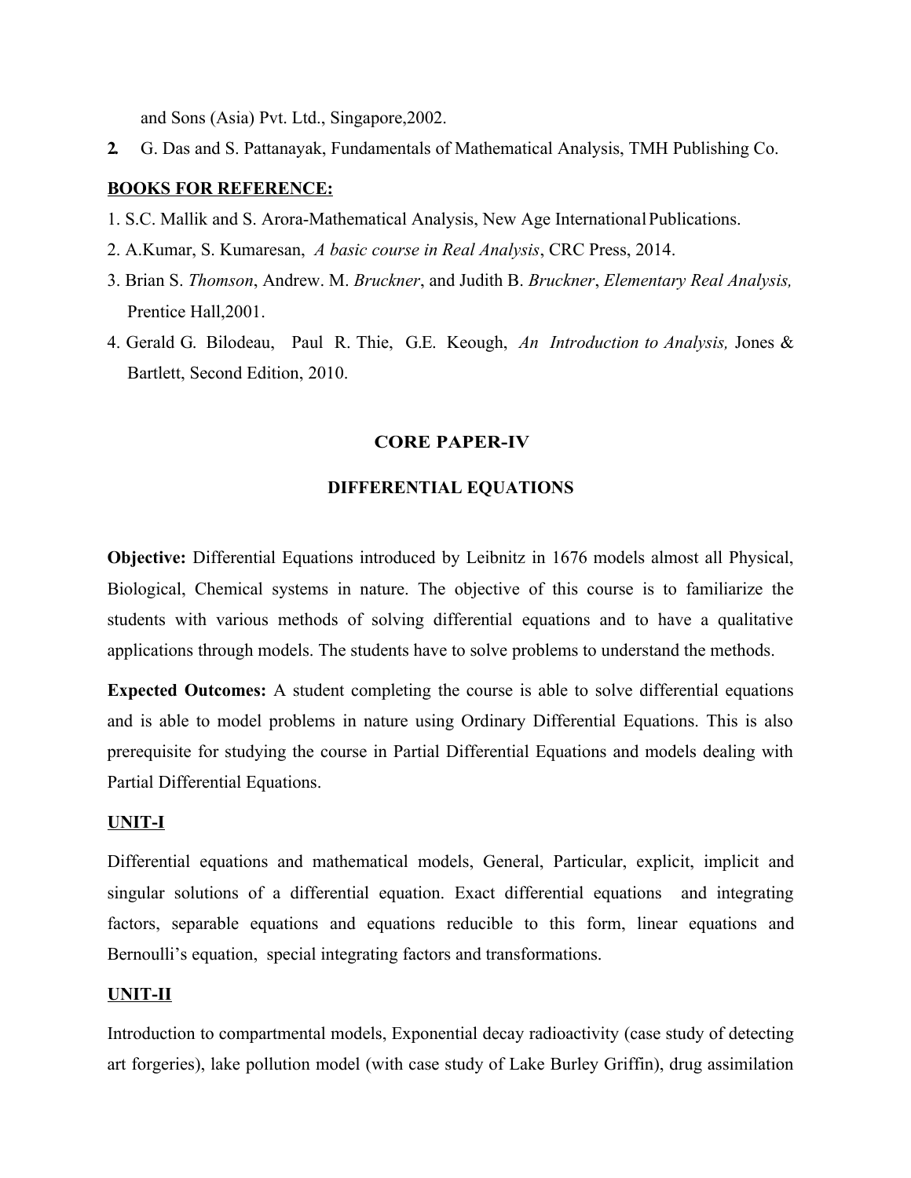and Sons (Asia) Pvt. Ltd., Singapore,2002.

2. G. Das and S. Pattanayak, Fundamentals of Mathematical Analysis, TMH Publishing Co.

**BOOKS FOR REFERENCE:**

1. S.C. Mallik and S. Arora-Mathematical Analysis, New Age International Publications.
2. A.Kumar, S. Kumaresan, *A basic course in Real Analysis*, CRC Press, 2014.
3. Brian S. *Thomson*, Andrew. M. *Bruckner*, and Judith B. *Bruckner*, *Elementary Real Analysis,* Prentice Hall,2001.
4. Gerald G. Bilodeau, Paul R. Thie, G.E. Keough, *An Introduction to Analysis,* Jones & Bartlett, Second Edition, 2010.

## CORE PAPER-IV

## DIFFERENTIAL EQUATIONS

**Objective:** Differential Equations introduced by Leibnitz in 1676 models almost all Physical, Biological, Chemical systems in nature. The objective of this course is to familiarize the students with various methods of solving differential equations and to have a qualitative applications through models. The students have to solve problems to understand the methods.

**Expected Outcomes:** A student completing the course is able to solve differential equations and is able to model problems in nature using Ordinary Differential Equations. This is also prerequisite for studying the course in Partial Differential Equations and models dealing with Partial Differential Equations.

### UNIT-I

Differential equations and mathematical models, General, Particular, explicit, implicit and singular solutions of a differential equation. Exact differential equations and integrating factors, separable equations and equations reducible to this form, linear equations and Bernoulli's equation, special integrating factors and transformations.

### UNIT-II

Introduction to compartmental models, Exponential decay radioactivity (case study of detecting art forgeries), lake pollution model (with case study of Lake Burley Griffin), drug assimilation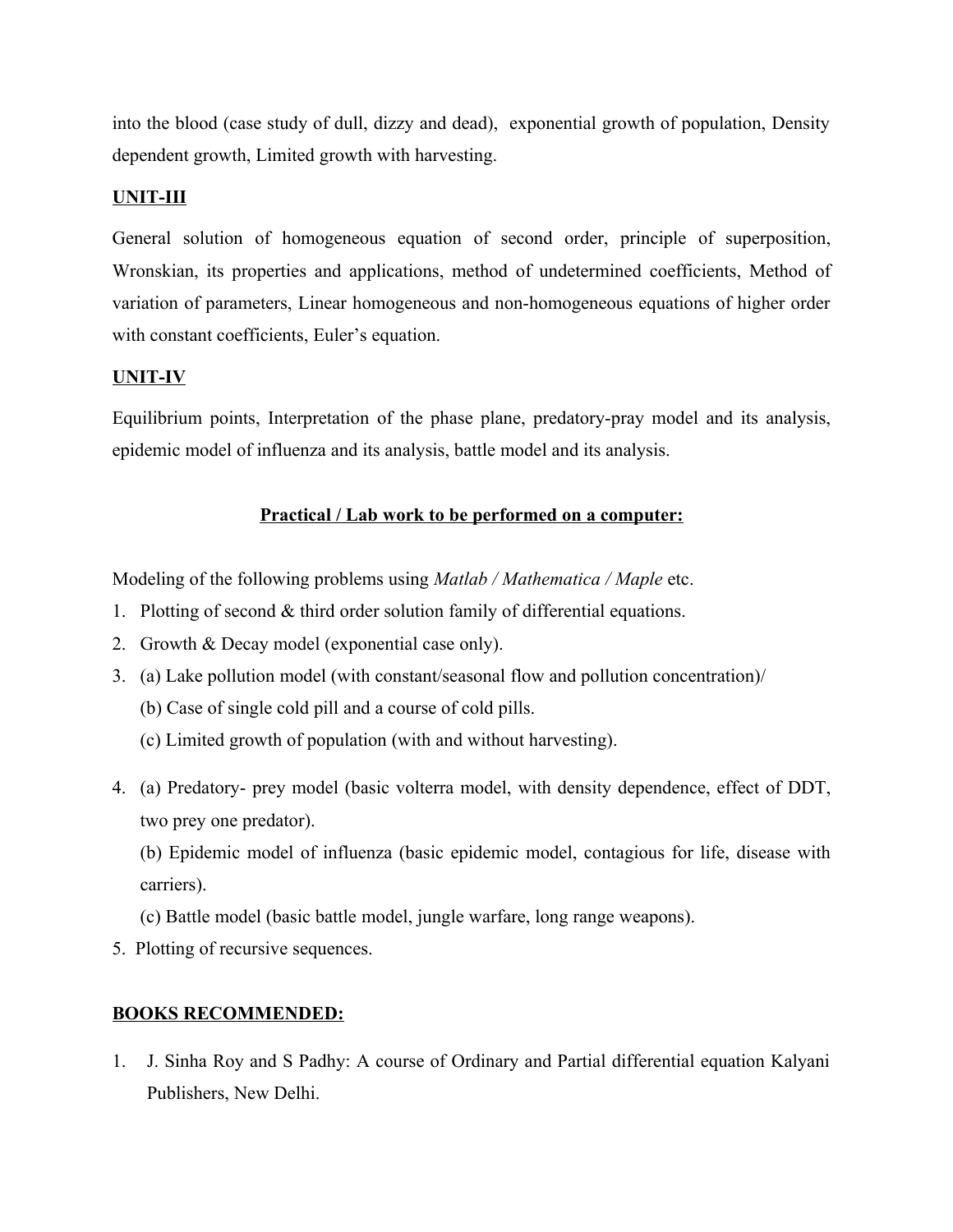into the blood (case study of dull, dizzy and dead), exponential growth of population, Density dependent growth, Limited growth with harvesting.

**UNIT-III**

General solution of homogeneous equation of second order, principle of superposition, Wronskian, its properties and applications, method of undetermined coefficients, Method of variation of parameters, Linear homogeneous and non-homogeneous equations of higher order with constant coefficients, Euler's equation.

**UNIT-IV**

Equilibrium points, Interpretation of the phase plane, predatory-pray model and its analysis, epidemic model of influenza and its analysis, battle model and its analysis.

**Practical / Lab work to be performed on a computer:**

Modeling of the following problems using *Matlab / Mathematica / Maple* etc.

1. Plotting of second & third order solution family of differential equations.
2. Growth & Decay model (exponential case only).
3. (a) Lake pollution model (with constant/seasonal flow and pollution concentration)/
   (b) Case of single cold pill and a course of cold pills.
   (c) Limited growth of population (with and without harvesting).
4. (a) Predatory- prey model (basic volterra model, with density dependence, effect of DDT, two prey one predator).
   (b) Epidemic model of influenza (basic epidemic model, contagious for life, disease with carriers).
   (c) Battle model (basic battle model, jungle warfare, long range weapons).
5. Plotting of recursive sequences.

**BOOKS RECOMMENDED:**

1. J. Sinha Roy and S Padhy: A course of Ordinary and Partial differential equation Kalyani Publishers, New Delhi.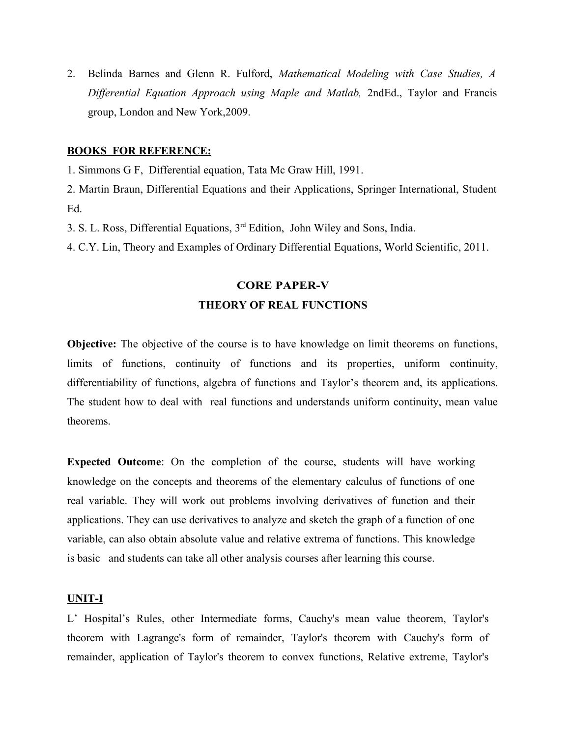2. Belinda Barnes and Glenn R. Fulford, *Mathematical Modeling with Case Studies, A Differential Equation Approach using Maple and Matlab,* 2ndEd., Taylor and Francis group, London and New York,2009.

**BOOKS FOR REFERENCE:**

1. Simmons G F, Differential equation, Tata Mc Graw Hill, 1991.
2. Martin Braun, Differential Equations and their Applications, Springer International, Student Ed.
3. S. L. Ross, Differential Equations, 3rd Edition, John Wiley and Sons, India.
4. C.Y. Lin, Theory and Examples of Ordinary Differential Equations, World Scientific, 2011.

## CORE PAPER-V

## THEORY OF REAL FUNCTIONS

**Objective:** The objective of the course is to have knowledge on limit theorems on functions, limits of functions, continuity of functions and its properties, uniform continuity, differentiability of functions, algebra of functions and Taylor's theorem and, its applications. The student how to deal with real functions and understands uniform continuity, mean value theorems.

**Expected Outcome**: On the completion of the course, students will have working knowledge on the concepts and theorems of the elementary calculus of functions of one real variable. They will work out problems involving derivatives of function and their applications. They can use derivatives to analyze and sketch the graph of a function of one variable, can also obtain absolute value and relative extrema of functions. This knowledge is basic and students can take all other analysis courses after learning this course.

**UNIT-I**

L' Hospital's Rules, other Intermediate forms, Cauchy's mean value theorem, Taylor's theorem with Lagrange's form of remainder, Taylor's theorem with Cauchy's form of remainder, application of Taylor's theorem to convex functions, Relative extreme, Taylor's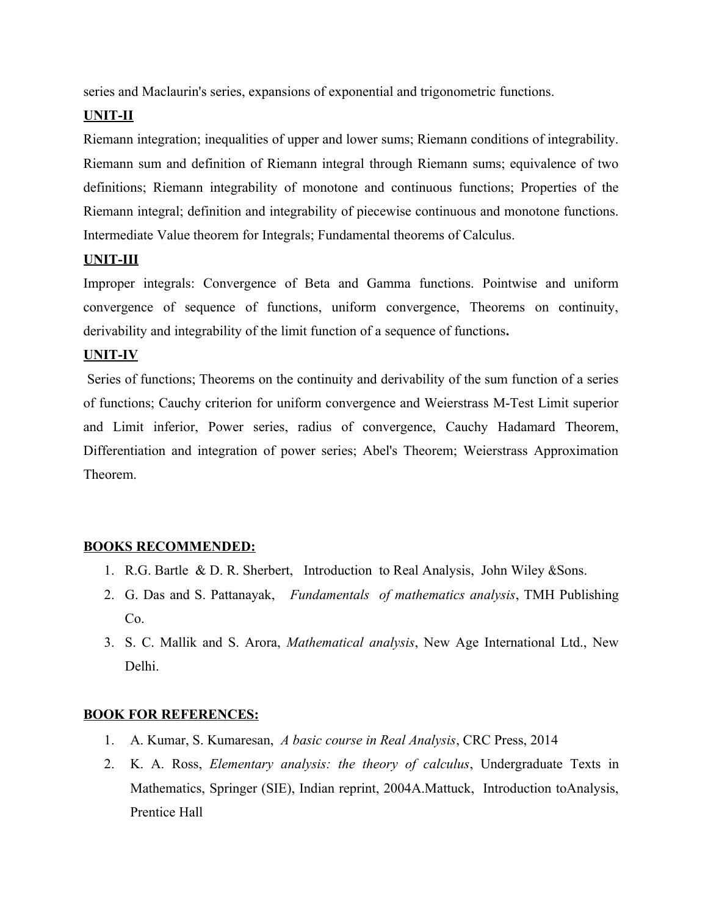series and Maclaurin's series, expansions of exponential and trigonometric functions.

**UNIT-II**

Riemann integration; inequalities of upper and lower sums; Riemann conditions of integrability. Riemann sum and definition of Riemann integral through Riemann sums; equivalence of two definitions; Riemann integrability of monotone and continuous functions; Properties of the Riemann integral; definition and integrability of piecewise continuous and monotone functions. Intermediate Value theorem for Integrals; Fundamental theorems of Calculus.

**UNIT-III**

Improper integrals: Convergence of Beta and Gamma functions. Pointwise and uniform convergence of sequence of functions, uniform convergence, Theorems on continuity, derivability and integrability of the limit function of a sequence of functions**.**

**UNIT-IV**

Series of functions; Theorems on the continuity and derivability of the sum function of a series of functions; Cauchy criterion for uniform convergence and Weierstrass M-Test Limit superior and Limit inferior, Power series, radius of convergence, Cauchy Hadamard Theorem, Differentiation and integration of power series; Abel's Theorem; Weierstrass Approximation Theorem.

**BOOKS RECOMMENDED:**

1. R.G. Bartle & D. R. Sherbert, Introduction to Real Analysis, John Wiley &Sons.
2. G. Das and S. Pattanayak, *Fundamentals of mathematics analysis*, TMH Publishing Co.
3. S. C. Mallik and S. Arora, *Mathematical analysis*, New Age International Ltd., New Delhi.

**BOOK FOR REFERENCES:**

1. A. Kumar, S. Kumaresan, *A basic course in Real Analysis*, CRC Press, 2014
2. K. A. Ross, *Elementary analysis: the theory of calculus*, Undergraduate Texts in Mathematics, Springer (SIE), Indian reprint, 2004A.Mattuck, Introduction toAnalysis, Prentice Hall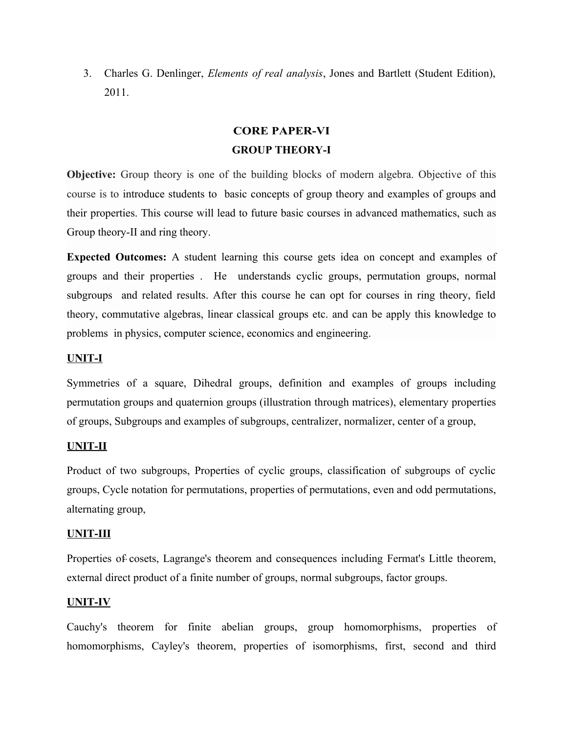3. Charles G. Denlinger, *Elements of real analysis*, Jones and Bartlett (Student Edition), 2011.

## CORE PAPER-VI
## GROUP THEORY-I

**Objective:** Group theory is one of the building blocks of modern algebra. Objective of this course is to introduce students to basic concepts of group theory and examples of groups and their properties. This course will lead to future basic courses in advanced mathematics, such as Group theory-II and ring theory.

**Expected Outcomes:** A student learning this course gets idea on concept and examples of groups and their properties . He understands cyclic groups, permutation groups, normal subgroups and related results. After this course he can opt for courses in ring theory, field theory, commutative algebras, linear classical groups etc. and can be apply this knowledge to problems in physics, computer science, economics and engineering.

**UNIT-I**

Symmetries of a square, Dihedral groups, definition and examples of groups including permutation groups and quaternion groups (illustration through matrices), elementary properties of groups, Subgroups and examples of subgroups, centralizer, normalizer, center of a group,

**UNIT-II**

Product of two subgroups, Properties of cyclic groups, classification of subgroups of cyclic groups, Cycle notation for permutations, properties of permutations, even and odd permutations, alternating group,

**UNIT-III**

Properties of cosets, Lagrange's theorem and consequences including Fermat's Little theorem, external direct product of a finite number of groups, normal subgroups, factor groups.

**UNIT-IV**

Cauchy's theorem for finite abelian groups, group homomorphisms, properties of homomorphisms, Cayley's theorem, properties of isomorphisms, first, second and third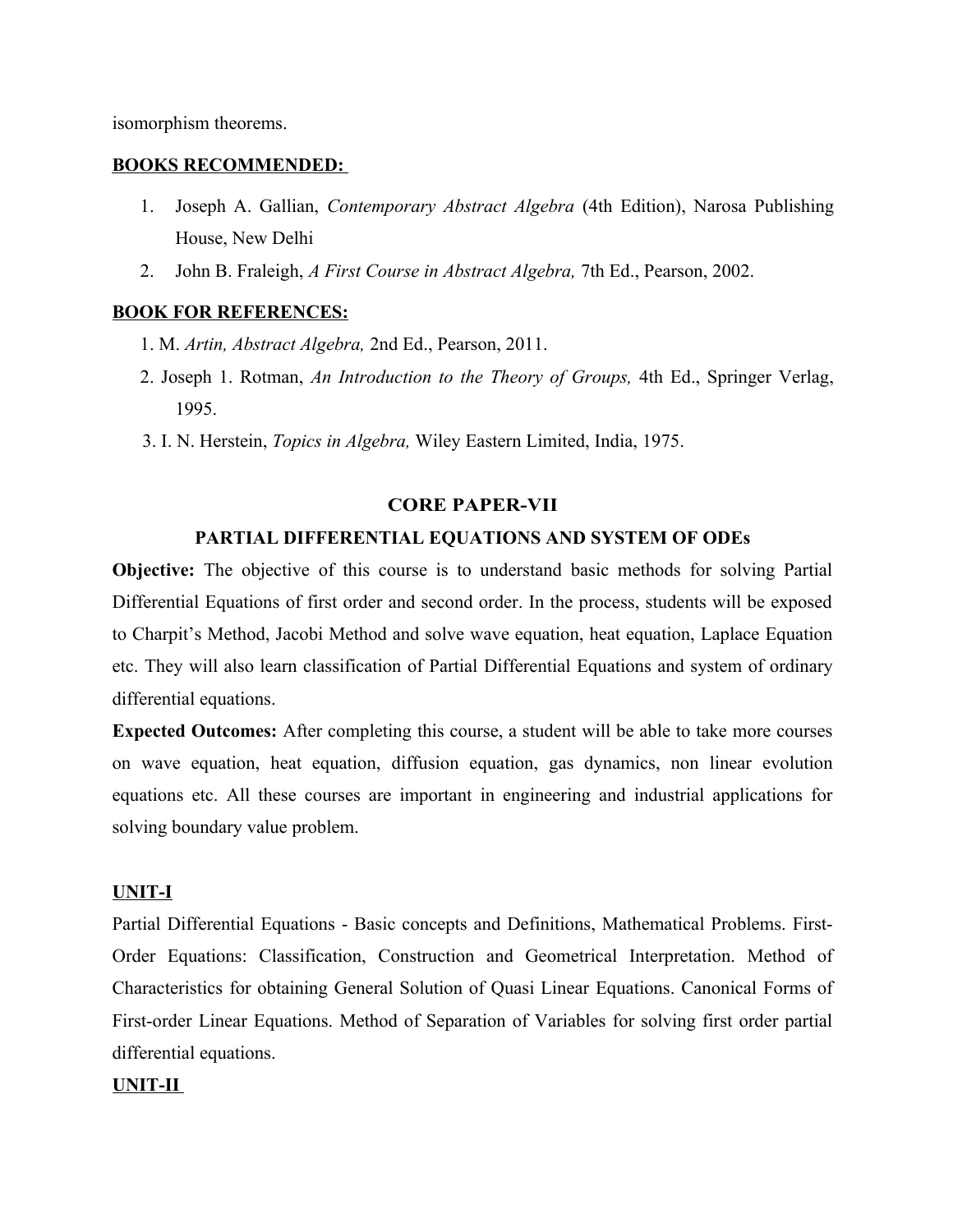isomorphism theorems.

**BOOKS RECOMMENDED:**

1. Joseph A. Gallian, *Contemporary Abstract Algebra* (4th Edition), Narosa Publishing House, New Delhi
2. John B. Fraleigh, *A First Course in Abstract Algebra,* 7th Ed., Pearson, 2002.

**BOOK FOR REFERENCES:**

1. M. *Artin, Abstract Algebra,* 2nd Ed., Pearson, 2011.
2. Joseph 1. Rotman, *An Introduction to the Theory of Groups,* 4th Ed., Springer Verlag, 1995.
3. I. N. Herstein, *Topics in Algebra,* Wiley Eastern Limited, India, 1975.

## CORE PAPER-VII

### PARTIAL DIFFERENTIAL EQUATIONS AND SYSTEM OF ODEs

**Objective:** The objective of this course is to understand basic methods for solving Partial Differential Equations of first order and second order. In the process, students will be exposed to Charpit's Method, Jacobi Method and solve wave equation, heat equation, Laplace Equation etc. They will also learn classification of Partial Differential Equations and system of ordinary differential equations.

**Expected Outcomes:** After completing this course, a student will be able to take more courses on wave equation, heat equation, diffusion equation, gas dynamics, non linear evolution equations etc. All these courses are important in engineering and industrial applications for solving boundary value problem.

**UNIT-I**

Partial Differential Equations - Basic concepts and Definitions, Mathematical Problems. First-Order Equations: Classification, Construction and Geometrical Interpretation. Method of Characteristics for obtaining General Solution of Quasi Linear Equations. Canonical Forms of First-order Linear Equations. Method of Separation of Variables for solving first order partial differential equations.

**UNIT-II**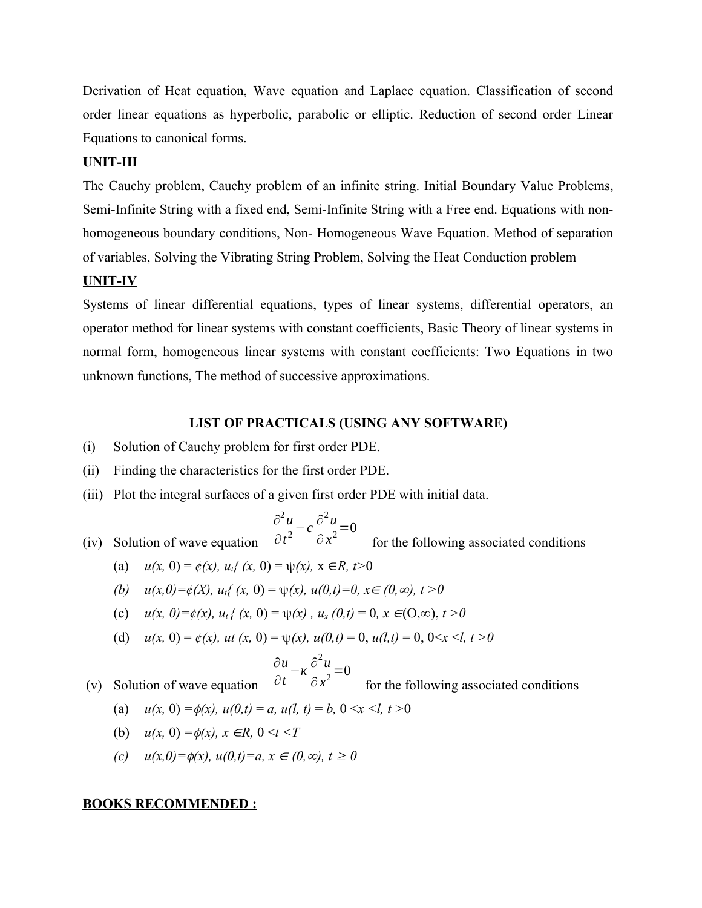Derivation of Heat equation, Wave equation and Laplace equation. Classification of second order linear equations as hyperbolic, parabolic or elliptic. Reduction of second order Linear Equations to canonical forms.

**UNIT-III**

The Cauchy problem, Cauchy problem of an infinite string. Initial Boundary Value Problems, Semi-Infinite String with a fixed end, Semi-Infinite String with a Free end. Equations with non-homogeneous boundary conditions, Non- Homogeneous Wave Equation. Method of separation of variables, Solving the Vibrating String Problem, Solving the Heat Conduction problem

**UNIT-IV**

Systems of linear differential equations, types of linear systems, differential operators, an operator method for linear systems with constant coefficients, Basic Theory of linear systems in normal form, homogeneous linear systems with constant coefficients: Two Equations in two unknown functions, The method of successive approximations.

## LIST OF PRACTICALS (USING ANY SOFTWARE)

(i) Solution of Cauchy problem for first order PDE.

(ii) Finding the characteristics for the first order PDE.

(iii) Plot the integral surfaces of a given first order PDE with initial data.

(iv) Solution of wave equation $\frac{\partial^2 u}{\partial t^2} - c\frac{\partial^2 u}{\partial x^2} = 0$ for the following associated conditions

(a) $u(x, 0) = \phi(x)$, $u_t(x, 0) = \psi(x)$, $x \in R$, $t > 0$

(b) $u(x,0) = \phi(x)$, $u_t(x, 0) = \psi(x)$, $u(0,t) = 0$, $x \in (0, \infty)$, $t > 0$

(c) $u(x, 0) = \phi(x)$, $u_t(x, 0) = \psi(x)$, $u_x(0,t) = 0$, $x \in (0,\infty)$, $t > 0$

(d) $u(x, 0) = \phi(x)$, $u_t(x, 0) = \psi(x)$, $u(0,t) = 0$, $u(l,t) = 0$, $0 < x < l$, $t > 0$

(v) Solution of wave equation $\frac{\partial u}{\partial t} - \kappa\frac{\partial^2 u}{\partial x^2} = 0$ for the following associated conditions

(a) $u(x, 0) = \phi(x)$, $u(0,t) = a$, $u(l, t) = b$, $0 < x < l$, $t > 0$

(b) $u(x, 0) = \phi(x)$, $x \in R$, $0 < t < T$

(c) $u(x,0) = \phi(x)$, $u(0,t) = a$, $x \in (0,\infty)$, $t \geq 0$

**BOOKS RECOMMENDED :**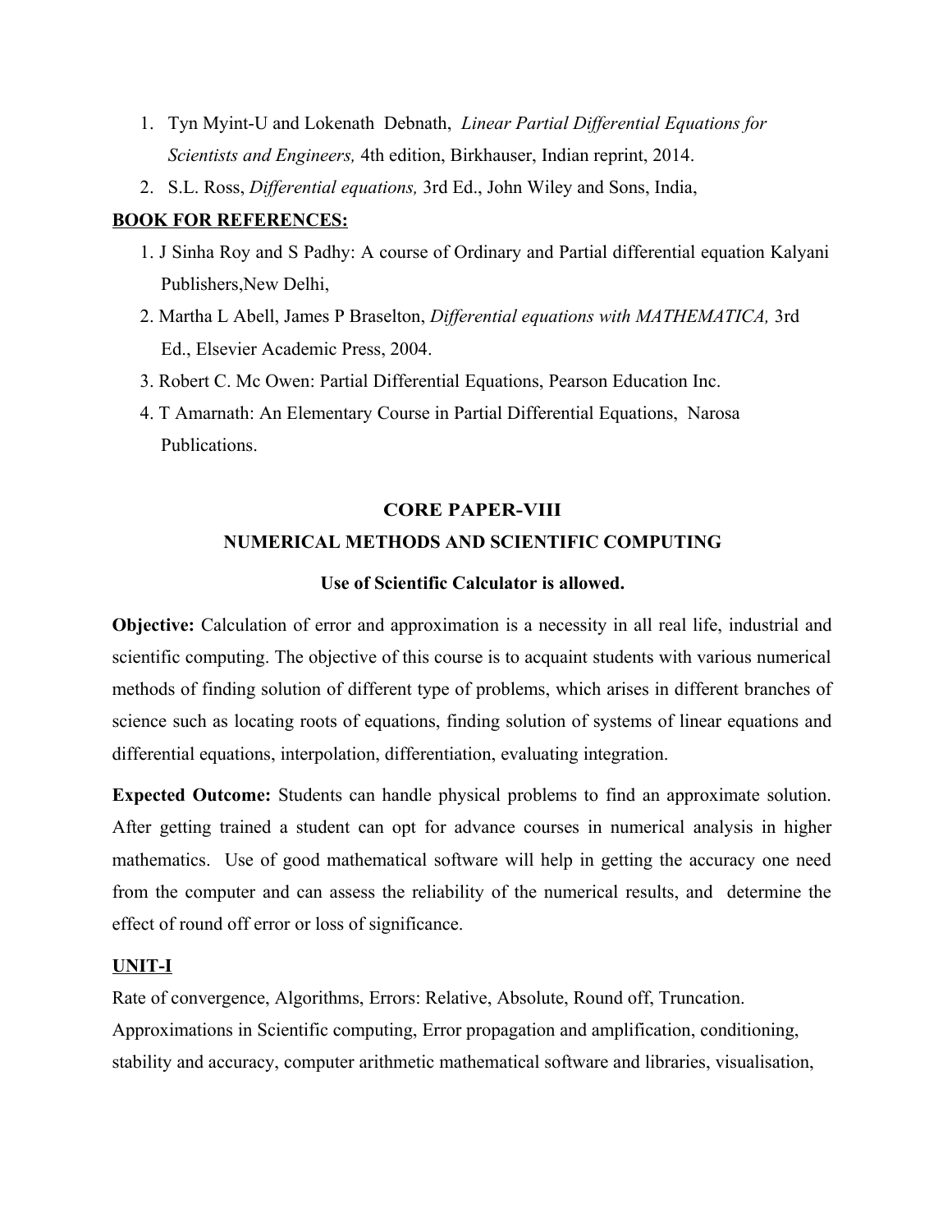1. Tyn Myint-U and Lokenath Debnath, *Linear Partial Differential Equations for Scientists and Engineers,* 4th edition, Birkhauser, Indian reprint, 2014.
2. S.L. Ross, *Differential equations,* 3rd Ed., John Wiley and Sons, India,

**BOOK FOR REFERENCES:**

1. J Sinha Roy and S Padhy: A course of Ordinary and Partial differential equation Kalyani Publishers,New Delhi,
2. Martha L Abell, James P Braselton, *Differential equations with MATHEMATICA,* 3rd Ed., Elsevier Academic Press, 2004.
3. Robert C. Mc Owen: Partial Differential Equations, Pearson Education Inc.
4. T Amarnath: An Elementary Course in Partial Differential Equations, Narosa Publications.

## CORE PAPER-VIII

## NUMERICAL METHODS AND SCIENTIFIC COMPUTING

**Use of Scientific Calculator is allowed.**

**Objective:** Calculation of error and approximation is a necessity in all real life, industrial and scientific computing. The objective of this course is to acquaint students with various numerical methods of finding solution of different type of problems, which arises in different branches of science such as locating roots of equations, finding solution of systems of linear equations and differential equations, interpolation, differentiation, evaluating integration.

**Expected Outcome:** Students can handle physical problems to find an approximate solution. After getting trained a student can opt for advance courses in numerical analysis in higher mathematics. Use of good mathematical software will help in getting the accuracy one need from the computer and can assess the reliability of the numerical results, and determine the effect of round off error or loss of significance.

**UNIT-I**

Rate of convergence, Algorithms, Errors: Relative, Absolute, Round off, Truncation. Approximations in Scientific computing, Error propagation and amplification, conditioning, stability and accuracy, computer arithmetic mathematical software and libraries, visualisation,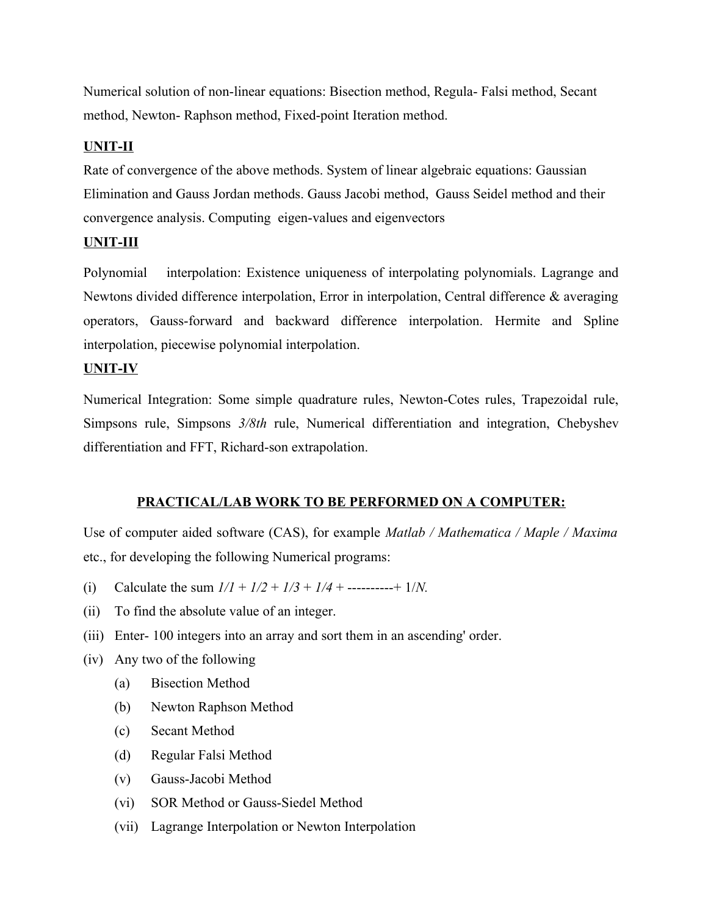Numerical solution of non-linear equations: Bisection method, Regula- Falsi method, Secant method, Newton- Raphson method, Fixed-point Iteration method.

**UNIT-II**

Rate of convergence of the above methods. System of linear algebraic equations: Gaussian Elimination and Gauss Jordan methods. Gauss Jacobi method, Gauss Seidel method and their convergence analysis. Computing eigen-values and eigenvectors

**UNIT-III**

Polynomial interpolation: Existence uniqueness of interpolating polynomials. Lagrange and Newtons divided difference interpolation, Error in interpolation, Central difference & averaging operators, Gauss-forward and backward difference interpolation. Hermite and Spline interpolation, piecewise polynomial interpolation.

**UNIT-IV**

Numerical Integration: Some simple quadrature rules, Newton-Cotes rules, Trapezoidal rule, Simpsons rule, Simpsons *3/8th* rule, Numerical differentiation and integration, Chebyshev differentiation and FFT, Richard-son extrapolation.

**PRACTICAL/LAB WORK TO BE PERFORMED ON A COMPUTER:**

Use of computer aided software (CAS), for example *Matlab / Mathematica / Maple / Maxima* etc., for developing the following Numerical programs:

(i) Calculate the sum $1/1 + 1/2 + 1/3 + 1/4 + \text{----------} + 1/N$.

(ii) To find the absolute value of an integer.

(iii) Enter- 100 integers into an array and sort them in an ascending' order.

(iv) Any two of the following

- (a) Bisection Method
- (b) Newton Raphson Method
- (c) Secant Method
- (d) Regular Falsi Method
- (v) Gauss-Jacobi Method
- (vi) SOR Method or Gauss-Siedel Method
- (vii) Lagrange Interpolation or Newton Interpolation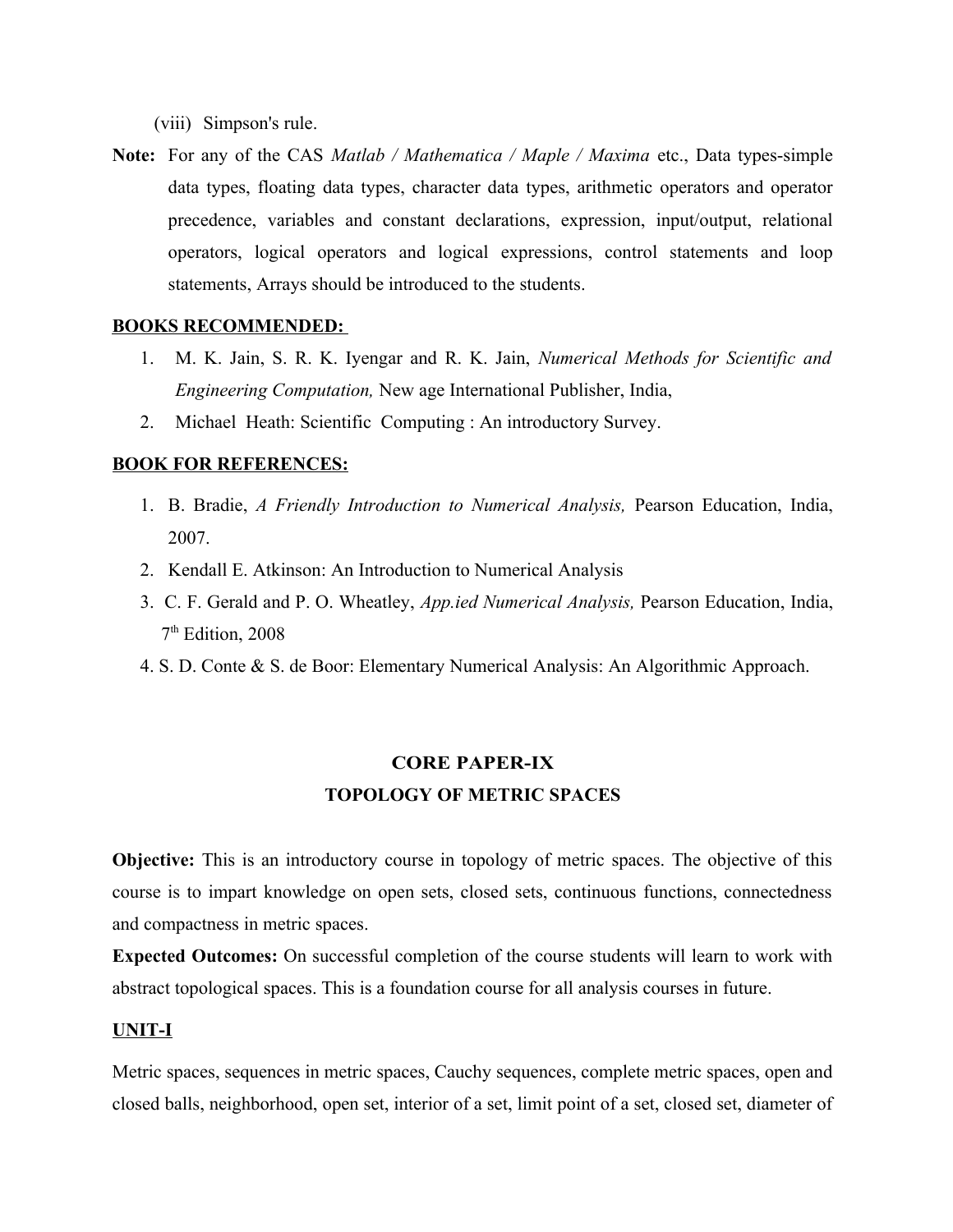(viii) Simpson's rule.

**Note:** For any of the CAS *Matlab / Mathematica / Maple / Maxima* etc., Data types-simple data types, floating data types, character data types, arithmetic operators and operator precedence, variables and constant declarations, expression, input/output, relational operators, logical operators and logical expressions, control statements and loop statements, Arrays should be introduced to the students.

**BOOKS RECOMMENDED:**

1. M. K. Jain, S. R. K. Iyengar and R. K. Jain, *Numerical Methods for Scientific and Engineering Computation,* New age International Publisher, India,
2. Michael Heath: Scientific Computing : An introductory Survey.

**BOOK FOR REFERENCES:**

1. B. Bradie, *A Friendly Introduction to Numerical Analysis,* Pearson Education, India, 2007.
2. Kendall E. Atkinson: An Introduction to Numerical Analysis
3. C. F. Gerald and P. O. Wheatley, *App.ied Numerical Analysis,* Pearson Education, India, 7th Edition, 2008
4. S. D. Conte & S. de Boor: Elementary Numerical Analysis: An Algorithmic Approach.

## CORE PAPER-IX
## TOPOLOGY OF METRIC SPACES

**Objective:** This is an introductory course in topology of metric spaces. The objective of this course is to impart knowledge on open sets, closed sets, continuous functions, connectedness and compactness in metric spaces.

**Expected Outcomes:** On successful completion of the course students will learn to work with abstract topological spaces. This is a foundation course for all analysis courses in future.

**UNIT-I**

Metric spaces, sequences in metric spaces, Cauchy sequences, complete metric spaces, open and closed balls, neighborhood, open set, interior of a set, limit point of a set, closed set, diameter of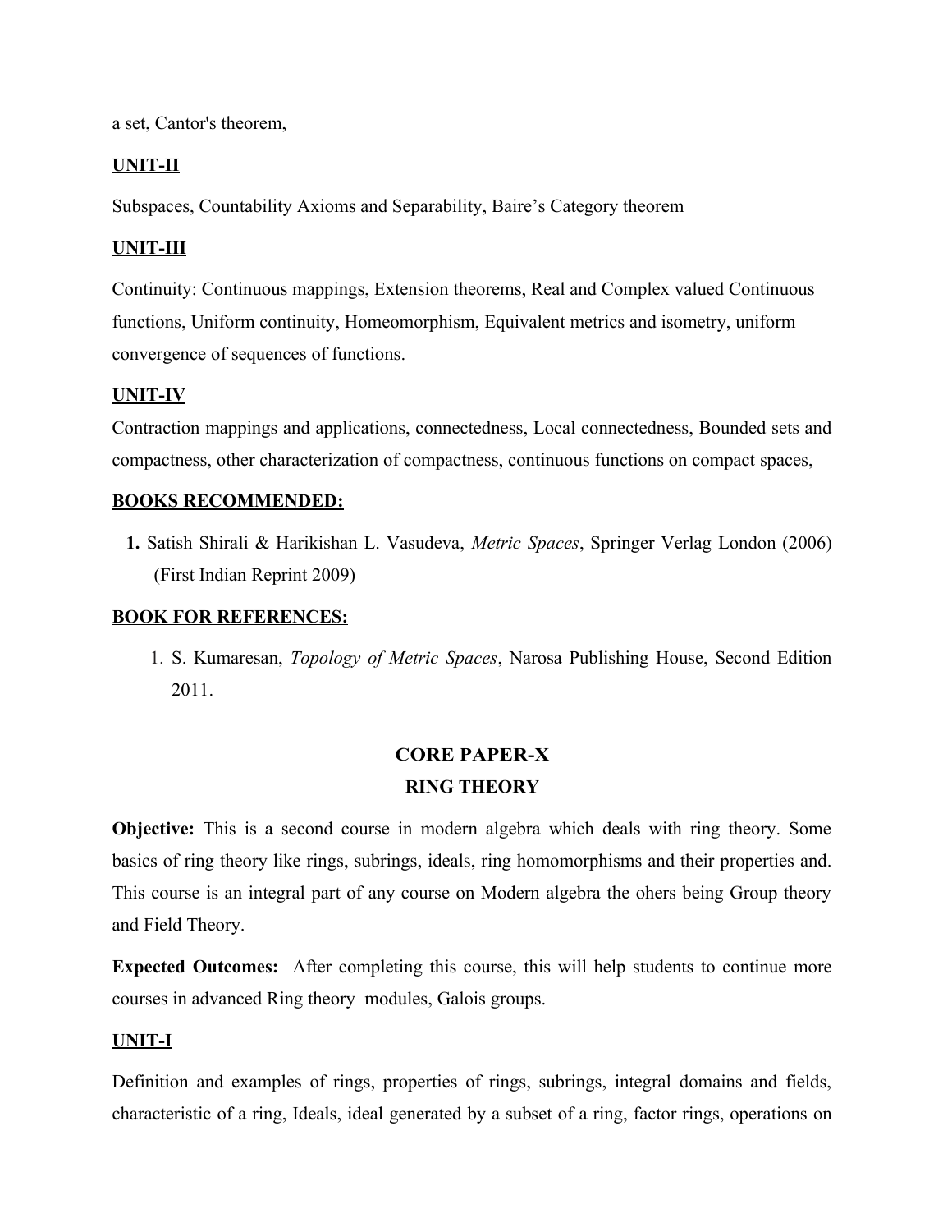a set, Cantor's theorem,

**UNIT-II**

Subspaces, Countability Axioms and Separability, Baire's Category theorem

**UNIT-III**

Continuity: Continuous mappings, Extension theorems, Real and Complex valued Continuous functions, Uniform continuity, Homeomorphism, Equivalent metrics and isometry, uniform convergence of sequences of functions.

**UNIT-IV**

Contraction mappings and applications, connectedness, Local connectedness, Bounded sets and compactness, other characterization of compactness, continuous functions on compact spaces,

**BOOKS RECOMMENDED:**

1. Satish Shirali & Harikishan L. Vasudeva, *Metric Spaces*, Springer Verlag London (2006) (First Indian Reprint 2009)

**BOOK FOR REFERENCES:**

1. S. Kumaresan, *Topology of Metric Spaces*, Narosa Publishing House, Second Edition 2011.

## CORE PAPER-X
## RING THEORY

**Objective:** This is a second course in modern algebra which deals with ring theory. Some basics of ring theory like rings, subrings, ideals, ring homomorphisms and their properties and. This course is an integral part of any course on Modern algebra the ohers being Group theory and Field Theory.

**Expected Outcomes:** After completing this course, this will help students to continue more courses in advanced Ring theory modules, Galois groups.

**UNIT-I**

Definition and examples of rings, properties of rings, subrings, integral domains and fields, characteristic of a ring, Ideals, ideal generated by a subset of a ring, factor rings, operations on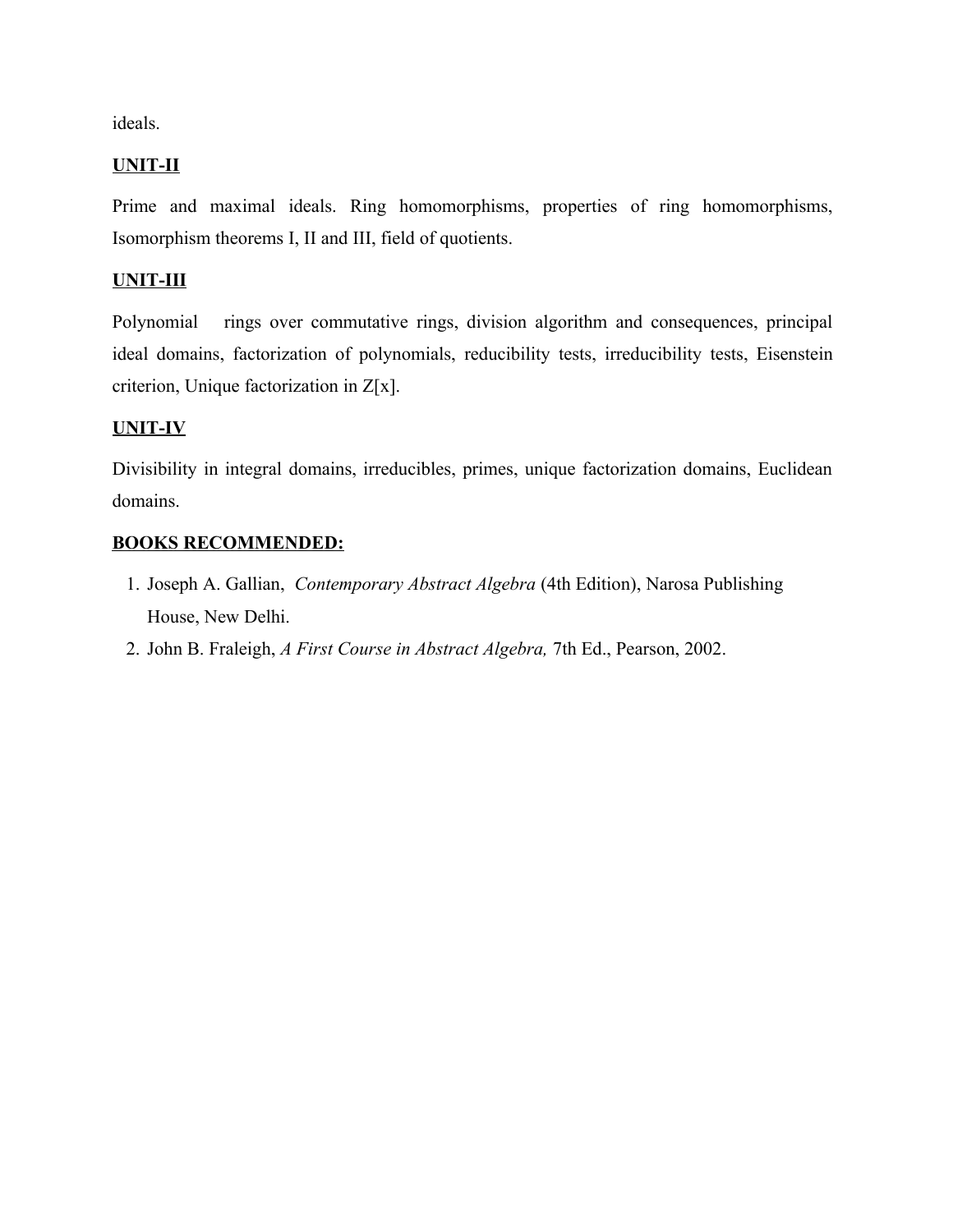ideals.

**UNIT-II**

Prime and maximal ideals. Ring homomorphisms, properties of ring homomorphisms, Isomorphism theorems I, II and III, field of quotients.

**UNIT-III**

Polynomial rings over commutative rings, division algorithm and consequences, principal ideal domains, factorization of polynomials, reducibility tests, irreducibility tests, Eisenstein criterion, Unique factorization in Z[x].

**UNIT-IV**

Divisibility in integral domains, irreducibles, primes, unique factorization domains, Euclidean domains.

**BOOKS RECOMMENDED:**

1. Joseph A. Gallian, *Contemporary Abstract Algebra* (4th Edition), Narosa Publishing House, New Delhi.
2. John B. Fraleigh, *A First Course in Abstract Algebra,* 7th Ed., Pearson, 2002.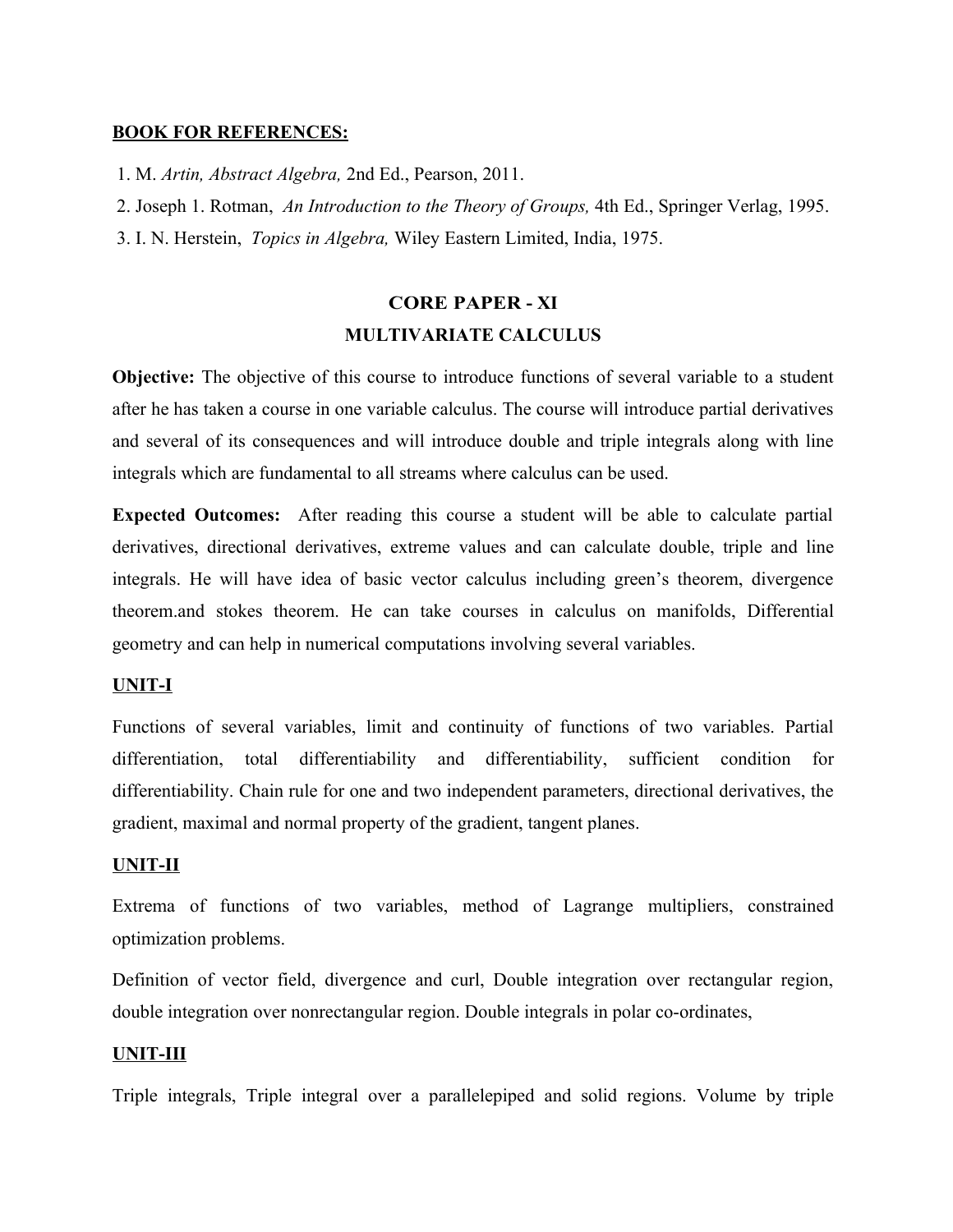**BOOK FOR REFERENCES:**

1. M. *Artin, Abstract Algebra,* 2nd Ed., Pearson, 2011.
2. Joseph 1. Rotman, *An Introduction to the Theory of Groups,* 4th Ed., Springer Verlag, 1995.
3. I. N. Herstein, *Topics in Algebra,* Wiley Eastern Limited, India, 1975.

## CORE PAPER - XI

## MULTIVARIATE CALCULUS

**Objective:** The objective of this course to introduce functions of several variable to a student after he has taken a course in one variable calculus. The course will introduce partial derivatives and several of its consequences and will introduce double and triple integrals along with line integrals which are fundamental to all streams where calculus can be used.

**Expected Outcomes:** After reading this course a student will be able to calculate partial derivatives, directional derivatives, extreme values and can calculate double, triple and line integrals. He will have idea of basic vector calculus including green's theorem, divergence theorem.and stokes theorem. He can take courses in calculus on manifolds, Differential geometry and can help in numerical computations involving several variables.

**UNIT-I**

Functions of several variables, limit and continuity of functions of two variables. Partial differentiation, total differentiability and differentiability, sufficient condition for differentiability. Chain rule for one and two independent parameters, directional derivatives, the gradient, maximal and normal property of the gradient, tangent planes.

**UNIT-II**

Extrema of functions of two variables, method of Lagrange multipliers, constrained optimization problems.

Definition of vector field, divergence and curl, Double integration over rectangular region, double integration over nonrectangular region. Double integrals in polar co-ordinates,

**UNIT-III**

Triple integrals, Triple integral over a parallelepiped and solid regions. Volume by triple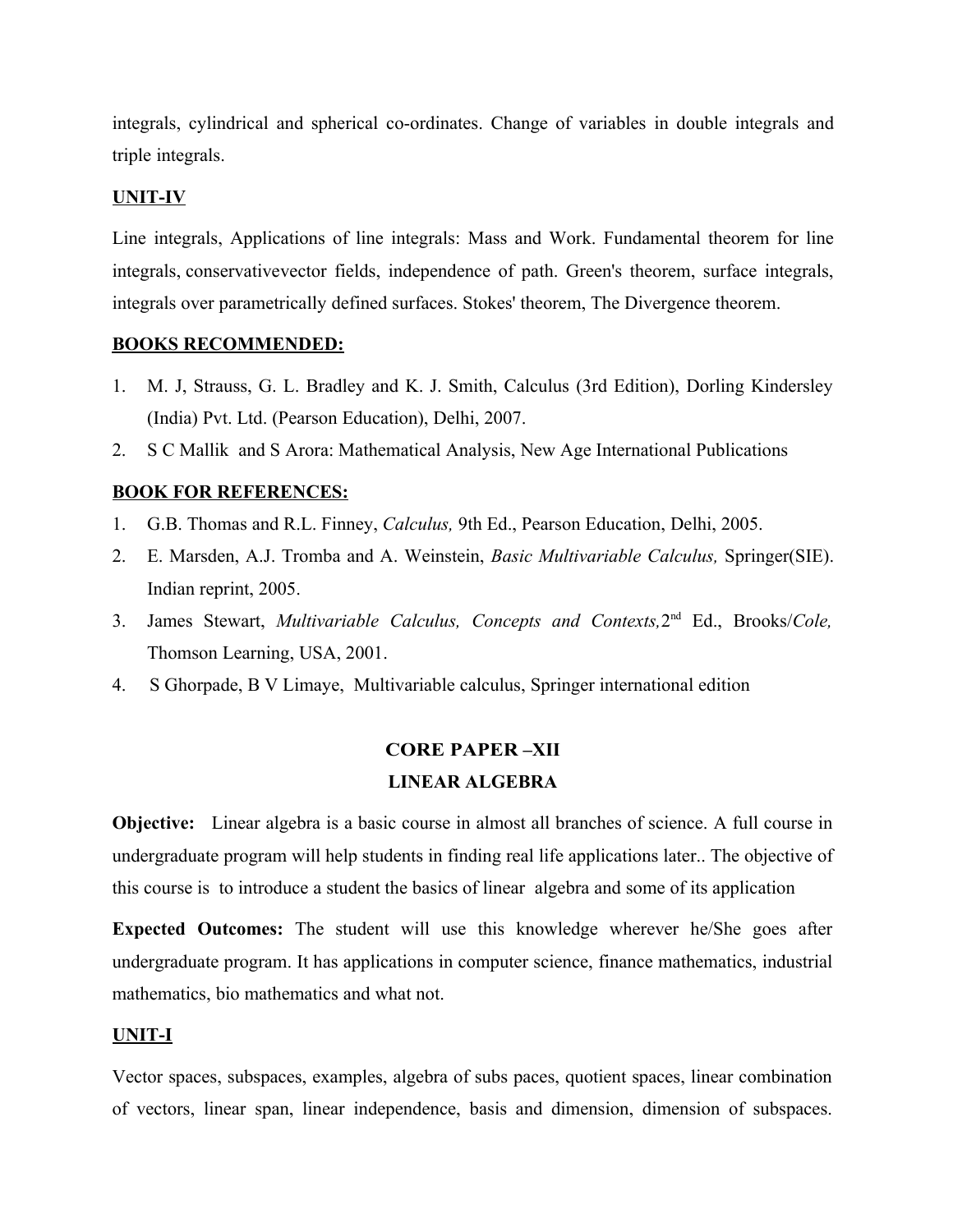integrals, cylindrical and spherical co-ordinates. Change of variables in double integrals and triple integrals.

**UNIT-IV**

Line integrals, Applications of line integrals: Mass and Work. Fundamental theorem for line integrals, conservativevector fields, independence of path. Green's theorem, surface integrals, integrals over parametrically defined surfaces. Stokes' theorem, The Divergence theorem.

**BOOKS RECOMMENDED:**

1. M. J, Strauss, G. L. Bradley and K. J. Smith, Calculus (3rd Edition), Dorling Kindersley (India) Pvt. Ltd. (Pearson Education), Delhi, 2007.
2. S C Mallik and S Arora: Mathematical Analysis, New Age International Publications

**BOOK FOR REFERENCES:**

1. G.B. Thomas and R.L. Finney, *Calculus,* 9th Ed., Pearson Education, Delhi, 2005.
2. E. Marsden, A.J. Tromba and A. Weinstein, *Basic Multivariable Calculus,* Springer(SIE). Indian reprint, 2005.
3. James Stewart, *Multivariable Calculus, Concepts and Contexts,*2nd Ed., Brooks/*Cole,* Thomson Learning, USA, 2001.
4. S Ghorpade, B V Limaye, Multivariable calculus, Springer international edition

## CORE PAPER –XII
## LINEAR ALGEBRA

**Objective:** Linear algebra is a basic course in almost all branches of science. A full course in undergraduate program will help students in finding real life applications later.. The objective of this course is to introduce a student the basics of linear algebra and some of its application

**Expected Outcomes:** The student will use this knowledge wherever he/She goes after undergraduate program. It has applications in computer science, finance mathematics, industrial mathematics, bio mathematics and what not.

**UNIT-I**

Vector spaces, subspaces, examples, algebra of subs paces, quotient spaces, linear combination of vectors, linear span, linear independence, basis and dimension, dimension of subspaces.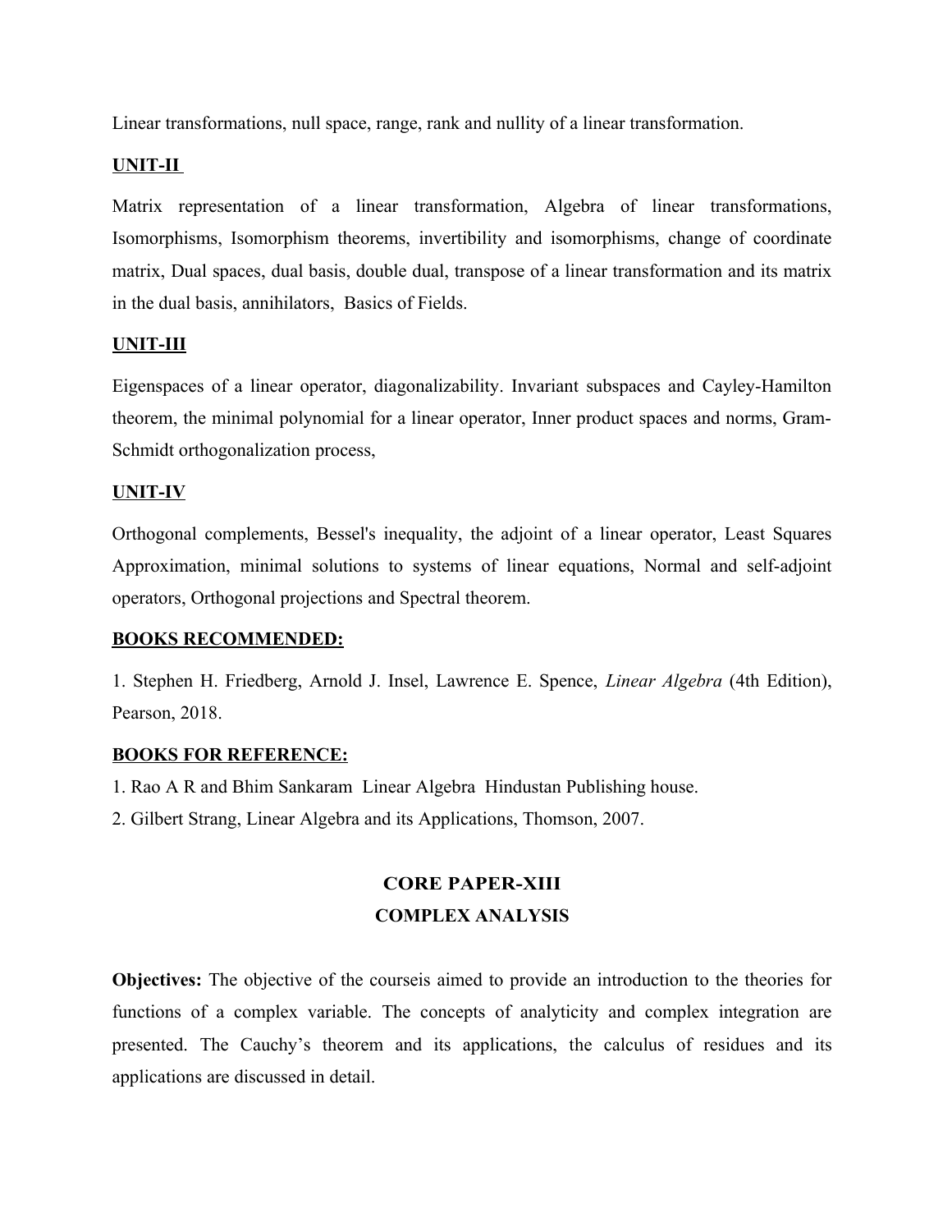Linear transformations, null space, range, rank and nullity of a linear transformation.

**UNIT-II**

Matrix representation of a linear transformation, Algebra of linear transformations, Isomorphisms, Isomorphism theorems, invertibility and isomorphisms, change of coordinate matrix, Dual spaces, dual basis, double dual, transpose of a linear transformation and its matrix in the dual basis, annihilators, Basics of Fields.

**UNIT-III**

Eigenspaces of a linear operator, diagonalizability. Invariant subspaces and Cayley-Hamilton theorem, the minimal polynomial for a linear operator, Inner product spaces and norms, Gram-Schmidt orthogonalization process,

**UNIT-IV**

Orthogonal complements, Bessel's inequality, the adjoint of a linear operator, Least Squares Approximation, minimal solutions to systems of linear equations, Normal and self-adjoint operators, Orthogonal projections and Spectral theorem.

**BOOKS RECOMMENDED:**

1. Stephen H. Friedberg, Arnold J. Insel, Lawrence E. Spence, *Linear Algebra* (4th Edition), Pearson, 2018.

**BOOKS FOR REFERENCE:**

1. Rao A R and Bhim Sankaram Linear Algebra Hindustan Publishing house.
2. Gilbert Strang, Linear Algebra and its Applications, Thomson, 2007.

## CORE PAPER-XIII
## COMPLEX ANALYSIS

**Objectives:** The objective of the courseis aimed to provide an introduction to the theories for functions of a complex variable. The concepts of analyticity and complex integration are presented. The Cauchy's theorem and its applications, the calculus of residues and its applications are discussed in detail.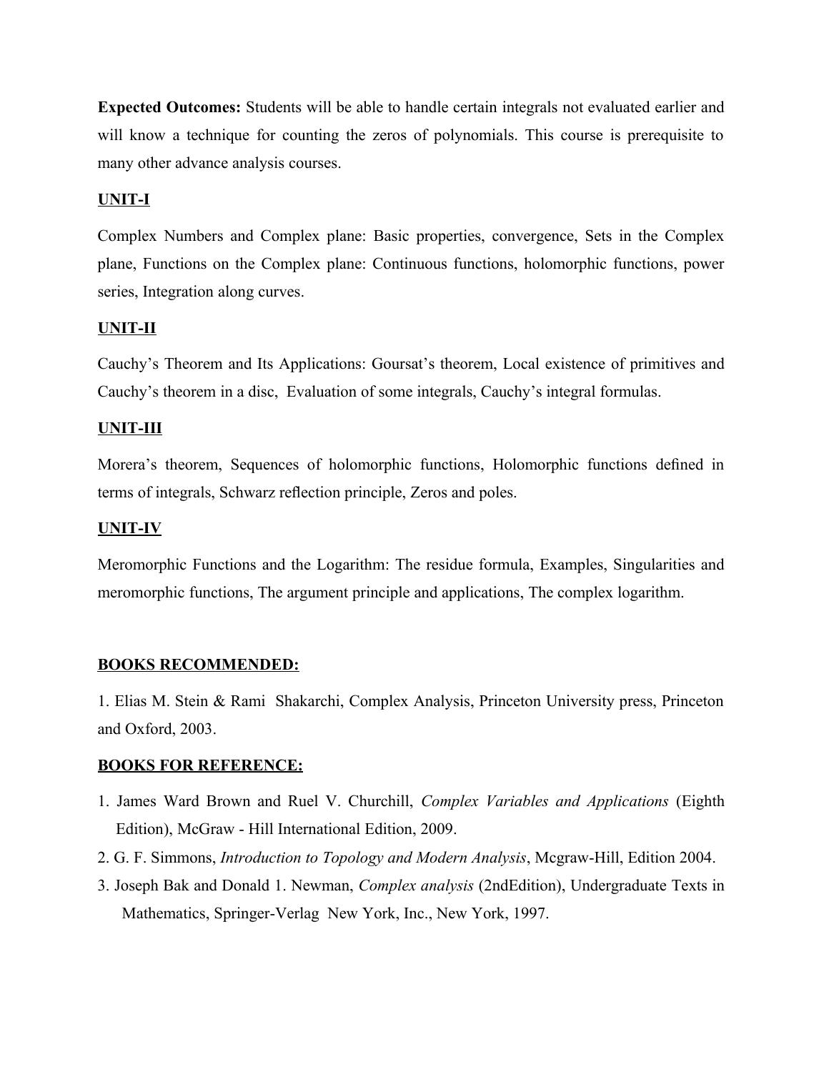**Expected Outcomes:** Students will be able to handle certain integrals not evaluated earlier and will know a technique for counting the zeros of polynomials. This course is prerequisite to many other advance analysis courses.

**UNIT-I**

Complex Numbers and Complex plane: Basic properties, convergence, Sets in the Complex plane, Functions on the Complex plane: Continuous functions, holomorphic functions, power series, Integration along curves.

**UNIT-II**

Cauchy's Theorem and Its Applications: Goursat's theorem, Local existence of primitives and Cauchy's theorem in a disc, Evaluation of some integrals, Cauchy's integral formulas.

**UNIT-III**

Morera's theorem, Sequences of holomorphic functions, Holomorphic functions defined in terms of integrals, Schwarz reflection principle, Zeros and poles.

**UNIT-IV**

Meromorphic Functions and the Logarithm: The residue formula, Examples, Singularities and meromorphic functions, The argument principle and applications, The complex logarithm.

**BOOKS RECOMMENDED:**

1. Elias M. Stein & Rami Shakarchi, Complex Analysis, Princeton University press, Princeton and Oxford, 2003.

**BOOKS FOR REFERENCE:**

1. James Ward Brown and Ruel V. Churchill, *Complex Variables and Applications* (Eighth Edition), McGraw - Hill International Edition, 2009.
2. G. F. Simmons, *Introduction to Topology and Modern Analysis*, Mcgraw-Hill, Edition 2004.
3. Joseph Bak and Donald 1. Newman, *Complex analysis* (2ndEdition), Undergraduate Texts in Mathematics, Springer-Verlag New York, Inc., New York, 1997.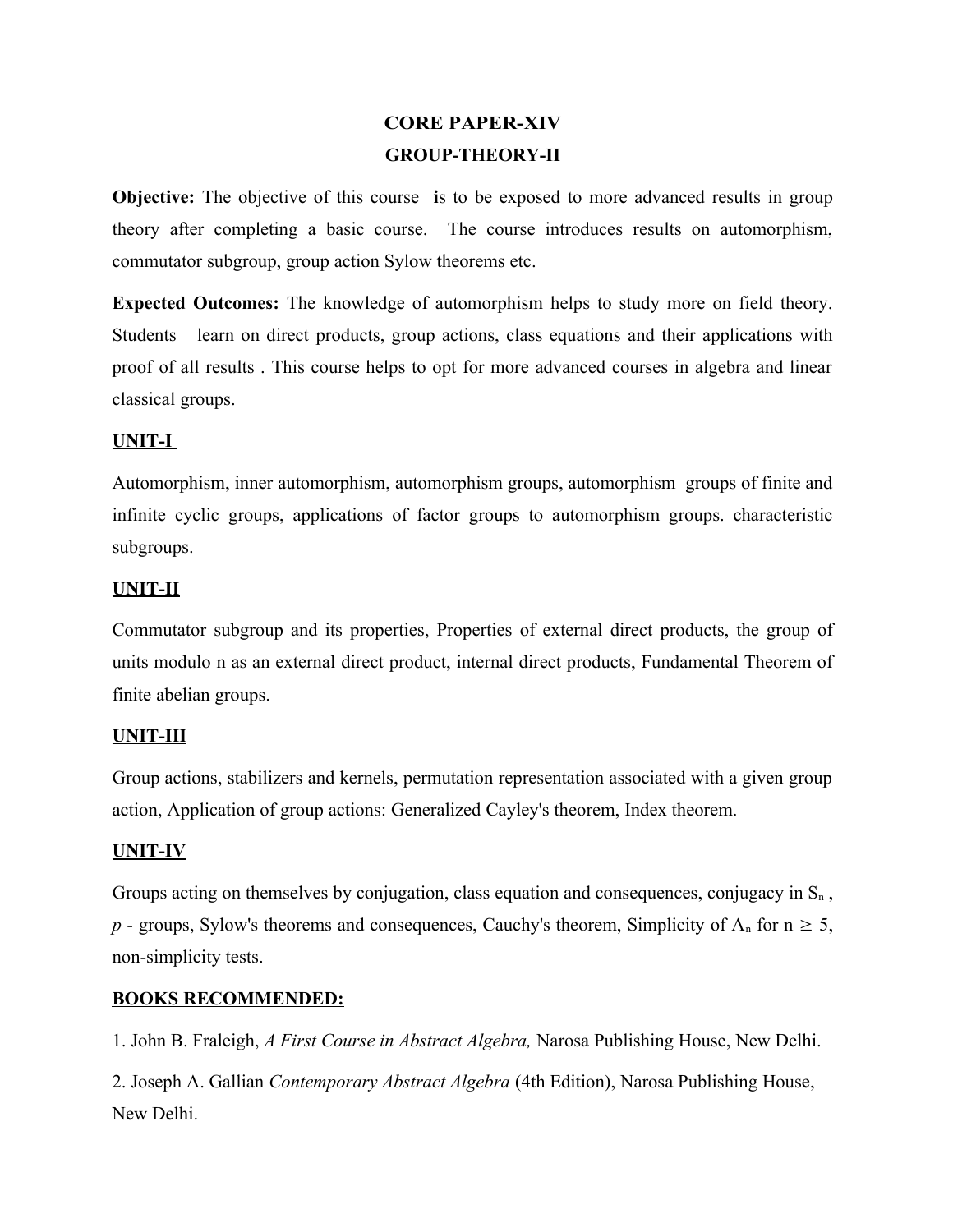# CORE PAPER-XIV

## GROUP-THEORY-II

**Objective:** The objective of this course **i**s to be exposed to more advanced results in group theory after completing a basic course. The course introduces results on automorphism, commutator subgroup, group action Sylow theorems etc.

**Expected Outcomes:** The knowledge of automorphism helps to study more on field theory. Students learn on direct products, group actions, class equations and their applications with proof of all results . This course helps to opt for more advanced courses in algebra and linear classical groups.

### UNIT-I

Automorphism, inner automorphism, automorphism groups, automorphism groups of finite and infinite cyclic groups, applications of factor groups to automorphism groups. characteristic subgroups.

### UNIT-II

Commutator subgroup and its properties, Properties of external direct products, the group of units modulo n as an external direct product, internal direct products, Fundamental Theorem of finite abelian groups.

### UNIT-III

Group actions, stabilizers and kernels, permutation representation associated with a given group action, Application of group actions: Generalized Cayley's theorem, Index theorem.

### UNIT-IV

Groups acting on themselves by conjugation, class equation and consequences, conjugacy in $S_n$ , *p* - groups, Sylow's theorems and consequences, Cauchy's theorem, Simplicity of $A_n$ for $n \geq 5$, non-simplicity tests.

### BOOKS RECOMMENDED:

1. John B. Fraleigh, *A First Course in Abstract Algebra,* Narosa Publishing House, New Delhi.

2. Joseph A. Gallian *Contemporary Abstract Algebra* (4th Edition), Narosa Publishing House, New Delhi.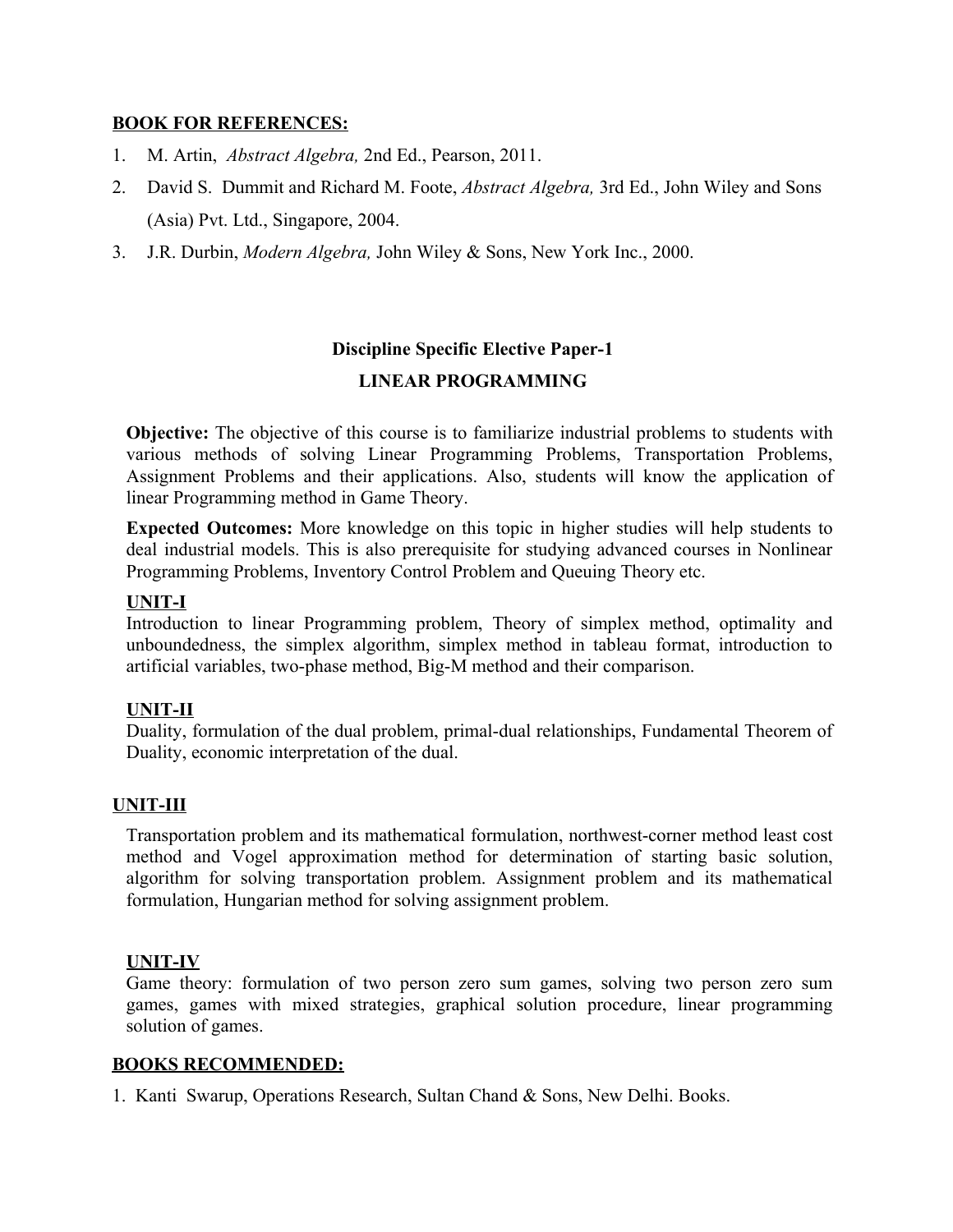**BOOK FOR REFERENCES:**

1. M. Artin, *Abstract Algebra,* 2nd Ed., Pearson, 2011.
2. David S. Dummit and Richard M. Foote, *Abstract Algebra,* 3rd Ed., John Wiley and Sons (Asia) Pvt. Ltd., Singapore, 2004.
3. J.R. Durbin, *Modern Algebra,* John Wiley & Sons, New York Inc., 2000.

## Discipline Specific Elective Paper-1

## LINEAR PROGRAMMING

**Objective:** The objective of this course is to familiarize industrial problems to students with various methods of solving Linear Programming Problems, Transportation Problems, Assignment Problems and their applications. Also, students will know the application of linear Programming method in Game Theory.

**Expected Outcomes:** More knowledge on this topic in higher studies will help students to deal industrial models. This is also prerequisite for studying advanced courses in Nonlinear Programming Problems, Inventory Control Problem and Queuing Theory etc.

**UNIT-I**

Introduction to linear Programming problem, Theory of simplex method, optimality and unboundedness, the simplex algorithm, simplex method in tableau format, introduction to artificial variables, two-phase method, Big-M method and their comparison.

**UNIT-II**

Duality, formulation of the dual problem, primal-dual relationships, Fundamental Theorem of Duality, economic interpretation of the dual.

**UNIT-III**

Transportation problem and its mathematical formulation, northwest-corner method least cost method and Vogel approximation method for determination of starting basic solution, algorithm for solving transportation problem. Assignment problem and its mathematical formulation, Hungarian method for solving assignment problem.

**UNIT-IV**

Game theory: formulation of two person zero sum games, solving two person zero sum games, games with mixed strategies, graphical solution procedure, linear programming solution of games.

**BOOKS RECOMMENDED:**

1. Kanti Swarup, Operations Research, Sultan Chand & Sons, New Delhi. Books.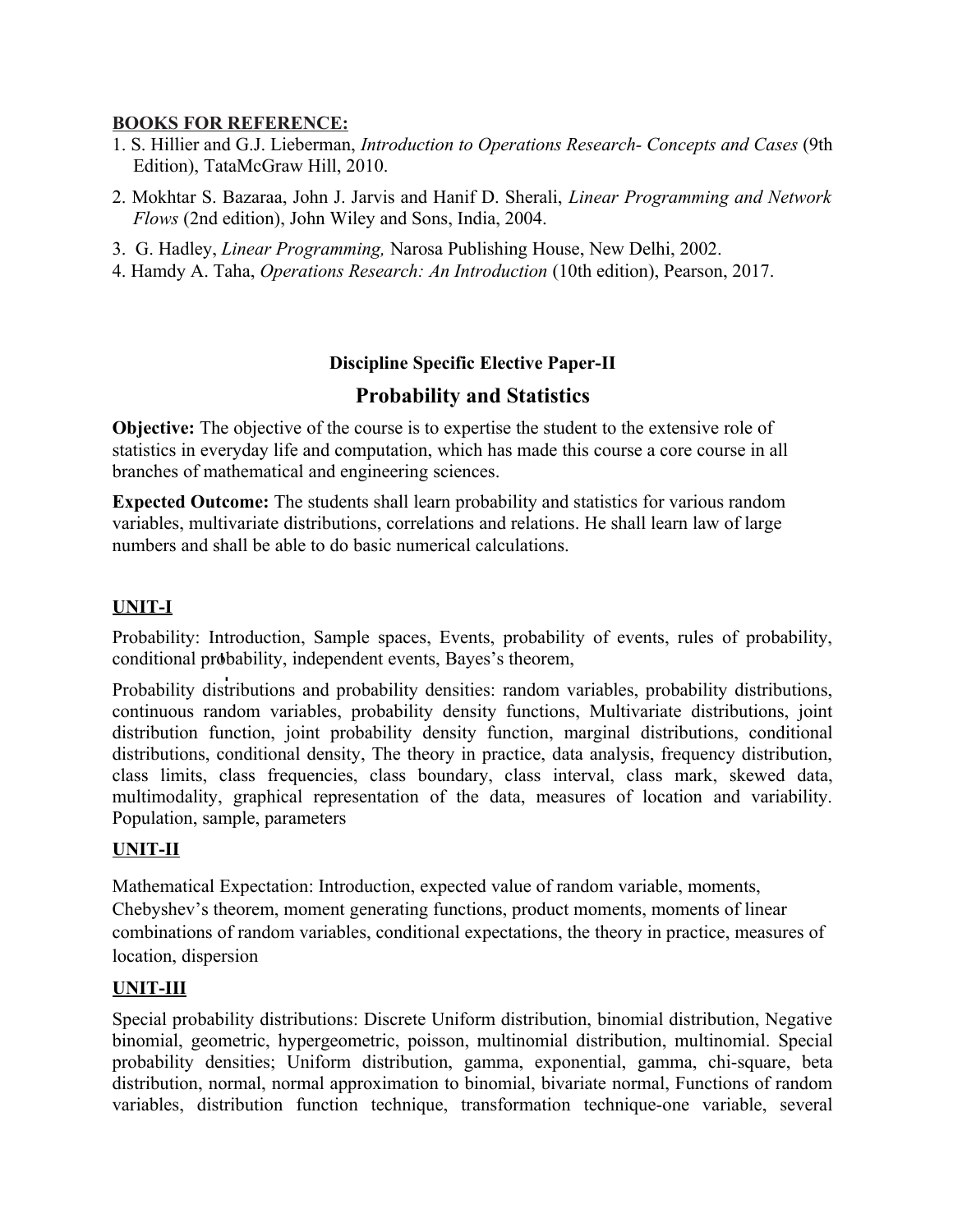**BOOKS FOR REFERENCE:**

1. S. Hillier and G.J. Lieberman, *Introduction to Operations Research- Concepts and Cases* (9th Edition), TataMcGraw Hill, 2010.
2. Mokhtar S. Bazaraa, John J. Jarvis and Hanif D. Sherali, *Linear Programming and Network Flows* (2nd edition), John Wiley and Sons, India, 2004.
3. G. Hadley, *Linear Programming,* Narosa Publishing House, New Delhi, 2002.
4. Hamdy A. Taha, *Operations Research: An Introduction* (10th edition), Pearson, 2017.

### Discipline Specific Elective Paper-II

## Probability and Statistics

**Objective:** The objective of the course is to expertise the student to the extensive role of statistics in everyday life and computation, which has made this course a core course in all branches of mathematical and engineering sciences.

**Expected Outcome:** The students shall learn probability and statistics for various random variables, multivariate distributions, correlations and relations. He shall learn law of large numbers and shall be able to do basic numerical calculations.

**UNIT-I**

Probability: Introduction, Sample spaces, Events, probability of events, rules of probability, conditional probability, independent events, Bayes's theorem,

Probability distributions and probability densities: random variables, probability distributions, continuous random variables, probability density functions, Multivariate distributions, joint distribution function, joint probability density function, marginal distributions, conditional distributions, conditional density, The theory in practice, data analysis, frequency distribution, class limits, class frequencies, class boundary, class interval, class mark, skewed data, multimodality, graphical representation of the data, measures of location and variability. Population, sample, parameters

**UNIT-II**

Mathematical Expectation: Introduction, expected value of random variable, moments, Chebyshev's theorem, moment generating functions, product moments, moments of linear combinations of random variables, conditional expectations, the theory in practice, measures of location, dispersion

**UNIT-III**

Special probability distributions: Discrete Uniform distribution, binomial distribution, Negative binomial, geometric, hypergeometric, poisson, multinomial distribution, multinomial. Special probability densities; Uniform distribution, gamma, exponential, gamma, chi-square, beta distribution, normal, normal approximation to binomial, bivariate normal, Functions of random variables, distribution function technique, transformation technique-one variable, several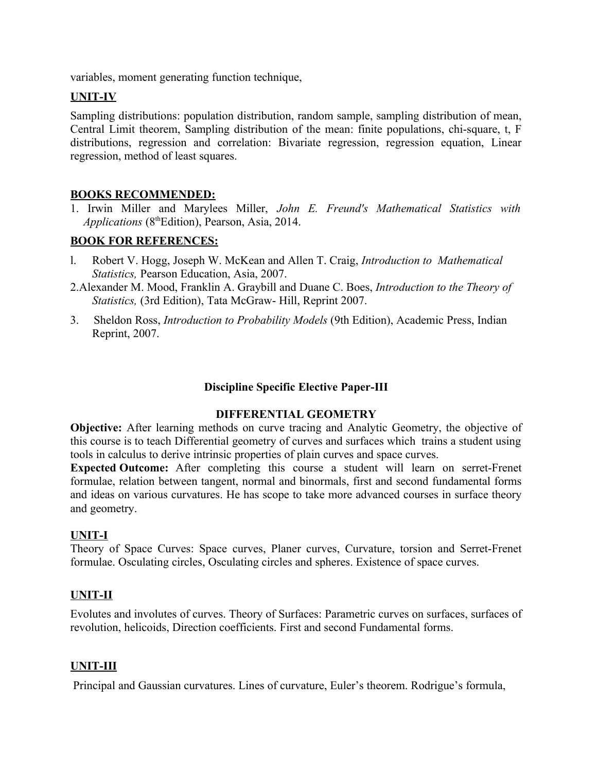variables, moment generating function technique,

**UNIT-IV**

Sampling distributions: population distribution, random sample, sampling distribution of mean, Central Limit theorem, Sampling distribution of the mean: finite populations, chi-square, t, F distributions, regression and correlation: Bivariate regression, regression equation, Linear regression, method of least squares.

**BOOKS RECOMMENDED:**

1. Irwin Miller and Marylees Miller, *John E. Freund's Mathematical Statistics with Applications* (8th Edition), Pearson, Asia, 2014.

**BOOK FOR REFERENCES:**

1. Robert V. Hogg, Joseph W. McKean and Allen T. Craig, *Introduction to Mathematical Statistics,* Pearson Education, Asia, 2007.
2. Alexander M. Mood, Franklin A. Graybill and Duane C. Boes, *Introduction to the Theory of Statistics,* (3rd Edition), Tata McGraw- Hill, Reprint 2007.
3. Sheldon Ross, *Introduction to Probability Models* (9th Edition), Academic Press, Indian Reprint, 2007.

## Discipline Specific Elective Paper-III

### DIFFERENTIAL GEOMETRY

**Objective:** After learning methods on curve tracing and Analytic Geometry, the objective of this course is to teach Differential geometry of curves and surfaces which trains a student using tools in calculus to derive intrinsic properties of plain curves and space curves.

**Expected Outcome:** After completing this course a student will learn on serret-Frenet formulae, relation between tangent, normal and binormals, first and second fundamental forms and ideas on various curvatures. He has scope to take more advanced courses in surface theory and geometry.

**UNIT-I**

Theory of Space Curves: Space curves, Planer curves, Curvature, torsion and Serret-Frenet formulae. Osculating circles, Osculating circles and spheres. Existence of space curves.

**UNIT-II**

Evolutes and involutes of curves. Theory of Surfaces: Parametric curves on surfaces, surfaces of revolution, helicoids, Direction coefficients. First and second Fundamental forms.

**UNIT-III**

Principal and Gaussian curvatures. Lines of curvature, Euler's theorem. Rodrigue's formula,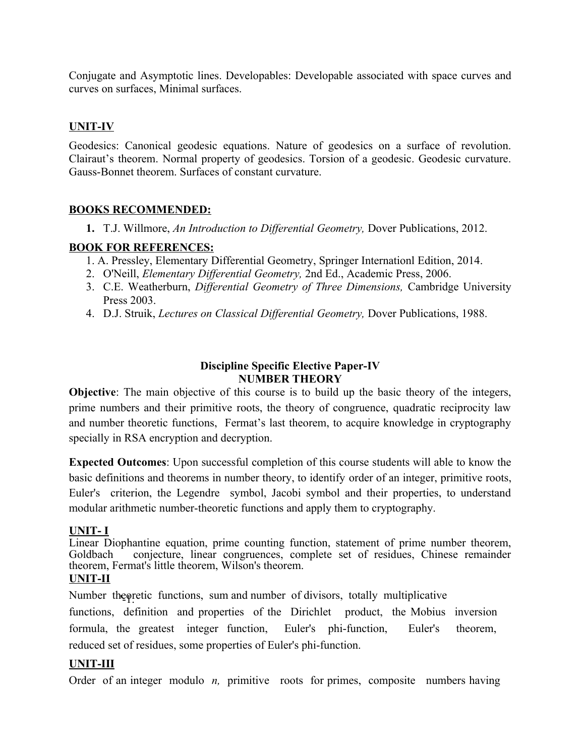Conjugate and Asymptotic lines. Developables: Developable associated with space curves and curves on surfaces, Minimal surfaces.

## UNIT-IV

Geodesics: Canonical geodesic equations. Nature of geodesics on a surface of revolution. Clairaut's theorem. Normal property of geodesics. Torsion of a geodesic. Geodesic curvature. Gauss-Bonnet theorem. Surfaces of constant curvature.

## BOOKS RECOMMENDED:

1. T.J. Willmore, *An Introduction to Differential Geometry,* Dover Publications, 2012.

## BOOK FOR REFERENCES:

1. A. Pressley, Elementary Differential Geometry, Springer Internationl Edition, 2014.
2. O'Neill, *Elementary Differential Geometry,* 2nd Ed., Academic Press, 2006.
3. C.E. Weatherburn, *Differential Geometry of Three Dimensions,* Cambridge University Press 2003.
4. D.J. Struik, *Lectures on Classical Differential Geometry,* Dover Publications, 1988.

# Discipline Specific Elective Paper-IV
# NUMBER THEORY

**Objective**: The main objective of this course is to build up the basic theory of the integers, prime numbers and their primitive roots, the theory of congruence, quadratic reciprocity law and number theoretic functions, Fermat's last theorem, to acquire knowledge in cryptography specially in RSA encryption and decryption.

**Expected Outcomes**: Upon successful completion of this course students will able to know the basic definitions and theorems in number theory, to identify order of an integer, primitive roots, Euler's criterion, the Legendre symbol, Jacobi symbol and their properties, to understand modular arithmetic number-theoretic functions and apply them to cryptography.

## UNIT- I

Linear Diophantine equation, prime counting function, statement of prime number theorem, Goldbach conjecture, linear congruences, complete set of residues, Chinese remainder theorem, Fermat's little theorem, Wilson's theorem.

## UNIT-II

Number theoretic functions, sum and number of divisors, totally multiplicative functions, definition and properties of the Dirichlet product, the Mobius inversion formula, the greatest integer function, Euler's phi-function, Euler's theorem, reduced set of residues, some properties of Euler's phi-function.

## UNIT-III

Order of an integer modulo *n,* primitive roots for primes, composite numbers having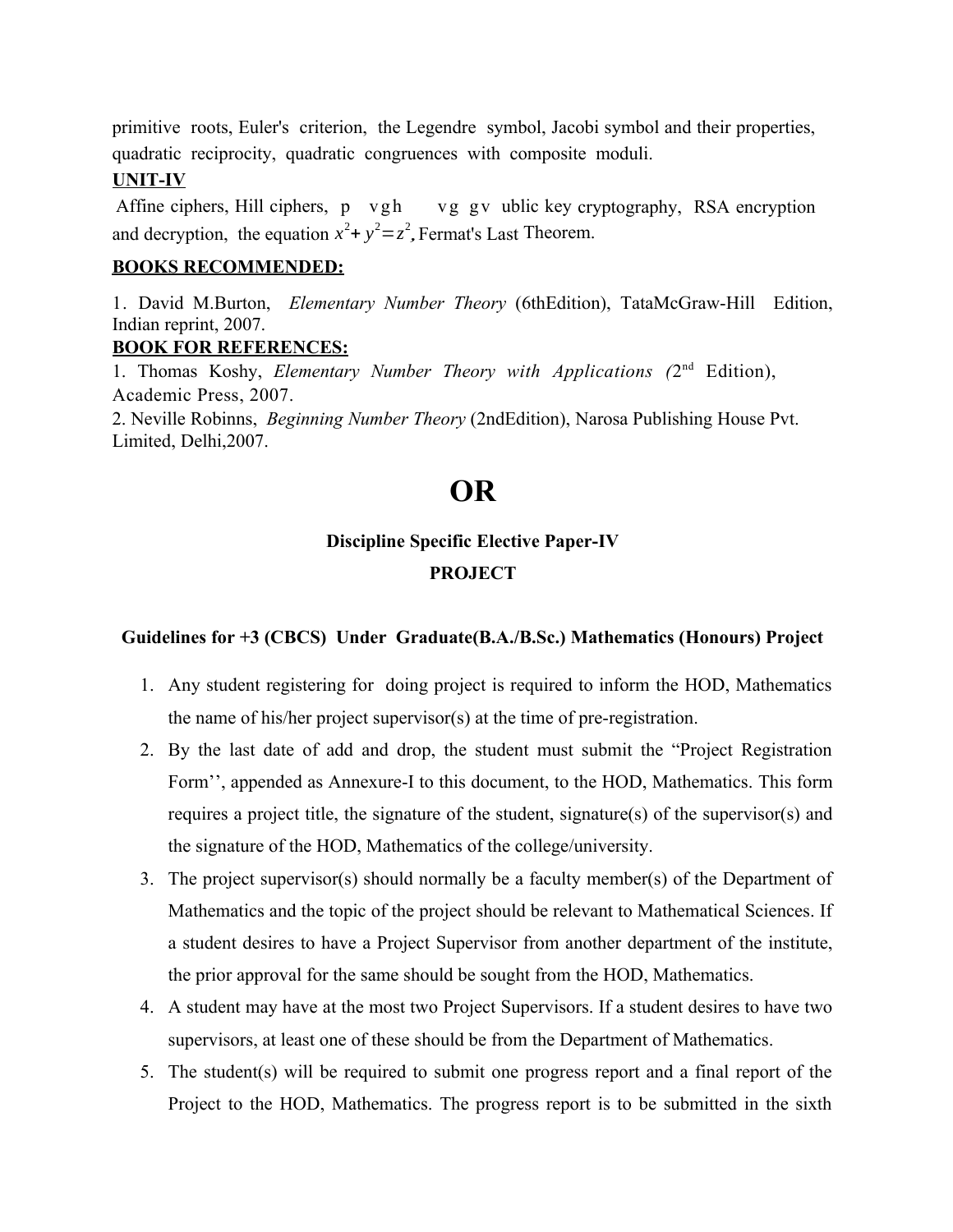primitive roots, Euler's criterion, the Legendre symbol, Jacobi symbol and their properties, quadratic reciprocity, quadratic congruences with composite moduli.

**UNIT-IV**

Affine ciphers, Hill ciphers, p vgh vg gv ublic key cryptography, RSA encryption and decryption, the equation $x^2 + y^2 = z^2$, Fermat's Last Theorem.

**BOOKS RECOMMENDED:**

1. David M.Burton, *Elementary Number Theory* (6thEdition), TataMcGraw-Hill Edition, Indian reprint, 2007.

**BOOK FOR REFERENCES:**

1. Thomas Koshy, *Elementary Number Theory with Applications (*2nd Edition), Academic Press, 2007.
2. Neville Robinns, *Beginning Number Theory* (2ndEdition), Narosa Publishing House Pvt. Limited, Delhi,2007.

# OR

### Discipline Specific Elective Paper-IV

### PROJECT

**Guidelines for +3 (CBCS) Under Graduate(B.A./B.Sc.) Mathematics (Honours) Project**

1. Any student registering for doing project is required to inform the HOD, Mathematics the name of his/her project supervisor(s) at the time of pre-registration.
2. By the last date of add and drop, the student must submit the "Project Registration Form'', appended as Annexure-I to this document, to the HOD, Mathematics. This form requires a project title, the signature of the student, signature(s) of the supervisor(s) and the signature of the HOD, Mathematics of the college/university.
3. The project supervisor(s) should normally be a faculty member(s) of the Department of Mathematics and the topic of the project should be relevant to Mathematical Sciences. If a student desires to have a Project Supervisor from another department of the institute, the prior approval for the same should be sought from the HOD, Mathematics.
4. A student may have at the most two Project Supervisors. If a student desires to have two supervisors, at least one of these should be from the Department of Mathematics.
5. The student(s) will be required to submit one progress report and a final report of the Project to the HOD, Mathematics. The progress report is to be submitted in the sixth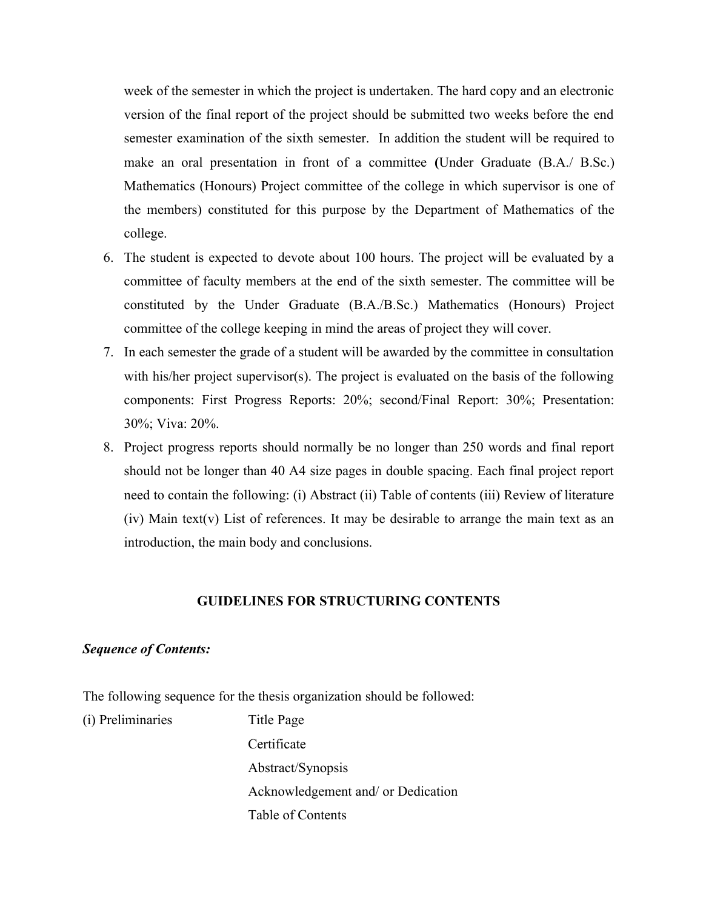week of the semester in which the project is undertaken. The hard copy and an electronic version of the final report of the project should be submitted two weeks before the end semester examination of the sixth semester. In addition the student will be required to make an oral presentation in front of a committee (Under Graduate (B.A./ B.Sc.) Mathematics (Honours) Project committee of the college in which supervisor is one of the members) constituted for this purpose by the Department of Mathematics of the college.

6. The student is expected to devote about 100 hours. The project will be evaluated by a committee of faculty members at the end of the sixth semester. The committee will be constituted by the Under Graduate (B.A./B.Sc.) Mathematics (Honours) Project committee of the college keeping in mind the areas of project they will cover.
7. In each semester the grade of a student will be awarded by the committee in consultation with his/her project supervisor(s). The project is evaluated on the basis of the following components: First Progress Reports: 20%; second/Final Report: 30%; Presentation: 30%; Viva: 20%.
8. Project progress reports should normally be no longer than 250 words and final report should not be longer than 40 A4 size pages in double spacing. Each final project report need to contain the following: (i) Abstract (ii) Table of contents (iii) Review of literature (iv) Main text(v) List of references. It may be desirable to arrange the main text as an introduction, the main body and conclusions.

## GUIDELINES FOR STRUCTURING CONTENTS

***Sequence of Contents:***

The following sequence for the thesis organization should be followed:

(i) Preliminaries
- Title Page
- Certificate
- Abstract/Synopsis
- Acknowledgement and/ or Dedication
- Table of Contents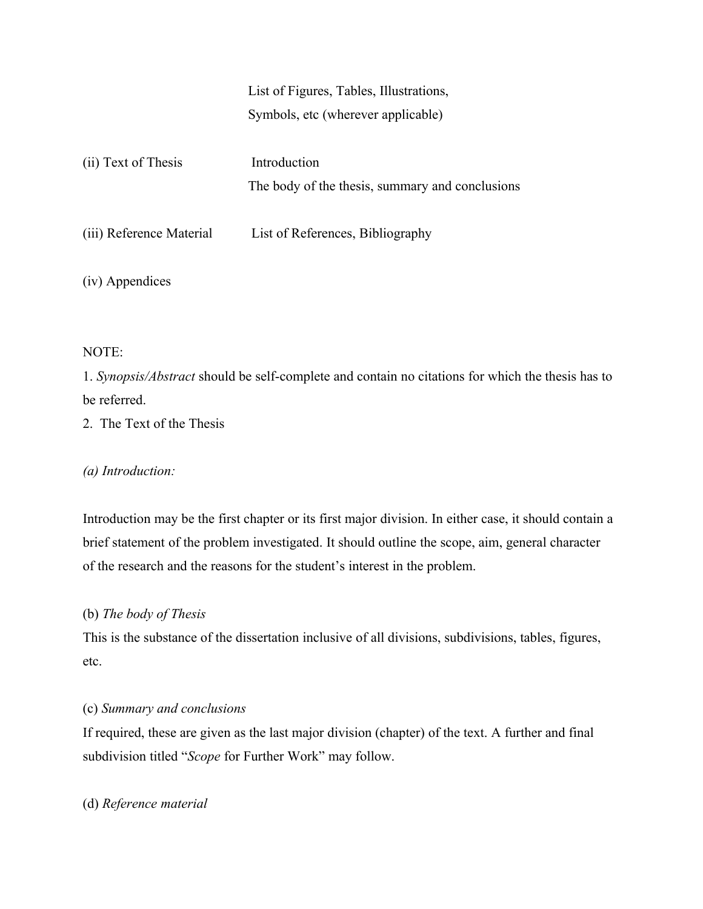| | |
|---|---|
| | List of Figures, Tables, Illustrations, Symbols, etc (wherever applicable) |
| (ii) Text of Thesis | Introduction<br>The body of the thesis, summary and conclusions |
| (iii) Reference Material | List of References, Bibliography |
| (iv) Appendices | |

NOTE:

1. *Synopsis/Abstract* should be self-complete and contain no citations for which the thesis has to be referred.
2. The Text of the Thesis

*(a) Introduction:*

Introduction may be the first chapter or its first major division. In either case, it should contain a brief statement of the problem investigated. It should outline the scope, aim, general character of the research and the reasons for the student's interest in the problem.

(b) *The body of Thesis*

This is the substance of the dissertation inclusive of all divisions, subdivisions, tables, figures, etc.

(c) *Summary and conclusions*

If required, these are given as the last major division (chapter) of the text. A further and final subdivision titled "*Scope* for Further Work" may follow.

(d) *Reference material*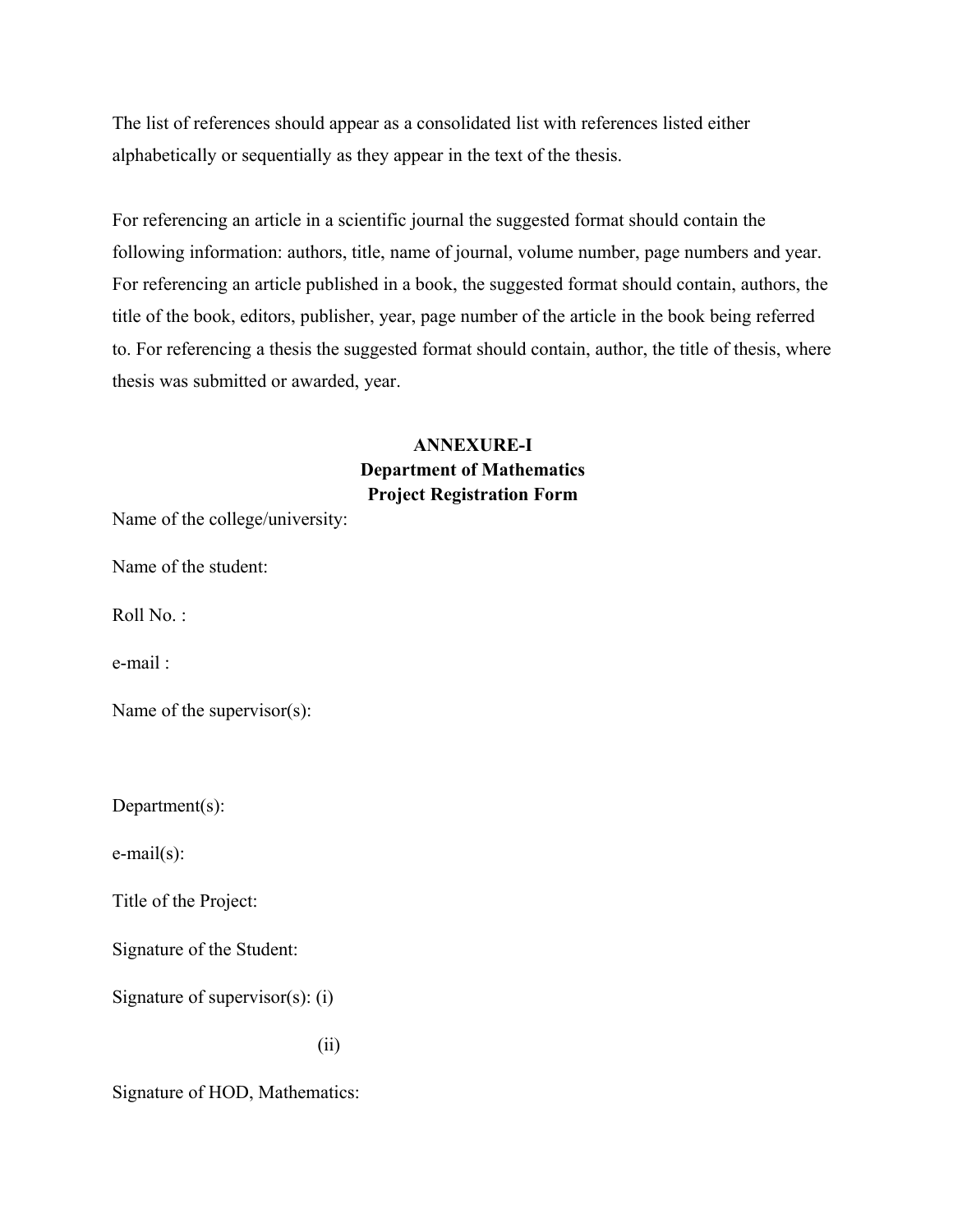The list of references should appear as a consolidated list with references listed either alphabetically or sequentially as they appear in the text of the thesis.

For referencing an article in a scientific journal the suggested format should contain the following information: authors, title, name of journal, volume number, page numbers and year. For referencing an article published in a book, the suggested format should contain, authors, the title of the book, editors, publisher, year, page number of the article in the book being referred to. For referencing a thesis the suggested format should contain, author, the title of thesis, where thesis was submitted or awarded, year.

**ANNEXURE-I**

**Department of Mathematics**

**Project Registration Form**

Name of the college/university:

Name of the student:

Roll No. :

e-mail :

Name of the supervisor(s):

Department(s):

e-mail(s):

Title of the Project:

Signature of the Student:

Signature of supervisor(s): (i)

(ii)

Signature of HOD, Mathematics: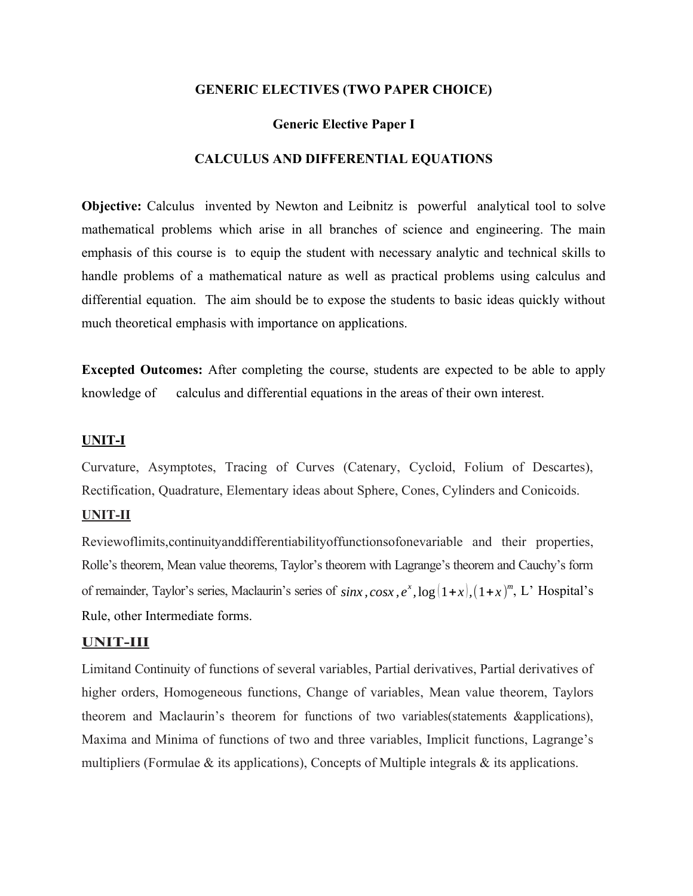**GENERIC ELECTIVES (TWO PAPER CHOICE)**

**Generic Elective Paper I**

**CALCULUS AND DIFFERENTIAL EQUATIONS**

**Objective:** Calculus invented by Newton and Leibnitz is powerful analytical tool to solve mathematical problems which arise in all branches of science and engineering. The main emphasis of this course is to equip the student with necessary analytic and technical skills to handle problems of a mathematical nature as well as practical problems using calculus and differential equation. The aim should be to expose the students to basic ideas quickly without much theoretical emphasis with importance on applications.

**Excepted Outcomes:** After completing the course, students are expected to be able to apply knowledge of calculus and differential equations in the areas of their own interest.

**UNIT-I**

Curvature, Asymptotes, Tracing of Curves (Catenary, Cycloid, Folium of Descartes), Rectification, Quadrature, Elementary ideas about Sphere, Cones, Cylinders and Conicoids.

**UNIT-II**

Reviewoflimits,continuityanddifferentiabilityoffunctionsofonevariable and their properties, Rolle's theorem, Mean value theorems, Taylor's theorem with Lagrange's theorem and Cauchy's form of remainder, Taylor's series, Maclaurin's series of $\sin x, \cos x, e^x, \log(1+x), (1+x)^m$, L' Hospital's Rule, other Intermediate forms.

**UNIT-III**

Limitand Continuity of functions of several variables, Partial derivatives, Partial derivatives of higher orders, Homogeneous functions, Change of variables, Mean value theorem, Taylors theorem and Maclaurin's theorem for functions of two variables(statements &applications), Maxima and Minima of functions of two and three variables, Implicit functions, Lagrange's multipliers (Formulae & its applications), Concepts of Multiple integrals & its applications.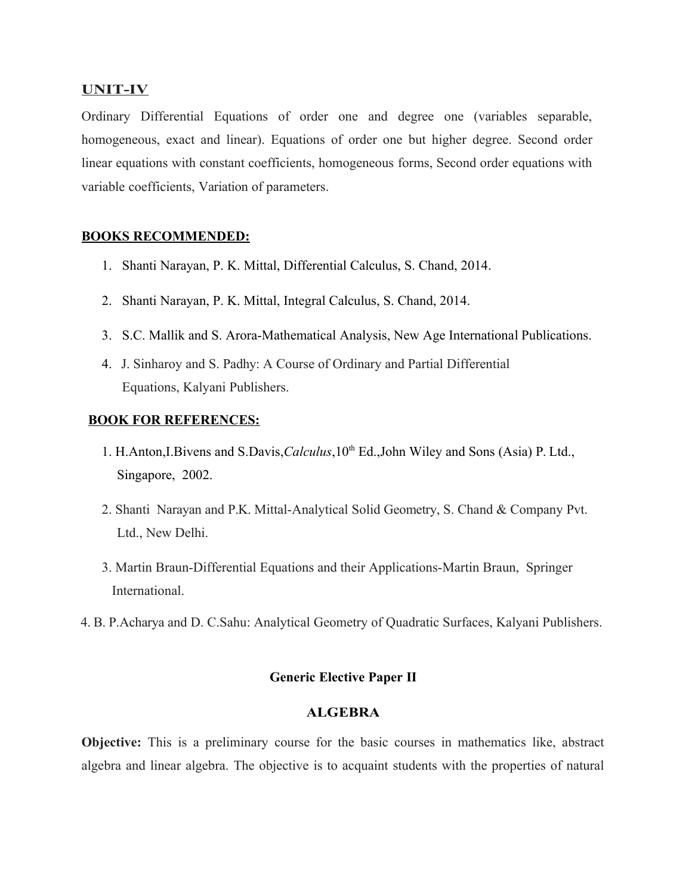## UNIT-IV

Ordinary Differential Equations of order one and degree one (variables separable, homogeneous, exact and linear). Equations of order one but higher degree. Second order linear equations with constant coefficients, homogeneous forms, Second order equations with variable coefficients, Variation of parameters.

**BOOKS RECOMMENDED:**

1. Shanti Narayan, P. K. Mittal, Differential Calculus, S. Chand, 2014.
2. Shanti Narayan, P. K. Mittal, Integral Calculus, S. Chand, 2014.
3. S.C. Mallik and S. Arora-Mathematical Analysis, New Age International Publications.
4. J. Sinharoy and S. Padhy: A Course of Ordinary and Partial Differential Equations, Kalyani Publishers.

**BOOK FOR REFERENCES:**

1. H.Anton,I.Bivens and S.Davis,*Calculus*,10th Ed.,John Wiley and Sons (Asia) P. Ltd., Singapore, 2002.
2. Shanti Narayan and P.K. Mittal-Analytical Solid Geometry, S. Chand & Company Pvt. Ltd., New Delhi.
3. Martin Braun-Differential Equations and their Applications-Martin Braun, Springer International.
4. B. P.Acharya and D. C.Sahu: Analytical Geometry of Quadratic Surfaces, Kalyani Publishers.

## Generic Elective Paper II

## ALGEBRA

**Objective:** This is a preliminary course for the basic courses in mathematics like, abstract algebra and linear algebra. The objective is to acquaint students with the properties of natural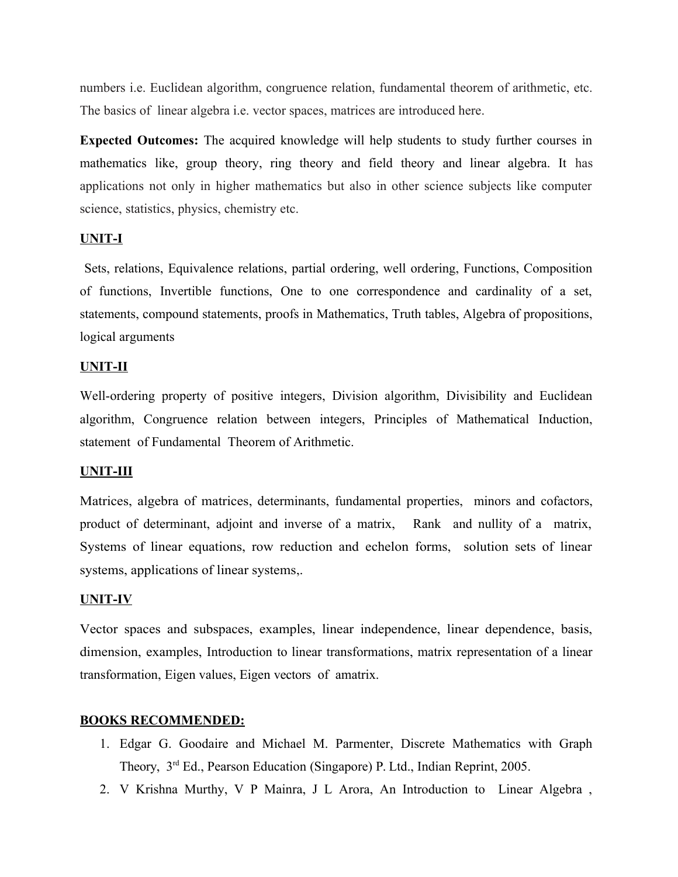numbers i.e. Euclidean algorithm, congruence relation, fundamental theorem of arithmetic, etc. The basics of linear algebra i.e. vector spaces, matrices are introduced here.

**Expected Outcomes:** The acquired knowledge will help students to study further courses in mathematics like, group theory, ring theory and field theory and linear algebra. It has applications not only in higher mathematics but also in other science subjects like computer science, statistics, physics, chemistry etc.

**UNIT-I**

Sets, relations, Equivalence relations, partial ordering, well ordering, Functions, Composition of functions, Invertible functions, One to one correspondence and cardinality of a set, statements, compound statements, proofs in Mathematics, Truth tables, Algebra of propositions, logical arguments

**UNIT-II**

Well-ordering property of positive integers, Division algorithm, Divisibility and Euclidean algorithm, Congruence relation between integers, Principles of Mathematical Induction, statement of Fundamental Theorem of Arithmetic.

**UNIT-III**

Matrices, algebra of matrices, determinants, fundamental properties, minors and cofactors, product of determinant, adjoint and inverse of a matrix, Rank and nullity of a matrix, Systems of linear equations, row reduction and echelon forms, solution sets of linear systems, applications of linear systems,.

**UNIT-IV**

Vector spaces and subspaces, examples, linear independence, linear dependence, basis, dimension, examples, Introduction to linear transformations, matrix representation of a linear transformation, Eigen values, Eigen vectors of amatrix.

**BOOKS RECOMMENDED:**

1. Edgar G. Goodaire and Michael M. Parmenter, Discrete Mathematics with Graph Theory, 3rd Ed., Pearson Education (Singapore) P. Ltd., Indian Reprint, 2005.
2. V Krishna Murthy, V P Mainra, J L Arora, An Introduction to Linear Algebra ,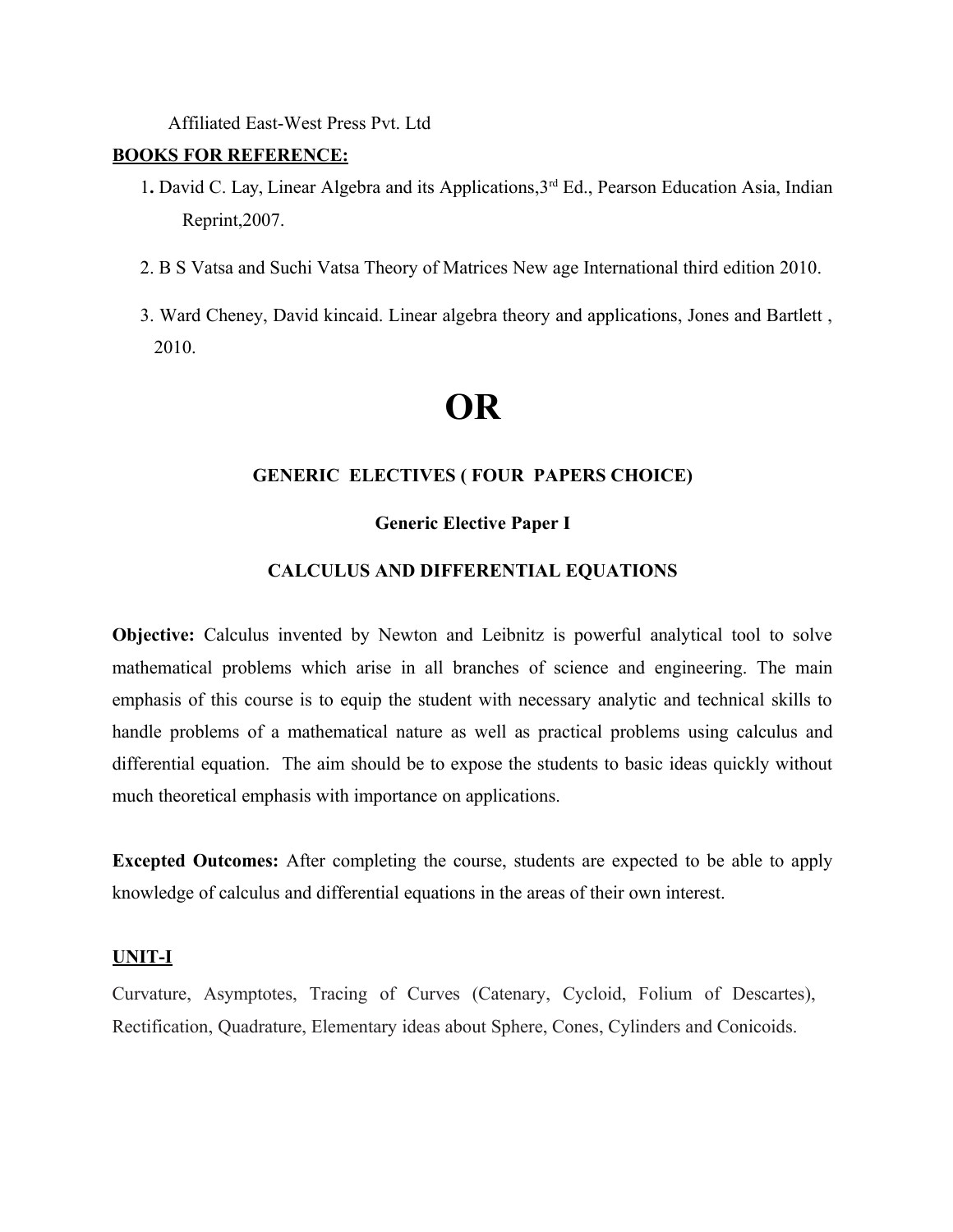Affiliated East-West Press Pvt. Ltd

**BOOKS FOR REFERENCE:**

1. David C. Lay, Linear Algebra and its Applications,3rd Ed., Pearson Education Asia, Indian Reprint,2007.
2. B S Vatsa and Suchi Vatsa Theory of Matrices New age International third edition 2010.
3. Ward Cheney, David kincaid. Linear algebra theory and applications, Jones and Bartlett , 2010.

# OR

### GENERIC ELECTIVES ( FOUR PAPERS CHOICE)

### Generic Elective Paper I

### CALCULUS AND DIFFERENTIAL EQUATIONS

**Objective:** Calculus invented by Newton and Leibnitz is powerful analytical tool to solve mathematical problems which arise in all branches of science and engineering. The main emphasis of this course is to equip the student with necessary analytic and technical skills to handle problems of a mathematical nature as well as practical problems using calculus and differential equation. The aim should be to expose the students to basic ideas quickly without much theoretical emphasis with importance on applications.

**Excepted Outcomes:** After completing the course, students are expected to be able to apply knowledge of calculus and differential equations in the areas of their own interest.

**UNIT-I**

Curvature, Asymptotes, Tracing of Curves (Catenary, Cycloid, Folium of Descartes), Rectification, Quadrature, Elementary ideas about Sphere, Cones, Cylinders and Conicoids.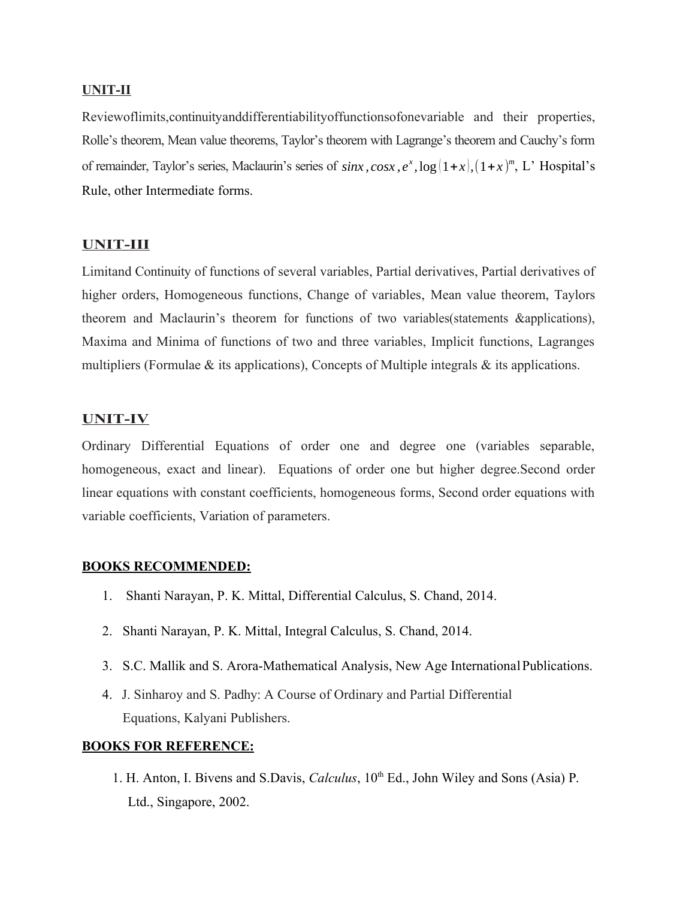**UNIT-II**

Reviewoflimits,continuityanddifferentiabilityoffunctionsofonevariable and their properties, Rolle's theorem, Mean value theorems, Taylor's theorem with Lagrange's theorem and Cauchy's form of remainder, Taylor's series, Maclaurin's series of $sinx, cosx, e^x, \log(1+x), (1+x)^m$, L' Hospital's Rule, other Intermediate forms.

**UNIT-III**

Limitand Continuity of functions of several variables, Partial derivatives, Partial derivatives of higher orders, Homogeneous functions, Change of variables, Mean value theorem, Taylors theorem and Maclaurin's theorem for functions of two variables(statements &applications), Maxima and Minima of functions of two and three variables, Implicit functions, Lagranges multipliers (Formulae & its applications), Concepts of Multiple integrals & its applications.

**UNIT-IV**

Ordinary Differential Equations of order one and degree one (variables separable, homogeneous, exact and linear). Equations of order one but higher degree.Second order linear equations with constant coefficients, homogeneous forms, Second order equations with variable coefficients, Variation of parameters.

**BOOKS RECOMMENDED:**

1. Shanti Narayan, P. K. Mittal, Differential Calculus, S. Chand, 2014.
2. Shanti Narayan, P. K. Mittal, Integral Calculus, S. Chand, 2014.
3. S.C. Mallik and S. Arora-Mathematical Analysis, New Age International Publications.
4. J. Sinharoy and S. Padhy: A Course of Ordinary and Partial Differential Equations, Kalyani Publishers.

**BOOKS FOR REFERENCE:**

1. H. Anton, I. Bivens and S.Davis, *Calculus*, 10th Ed., John Wiley and Sons (Asia) P. Ltd., Singapore, 2002.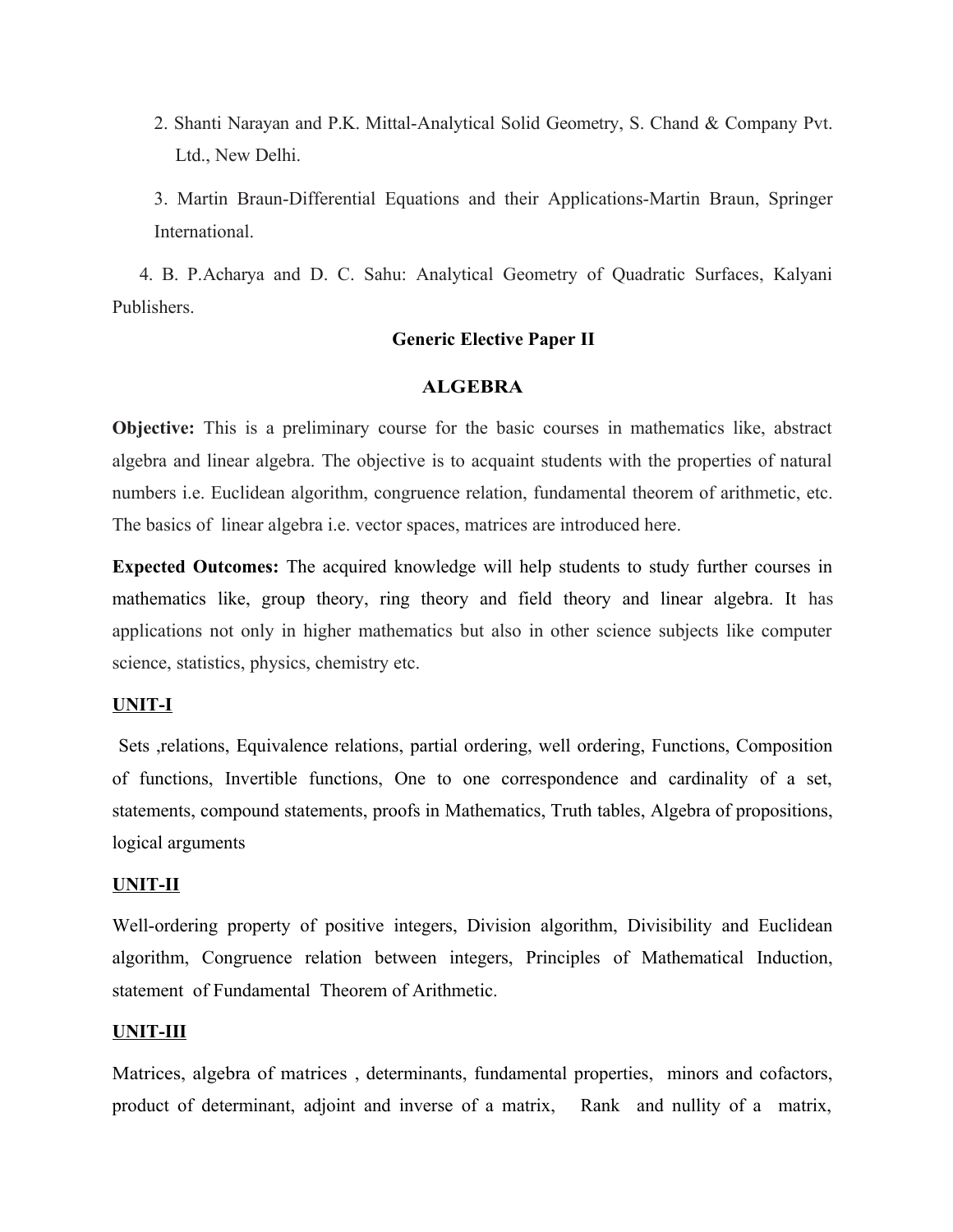2. Shanti Narayan and P.K. Mittal-Analytical Solid Geometry, S. Chand & Company Pvt. Ltd., New Delhi.

3. Martin Braun-Differential Equations and their Applications-Martin Braun, Springer International.

4. B. P.Acharya and D. C. Sahu: Analytical Geometry of Quadratic Surfaces, Kalyani Publishers.

## Generic Elective Paper II

## ALGEBRA

**Objective:** This is a preliminary course for the basic courses in mathematics like, abstract algebra and linear algebra. The objective is to acquaint students with the properties of natural numbers i.e. Euclidean algorithm, congruence relation, fundamental theorem of arithmetic, etc. The basics of linear algebra i.e. vector spaces, matrices are introduced here.

**Expected Outcomes:** The acquired knowledge will help students to study further courses in mathematics like, group theory, ring theory and field theory and linear algebra. It has applications not only in higher mathematics but also in other science subjects like computer science, statistics, physics, chemistry etc.

### UNIT-I

Sets ,relations, Equivalence relations, partial ordering, well ordering, Functions, Composition of functions, Invertible functions, One to one correspondence and cardinality of a set, statements, compound statements, proofs in Mathematics, Truth tables, Algebra of propositions, logical arguments

### UNIT-II

Well-ordering property of positive integers, Division algorithm, Divisibility and Euclidean algorithm, Congruence relation between integers, Principles of Mathematical Induction, statement of Fundamental Theorem of Arithmetic.

### UNIT-III

Matrices, algebra of matrices , determinants, fundamental properties, minors and cofactors, product of determinant, adjoint and inverse of a matrix, Rank and nullity of a matrix,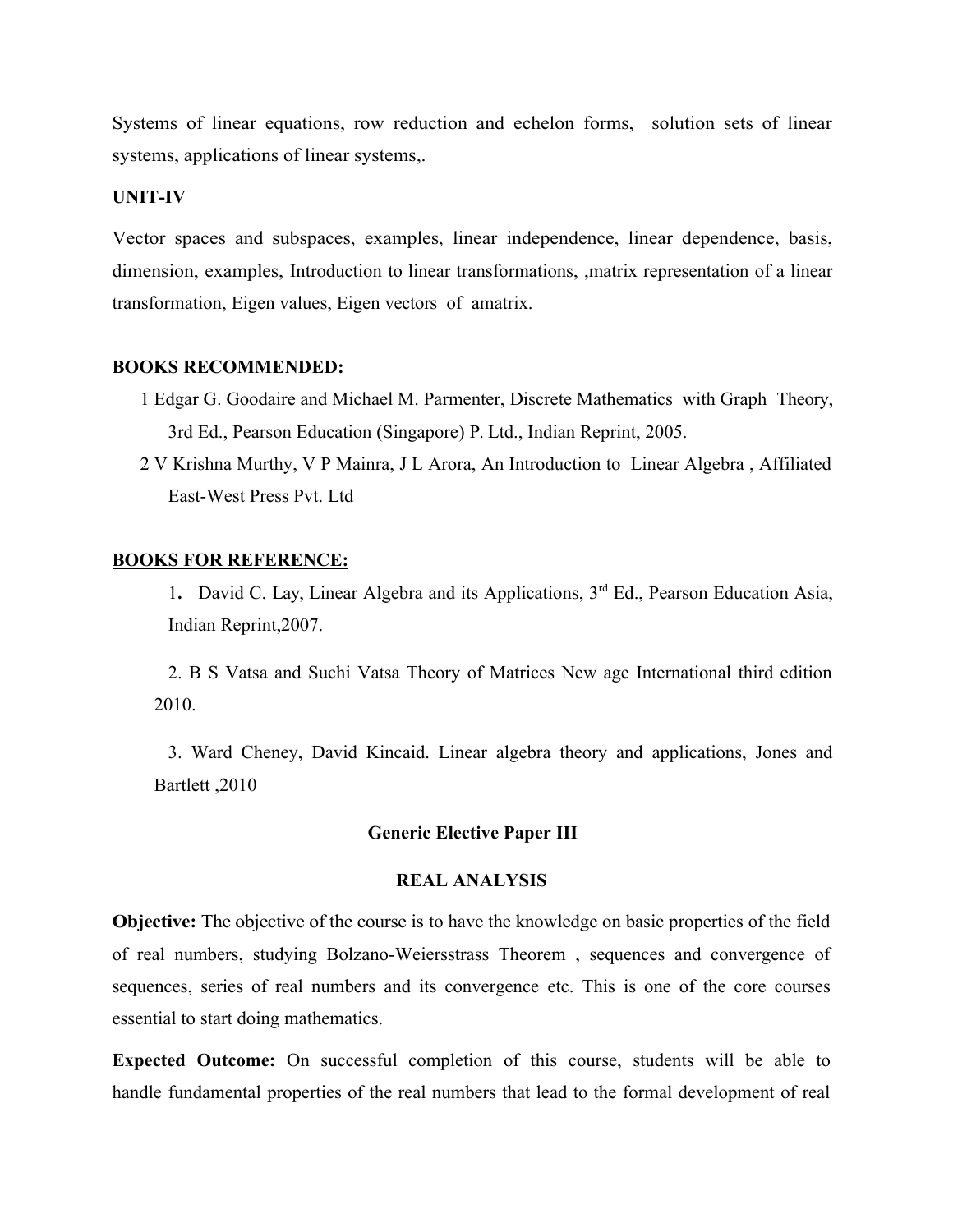Systems of linear equations, row reduction and echelon forms, solution sets of linear systems, applications of linear systems,.

**UNIT-IV**

Vector spaces and subspaces, examples, linear independence, linear dependence, basis, dimension, examples, Introduction to linear transformations, ,matrix representation of a linear transformation, Eigen values, Eigen vectors of amatrix.

**BOOKS RECOMMENDED:**

1 Edgar G. Goodaire and Michael M. Parmenter, Discrete Mathematics with Graph Theory, 3rd Ed., Pearson Education (Singapore) P. Ltd., Indian Reprint, 2005.

2 V Krishna Murthy, V P Mainra, J L Arora, An Introduction to Linear Algebra , Affiliated East-West Press Pvt. Ltd

**BOOKS FOR REFERENCE:**

1. David C. Lay, Linear Algebra and its Applications, 3rd Ed., Pearson Education Asia, Indian Reprint,2007.

2. B S Vatsa and Suchi Vatsa Theory of Matrices New age International third edition 2010.

3. Ward Cheney, David Kincaid. Linear algebra theory and applications, Jones and Bartlett ,2010

**Generic Elective Paper III**

**REAL ANALYSIS**

**Objective:** The objective of the course is to have the knowledge on basic properties of the field of real numbers, studying Bolzano-Weiersstrass Theorem , sequences and convergence of sequences, series of real numbers and its convergence etc. This is one of the core courses essential to start doing mathematics.

**Expected Outcome:** On successful completion of this course, students will be able to handle fundamental properties of the real numbers that lead to the formal development of real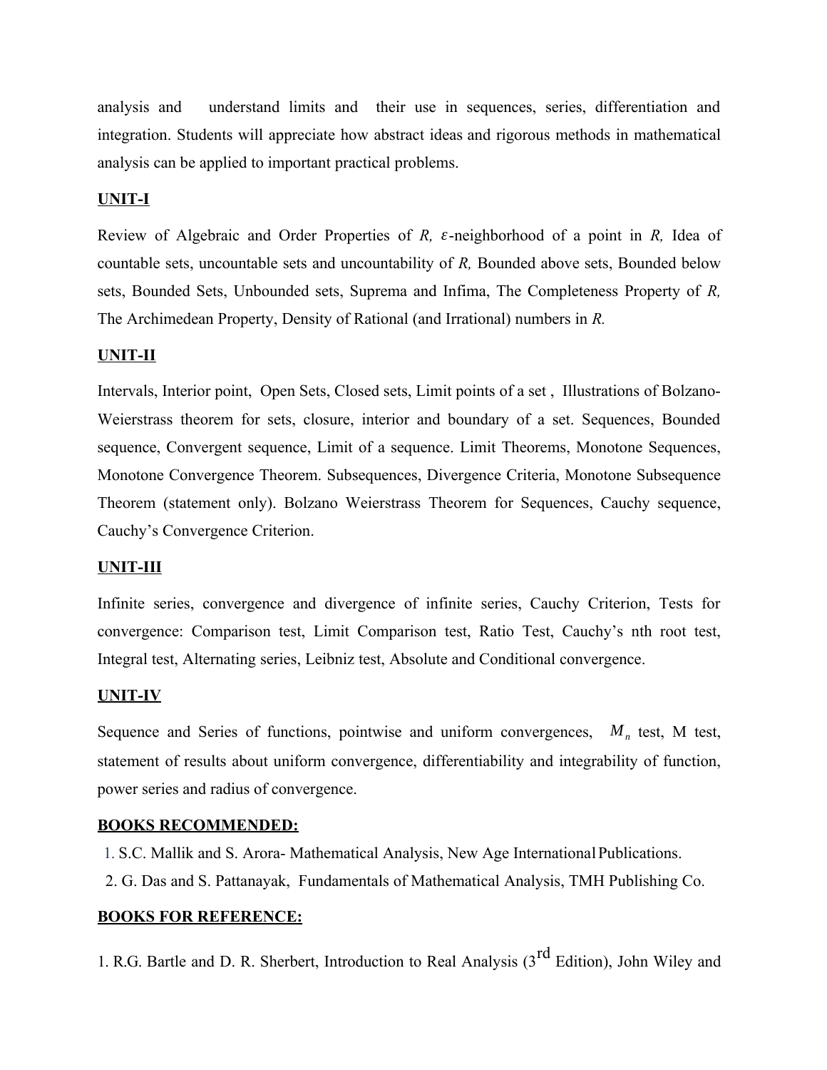analysis and understand limits and their use in sequences, series, differentiation and integration. Students will appreciate how abstract ideas and rigorous methods in mathematical analysis can be applied to important practical problems.

**UNIT-I**

Review of Algebraic and Order Properties of *R,* $\varepsilon$-neighborhood of a point in *R,* Idea of countable sets, uncountable sets and uncountability of *R,* Bounded above sets, Bounded below sets, Bounded Sets, Unbounded sets, Suprema and Infima, The Completeness Property of *R,* The Archimedean Property, Density of Rational (and Irrational) numbers in *R.*

**UNIT-II**

Intervals, Interior point, Open Sets, Closed sets, Limit points of a set , Illustrations of Bolzano-Weierstrass theorem for sets, closure, interior and boundary of a set. Sequences, Bounded sequence, Convergent sequence, Limit of a sequence. Limit Theorems, Monotone Sequences, Monotone Convergence Theorem. Subsequences, Divergence Criteria, Monotone Subsequence Theorem (statement only). Bolzano Weierstrass Theorem for Sequences, Cauchy sequence, Cauchy's Convergence Criterion.

**UNIT-III**

Infinite series, convergence and divergence of infinite series, Cauchy Criterion, Tests for convergence: Comparison test, Limit Comparison test, Ratio Test, Cauchy's nth root test, Integral test, Alternating series, Leibniz test, Absolute and Conditional convergence.

**UNIT-IV**

Sequence and Series of functions, pointwise and uniform convergences, $M_n$ test, M test, statement of results about uniform convergence, differentiability and integrability of function, power series and radius of convergence.

**BOOKS RECOMMENDED:**

1. S.C. Mallik and S. Arora- Mathematical Analysis, New Age International Publications.
2. G. Das and S. Pattanayak, Fundamentals of Mathematical Analysis, TMH Publishing Co.

**BOOKS FOR REFERENCE:**

1. R.G. Bartle and D. R. Sherbert, Introduction to Real Analysis (3rd Edition), John Wiley and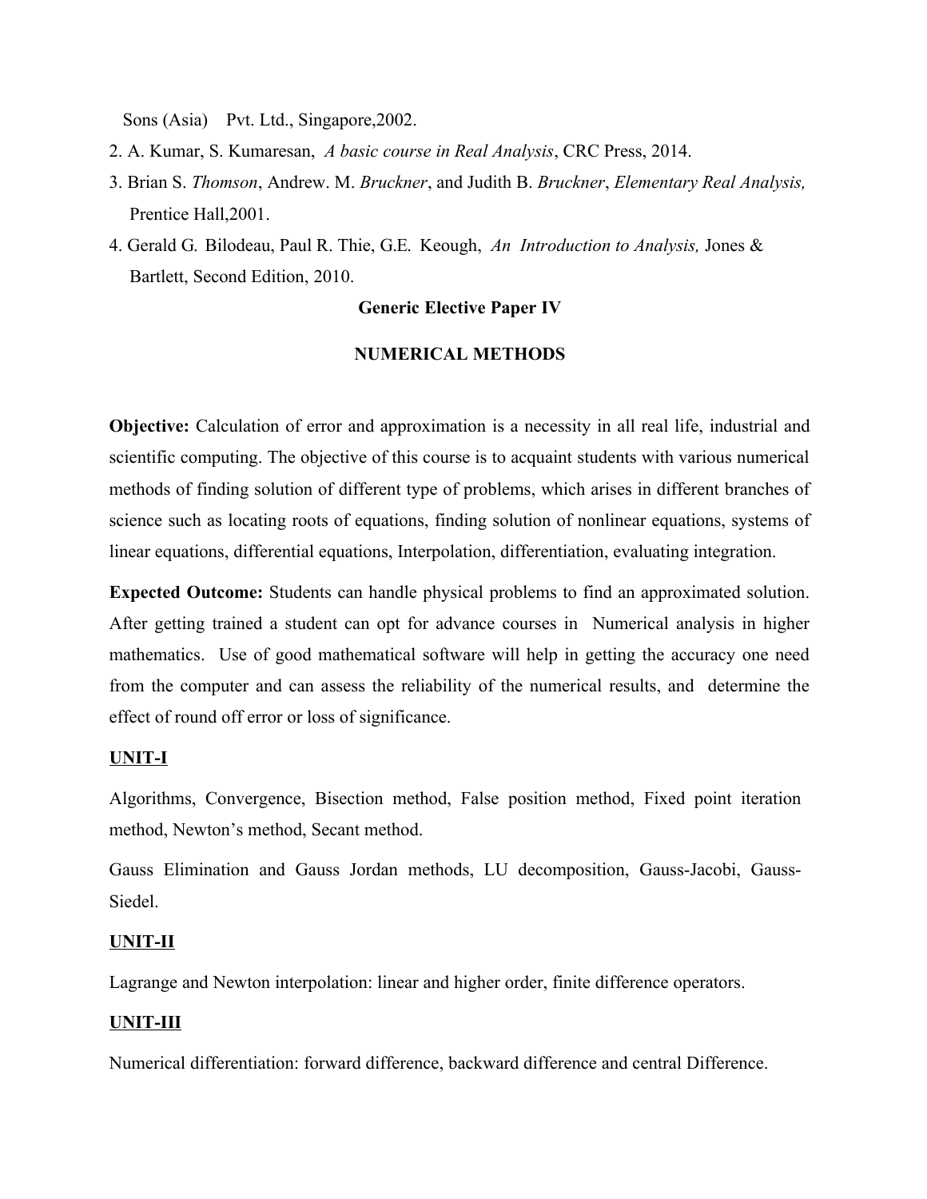Sons (Asia) Pvt. Ltd., Singapore,2002.

2. A. Kumar, S. Kumaresan, *A basic course in Real Analysis*, CRC Press, 2014.
3. Brian S. *Thomson*, Andrew. M. *Bruckner*, and Judith B. *Bruckner*, *Elementary Real Analysis,* Prentice Hall,2001.
4. Gerald G. Bilodeau, Paul R. Thie, G.E. Keough, *An Introduction to Analysis,* Jones & Bartlett, Second Edition, 2010.

## Generic Elective Paper IV

## NUMERICAL METHODS

**Objective:** Calculation of error and approximation is a necessity in all real life, industrial and scientific computing. The objective of this course is to acquaint students with various numerical methods of finding solution of different type of problems, which arises in different branches of science such as locating roots of equations, finding solution of nonlinear equations, systems of linear equations, differential equations, Interpolation, differentiation, evaluating integration.

**Expected Outcome:** Students can handle physical problems to find an approximated solution. After getting trained a student can opt for advance courses in Numerical analysis in higher mathematics. Use of good mathematical software will help in getting the accuracy one need from the computer and can assess the reliability of the numerical results, and determine the effect of round off error or loss of significance.

### UNIT-I

Algorithms, Convergence, Bisection method, False position method, Fixed point iteration method, Newton's method, Secant method.

Gauss Elimination and Gauss Jordan methods, LU decomposition, Gauss-Jacobi, Gauss-Siedel.

### UNIT-II

Lagrange and Newton interpolation: linear and higher order, finite difference operators.

### UNIT-III

Numerical differentiation: forward difference, backward difference and central Difference.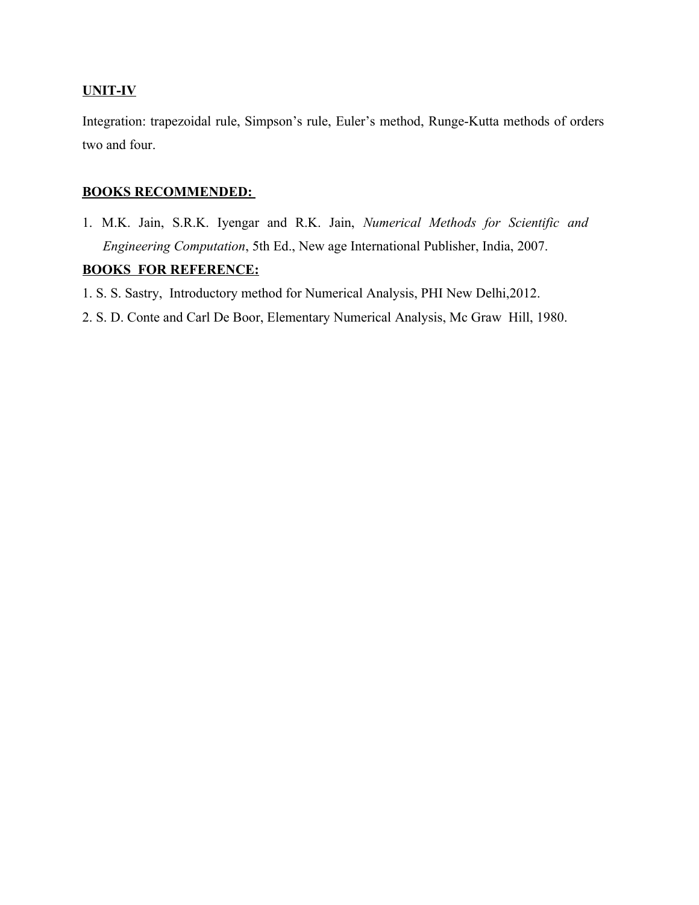**UNIT-IV**

Integration: trapezoidal rule, Simpson's rule, Euler's method, Runge-Kutta methods of orders two and four.

**BOOKS RECOMMENDED:**

1. M.K. Jain, S.R.K. Iyengar and R.K. Jain, *Numerical Methods for Scientific and Engineering Computation*, 5th Ed., New age International Publisher, India, 2007.

**BOOKS FOR REFERENCE:**

1. S. S. Sastry, Introductory method for Numerical Analysis, PHI New Delhi,2012.
2. S. D. Conte and Carl De Boor, Elementary Numerical Analysis, Mc Graw Hill, 1980.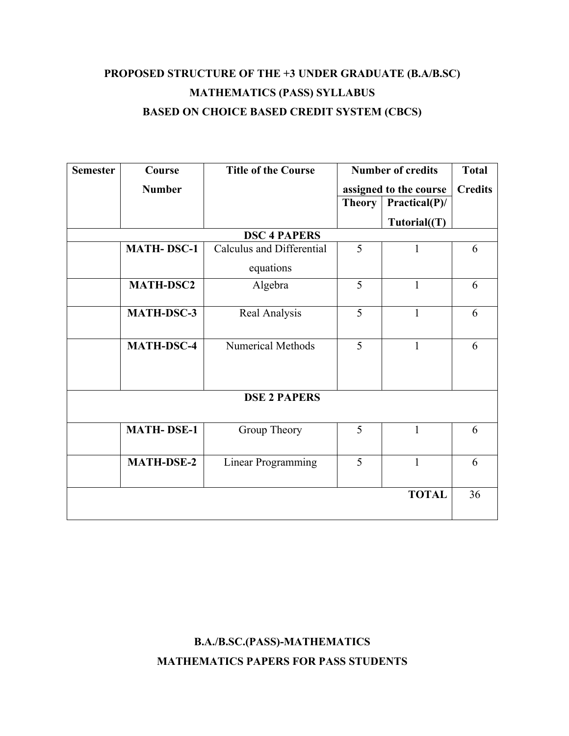**PROPOSED STRUCTURE OF THE +3 UNDER GRADUATE (B.A/B.SC)**

**MATHEMATICS (PASS) SYLLABUS**

**BASED ON CHOICE BASED CREDIT SYSTEM (CBCS)**

| Semester | Course Number | Title of the Course | Number of credits assigned to the course | | Total Credits |
|---|---|---|---|---|---|
| | | | Theory | Practical(P)/ Tutorial((T) | |
| | | **DSC 4 PAPERS** | | | |
| | **MATH- DSC-1** | Calculus and Differential equations | 5 | 1 | 6 |
| | **MATH-DSC2** | Algebra | 5 | 1 | 6 |
| | **MATH-DSC-3** | Real Analysis | 5 | 1 | 6 |
| | **MATH-DSC-4** | Numerical Methods | 5 | 1 | 6 |
| | | **DSE 2 PAPERS** | | | |
| | **MATH- DSE-1** | Group Theory | 5 | 1 | 6 |
| | **MATH-DSE-2** | Linear Programming | 5 | 1 | 6 |
| | | | | **TOTAL** | 36 |

**B.A./B.SC.(PASS)-MATHEMATICS**

**MATHEMATICS PAPERS FOR PASS STUDENTS**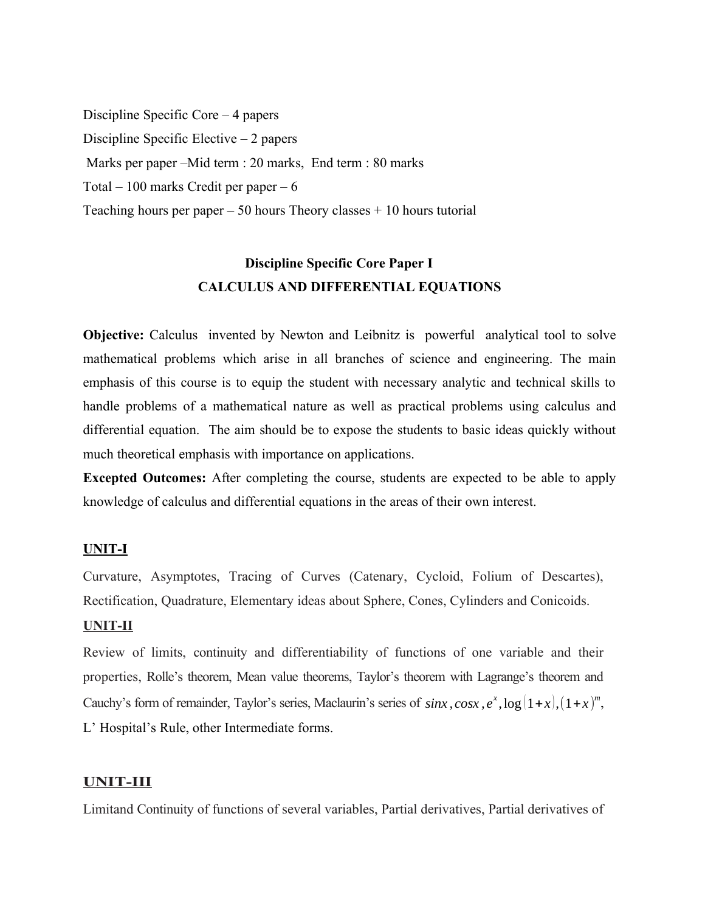Discipline Specific Core – 4 papers

Discipline Specific Elective – 2 papers

Marks per paper –Mid term : 20 marks, End term : 80 marks

Total – 100 marks Credit per paper – 6

Teaching hours per paper – 50 hours Theory classes + 10 hours tutorial

## Discipline Specific Core Paper I
## CALCULUS AND DIFFERENTIAL EQUATIONS

**Objective:** Calculus invented by Newton and Leibnitz is powerful analytical tool to solve mathematical problems which arise in all branches of science and engineering. The main emphasis of this course is to equip the student with necessary analytic and technical skills to handle problems of a mathematical nature as well as practical problems using calculus and differential equation. The aim should be to expose the students to basic ideas quickly without much theoretical emphasis with importance on applications.

**Excepted Outcomes:** After completing the course, students are expected to be able to apply knowledge of calculus and differential equations in the areas of their own interest.

### UNIT-I

Curvature, Asymptotes, Tracing of Curves (Catenary, Cycloid, Folium of Descartes), Rectification, Quadrature, Elementary ideas about Sphere, Cones, Cylinders and Conicoids.

### UNIT-II

Review of limits, continuity and differentiability of functions of one variable and their properties, Rolle's theorem, Mean value theorems, Taylor's theorem with Lagrange's theorem and Cauchy's form of remainder, Taylor's series, Maclaurin's series of $sinx, cosx, e^x, \log(1+x), (1+x)^m$, L' Hospital's Rule, other Intermediate forms.

### UNIT-III

Limitand Continuity of functions of several variables, Partial derivatives, Partial derivatives of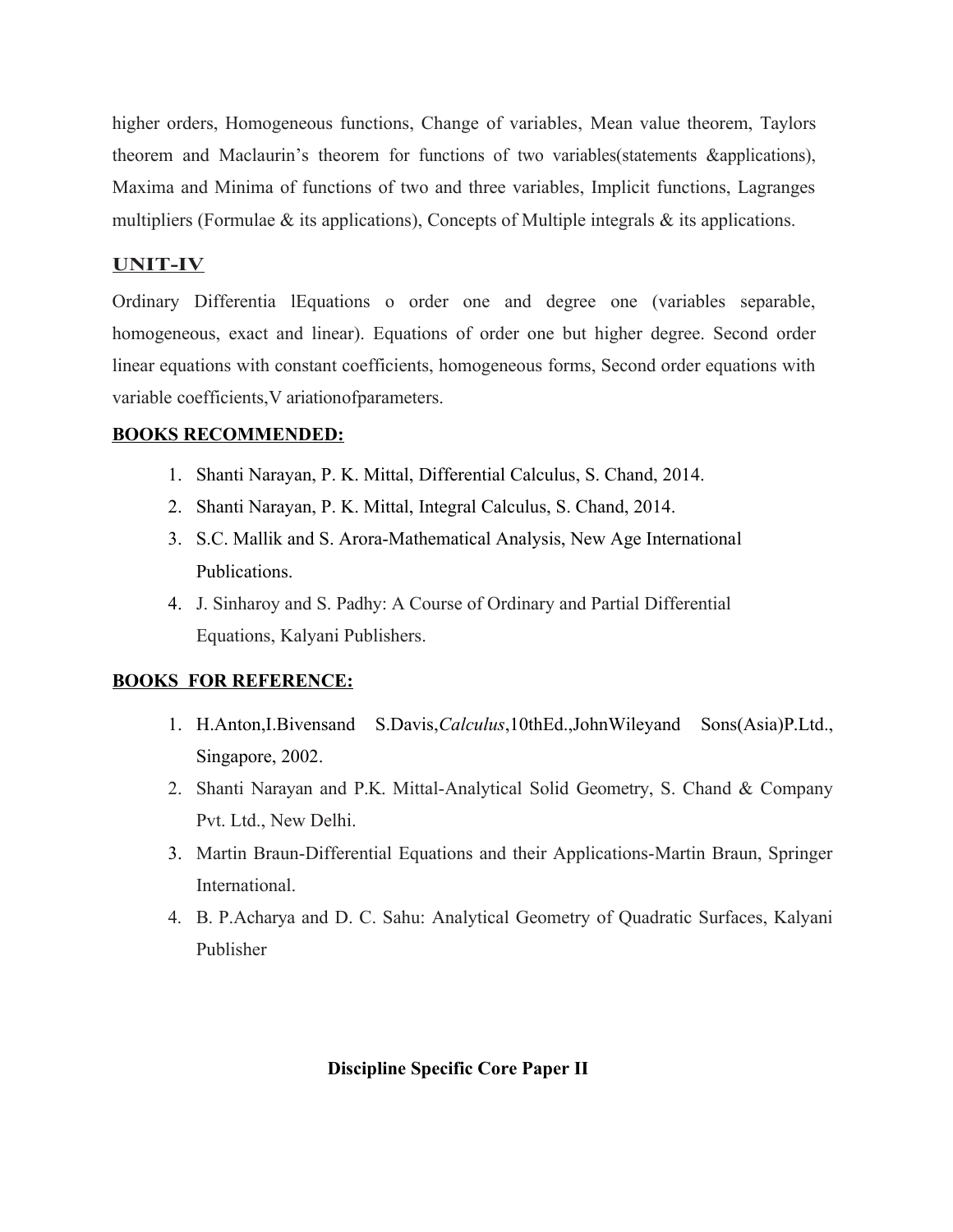higher orders, Homogeneous functions, Change of variables, Mean value theorem, Taylors theorem and Maclaurin's theorem for functions of two variables(statements &applications), Maxima and Minima of functions of two and three variables, Implicit functions, Lagranges multipliers (Formulae & its applications), Concepts of Multiple integrals & its applications.

## UNIT-IV

Ordinary Differentia lEquations o order one and degree one (variables separable, homogeneous, exact and linear). Equations of order one but higher degree. Second order linear equations with constant coefficients, homogeneous forms, Second order equations with variable coefficients,V ariationofparameters.

**BOOKS RECOMMENDED:**

1. Shanti Narayan, P. K. Mittal, Differential Calculus, S. Chand, 2014.
2. Shanti Narayan, P. K. Mittal, Integral Calculus, S. Chand, 2014.
3. S.C. Mallik and S. Arora-Mathematical Analysis, New Age International Publications.
4. J. Sinharoy and S. Padhy: A Course of Ordinary and Partial Differential Equations, Kalyani Publishers.

**BOOKS FOR REFERENCE:**

1. H.Anton,I.Bivensand S.Davis,*Calculus*,10thEd.,JohnWileyand Sons(Asia)P.Ltd., Singapore, 2002.
2. Shanti Narayan and P.K. Mittal-Analytical Solid Geometry, S. Chand & Company Pvt. Ltd., New Delhi.
3. Martin Braun-Differential Equations and their Applications-Martin Braun, Springer International.
4. B. P.Acharya and D. C. Sahu: Analytical Geometry of Quadratic Surfaces, Kalyani Publisher

**Discipline Specific Core Paper II**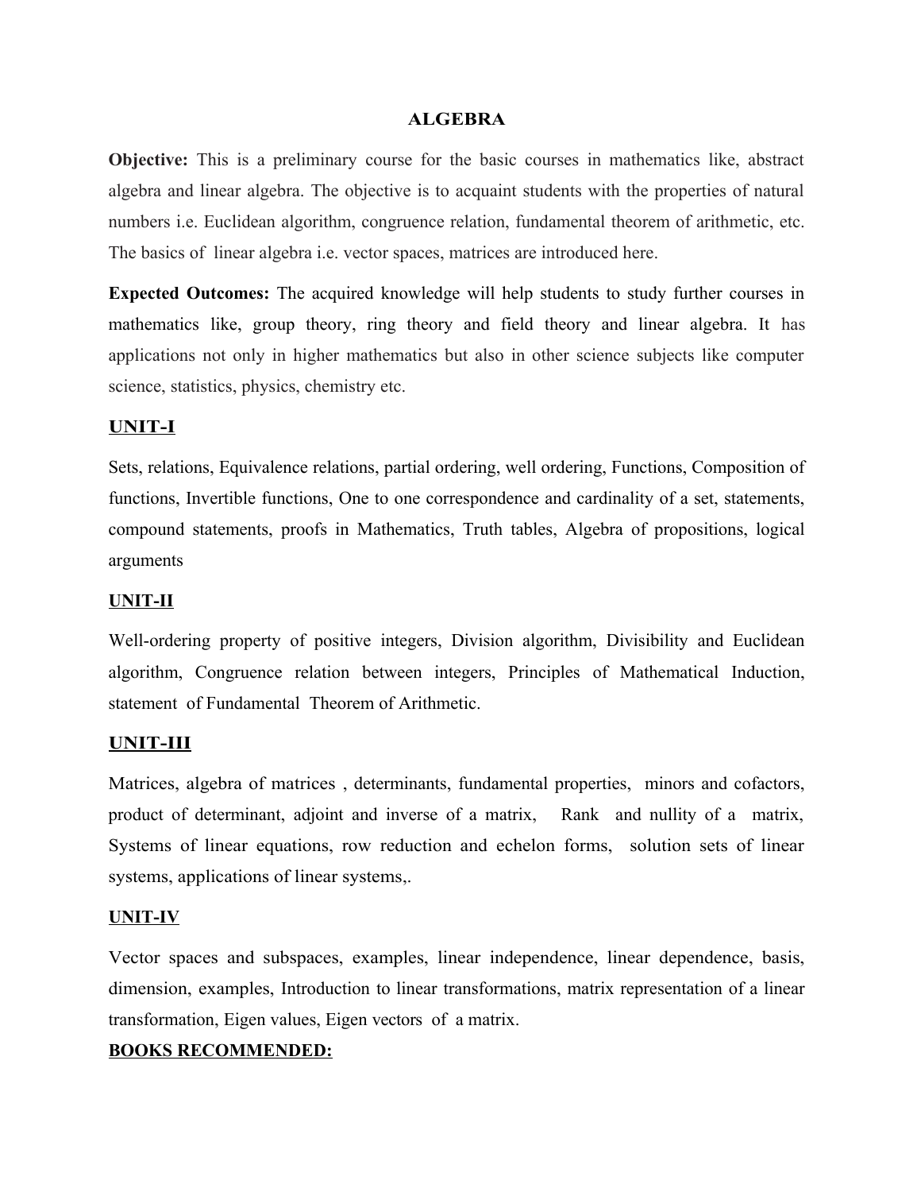# ALGEBRA

**Objective:** This is a preliminary course for the basic courses in mathematics like, abstract algebra and linear algebra. The objective is to acquaint students with the properties of natural numbers i.e. Euclidean algorithm, congruence relation, fundamental theorem of arithmetic, etc. The basics of linear algebra i.e. vector spaces, matrices are introduced here.

**Expected Outcomes:** The acquired knowledge will help students to study further courses in mathematics like, group theory, ring theory and field theory and linear algebra. It has applications not only in higher mathematics but also in other science subjects like computer science, statistics, physics, chemistry etc.

## UNIT-I

Sets, relations, Equivalence relations, partial ordering, well ordering, Functions, Composition of functions, Invertible functions, One to one correspondence and cardinality of a set, statements, compound statements, proofs in Mathematics, Truth tables, Algebra of propositions, logical arguments

## UNIT-II

Well-ordering property of positive integers, Division algorithm, Divisibility and Euclidean algorithm, Congruence relation between integers, Principles of Mathematical Induction, statement of Fundamental Theorem of Arithmetic.

## UNIT-III

Matrices, algebra of matrices , determinants, fundamental properties, minors and cofactors, product of determinant, adjoint and inverse of a matrix, Rank and nullity of a matrix, Systems of linear equations, row reduction and echelon forms, solution sets of linear systems, applications of linear systems,.

## UNIT-IV

Vector spaces and subspaces, examples, linear independence, linear dependence, basis, dimension, examples, Introduction to linear transformations, matrix representation of a linear transformation, Eigen values, Eigen vectors of a matrix.

## BOOKS RECOMMENDED: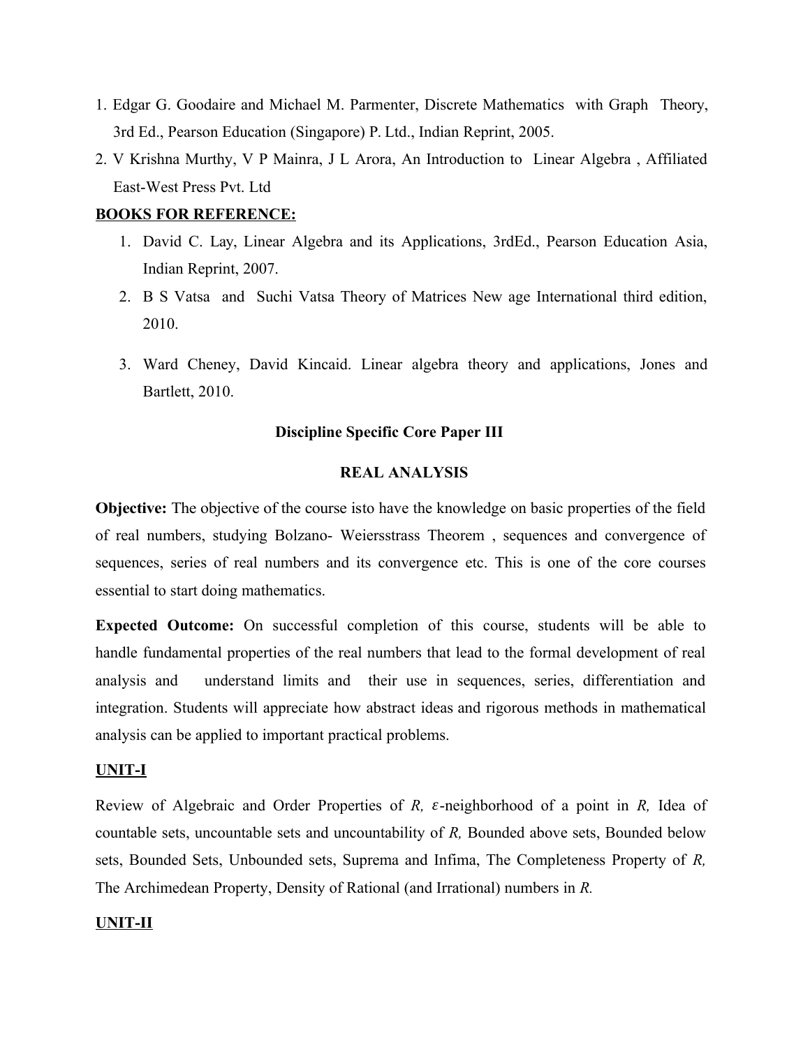1. Edgar G. Goodaire and Michael M. Parmenter, Discrete Mathematics with Graph Theory, 3rd Ed., Pearson Education (Singapore) P. Ltd., Indian Reprint, 2005.
2. V Krishna Murthy, V P Mainra, J L Arora, An Introduction to Linear Algebra , Affiliated East-West Press Pvt. Ltd

**BOOKS FOR REFERENCE:**

1. David C. Lay, Linear Algebra and its Applications, 3rdEd., Pearson Education Asia, Indian Reprint, 2007.
2. B S Vatsa and Suchi Vatsa Theory of Matrices New age International third edition, 2010.
3. Ward Cheney, David Kincaid. Linear algebra theory and applications, Jones and Bartlett, 2010.

**Discipline Specific Core Paper III**

**REAL ANALYSIS**

**Objective:** The objective of the course isto have the knowledge on basic properties of the field of real numbers, studying Bolzano- Weiersstrass Theorem , sequences and convergence of sequences, series of real numbers and its convergence etc. This is one of the core courses essential to start doing mathematics.

**Expected Outcome:** On successful completion of this course, students will be able to handle fundamental properties of the real numbers that lead to the formal development of real analysis and understand limits and their use in sequences, series, differentiation and integration. Students will appreciate how abstract ideas and rigorous methods in mathematical analysis can be applied to important practical problems.

**UNIT-I**

Review of Algebraic and Order Properties of *R*, $\varepsilon$-neighborhood of a point in *R*, Idea of countable sets, uncountable sets and uncountability of *R*, Bounded above sets, Bounded below sets, Bounded Sets, Unbounded sets, Suprema and Infima, The Completeness Property of *R*, The Archimedean Property, Density of Rational (and Irrational) numbers in *R*.

**UNIT-II**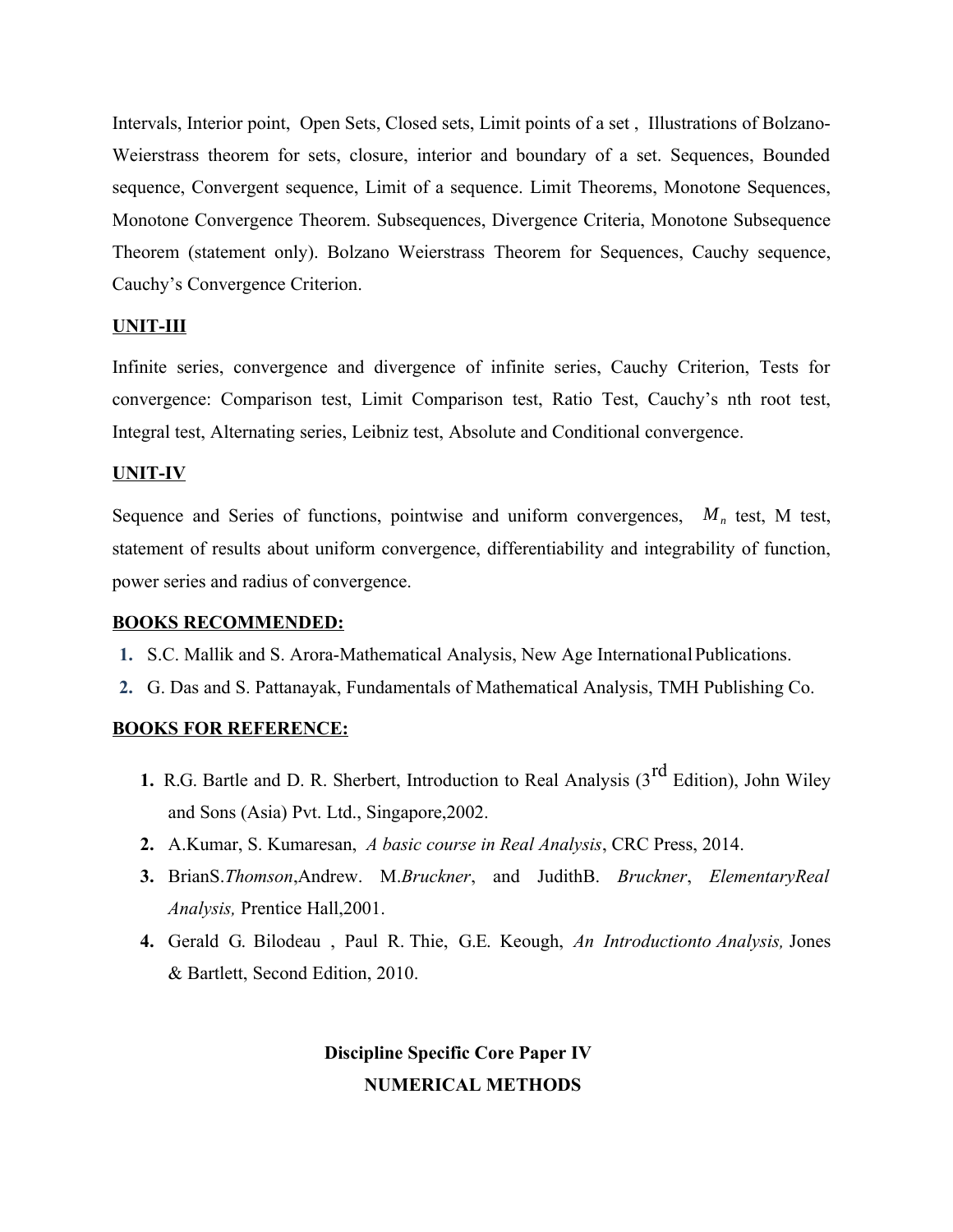Intervals, Interior point, Open Sets, Closed sets, Limit points of a set, Illustrations of Bolzano-Weierstrass theorem for sets, closure, interior and boundary of a set. Sequences, Bounded sequence, Convergent sequence, Limit of a sequence. Limit Theorems, Monotone Sequences, Monotone Convergence Theorem. Subsequences, Divergence Criteria, Monotone Subsequence Theorem (statement only). Bolzano Weierstrass Theorem for Sequences, Cauchy sequence, Cauchy's Convergence Criterion.

**UNIT-III**

Infinite series, convergence and divergence of infinite series, Cauchy Criterion, Tests for convergence: Comparison test, Limit Comparison test, Ratio Test, Cauchy's nth root test, Integral test, Alternating series, Leibniz test, Absolute and Conditional convergence.

**UNIT-IV**

Sequence and Series of functions, pointwise and uniform convergences, $M_n$ test, M test, statement of results about uniform convergence, differentiability and integrability of function, power series and radius of convergence.

**BOOKS RECOMMENDED:**

1. S.C. Mallik and S. Arora-Mathematical Analysis, New Age International Publications.
2. G. Das and S. Pattanayak, Fundamentals of Mathematical Analysis, TMH Publishing Co.

**BOOKS FOR REFERENCE:**

1. R.G. Bartle and D. R. Sherbert, Introduction to Real Analysis (3rd Edition), John Wiley and Sons (Asia) Pvt. Ltd., Singapore,2002.
2. A.Kumar, S. Kumaresan, *A basic course in Real Analysis*, CRC Press, 2014.
3. BrianS.*Thomson*,Andrew. M.*Bruckner*, and JudithB. *Bruckner*, *ElementaryReal Analysis,* Prentice Hall,2001.
4. Gerald G. Bilodeau , Paul R. Thie, G.E. Keough, *An Introductionto Analysis,* Jones & Bartlett, Second Edition, 2010.

**Discipline Specific Core Paper IV**

**NUMERICAL METHODS**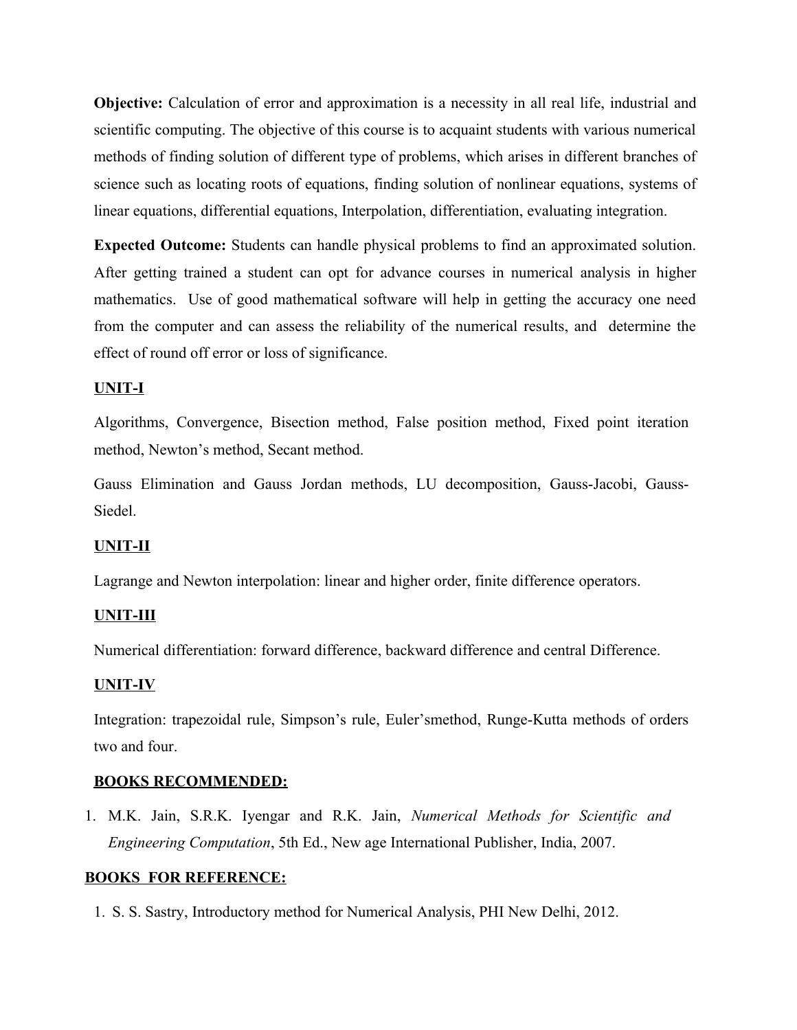**Objective:** Calculation of error and approximation is a necessity in all real life, industrial and scientific computing. The objective of this course is to acquaint students with various numerical methods of finding solution of different type of problems, which arises in different branches of science such as locating roots of equations, finding solution of nonlinear equations, systems of linear equations, differential equations, Interpolation, differentiation, evaluating integration.

**Expected Outcome:** Students can handle physical problems to find an approximated solution. After getting trained a student can opt for advance courses in numerical analysis in higher mathematics. Use of good mathematical software will help in getting the accuracy one need from the computer and can assess the reliability of the numerical results, and determine the effect of round off error or loss of significance.

**UNIT-I**

Algorithms, Convergence, Bisection method, False position method, Fixed point iteration method, Newton's method, Secant method.

Gauss Elimination and Gauss Jordan methods, LU decomposition, Gauss-Jacobi, Gauss-Siedel.

**UNIT-II**

Lagrange and Newton interpolation: linear and higher order, finite difference operators.

**UNIT-III**

Numerical differentiation: forward difference, backward difference and central Difference.

**UNIT-IV**

Integration: trapezoidal rule, Simpson's rule, Euler'smethod, Runge-Kutta methods of orders two and four.

**BOOKS RECOMMENDED:**

1. M.K. Jain, S.R.K. Iyengar and R.K. Jain, *Numerical Methods for Scientific and Engineering Computation*, 5th Ed., New age International Publisher, India, 2007.

**BOOKS FOR REFERENCE:**

1. S. S. Sastry, Introductory method for Numerical Analysis, PHI New Delhi, 2012.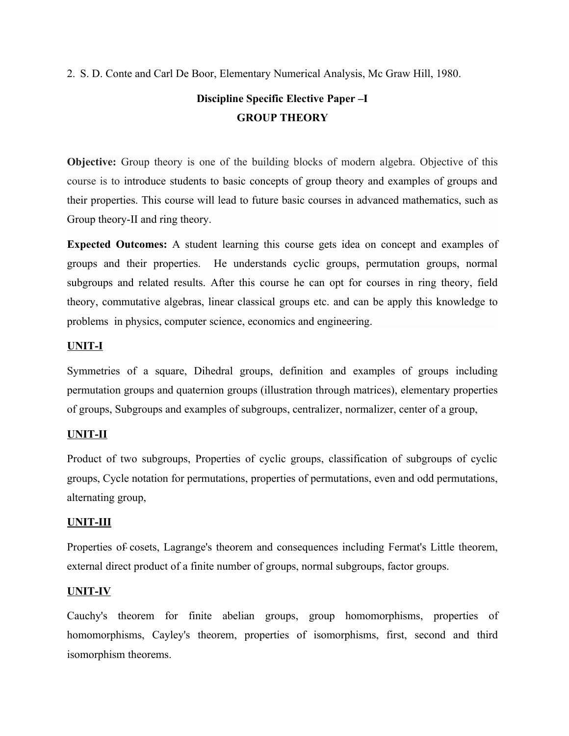2. S. D. Conte and Carl De Boor, Elementary Numerical Analysis, Mc Graw Hill, 1980.

## Discipline Specific Elective Paper –I
## GROUP THEORY

**Objective:** Group theory is one of the building blocks of modern algebra. Objective of this course is to introduce students to basic concepts of group theory and examples of groups and their properties. This course will lead to future basic courses in advanced mathematics, such as Group theory-II and ring theory.

**Expected Outcomes:** A student learning this course gets idea on concept and examples of groups and their properties. He understands cyclic groups, permutation groups, normal subgroups and related results. After this course he can opt for courses in ring theory, field theory, commutative algebras, linear classical groups etc. and can be apply this knowledge to problems in physics, computer science, economics and engineering.

**UNIT-I**

Symmetries of a square, Dihedral groups, definition and examples of groups including permutation groups and quaternion groups (illustration through matrices), elementary properties of groups, Subgroups and examples of subgroups, centralizer, normalizer, center of a group,

**UNIT-II**

Product of two subgroups, Properties of cyclic groups, classification of subgroups of cyclic groups, Cycle notation for permutations, properties of permutations, even and odd permutations, alternating group,

**UNIT-III**

Properties of cosets, Lagrange's theorem and consequences including Fermat's Little theorem, external direct product of a finite number of groups, normal subgroups, factor groups.

**UNIT-IV**

Cauchy's theorem for finite abelian groups, group homomorphisms, properties of homomorphisms, Cayley's theorem, properties of isomorphisms, first, second and third isomorphism theorems.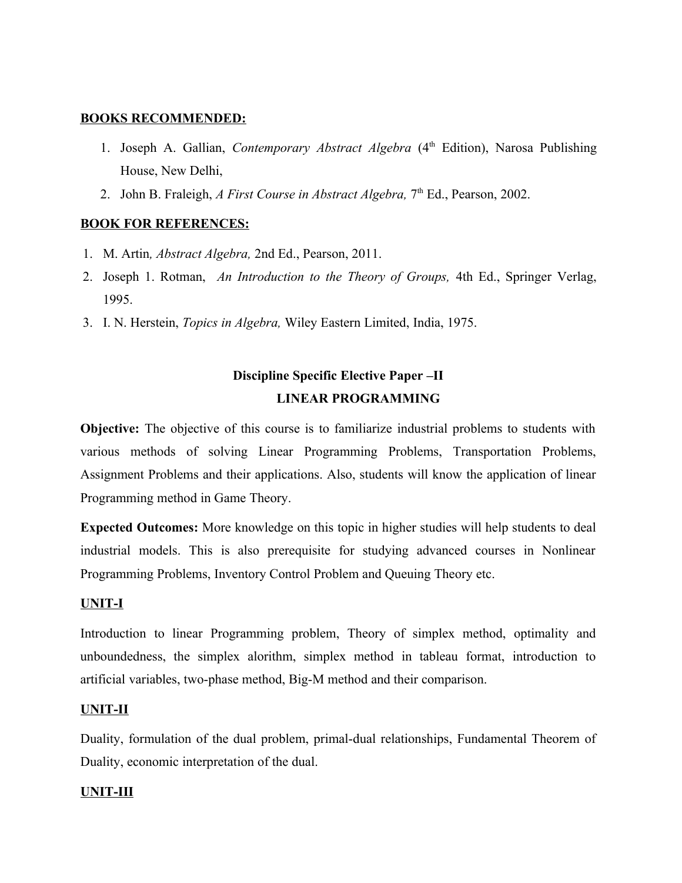**BOOKS RECOMMENDED:**

1. Joseph A. Gallian, *Contemporary Abstract Algebra* ($4^{th}$ Edition), Narosa Publishing House, New Delhi,
2. John B. Fraleigh, *A First Course in Abstract Algebra,* $7^{th}$ Ed., Pearson, 2002.

**BOOK FOR REFERENCES:**

1. M. Artin*, Abstract Algebra,* 2nd Ed., Pearson, 2011.
2. Joseph 1. Rotman, *An Introduction to the Theory of Groups,* 4th Ed., Springer Verlag, 1995.
3. I. N. Herstein, *Topics in Algebra,* Wiley Eastern Limited, India, 1975.

## Discipline Specific Elective Paper –II
## LINEAR PROGRAMMING

**Objective:** The objective of this course is to familiarize industrial problems to students with various methods of solving Linear Programming Problems, Transportation Problems, Assignment Problems and their applications. Also, students will know the application of linear Programming method in Game Theory.

**Expected Outcomes:** More knowledge on this topic in higher studies will help students to deal industrial models. This is also prerequisite for studying advanced courses in Nonlinear Programming Problems, Inventory Control Problem and Queuing Theory etc.

**UNIT-I**

Introduction to linear Programming problem, Theory of simplex method, optimality and unboundedness, the simplex alorithm, simplex method in tableau format, introduction to artificial variables, two-phase method, Big-M method and their comparison.

**UNIT-II**

Duality, formulation of the dual problem, primal-dual relationships, Fundamental Theorem of Duality, economic interpretation of the dual.

**UNIT-III**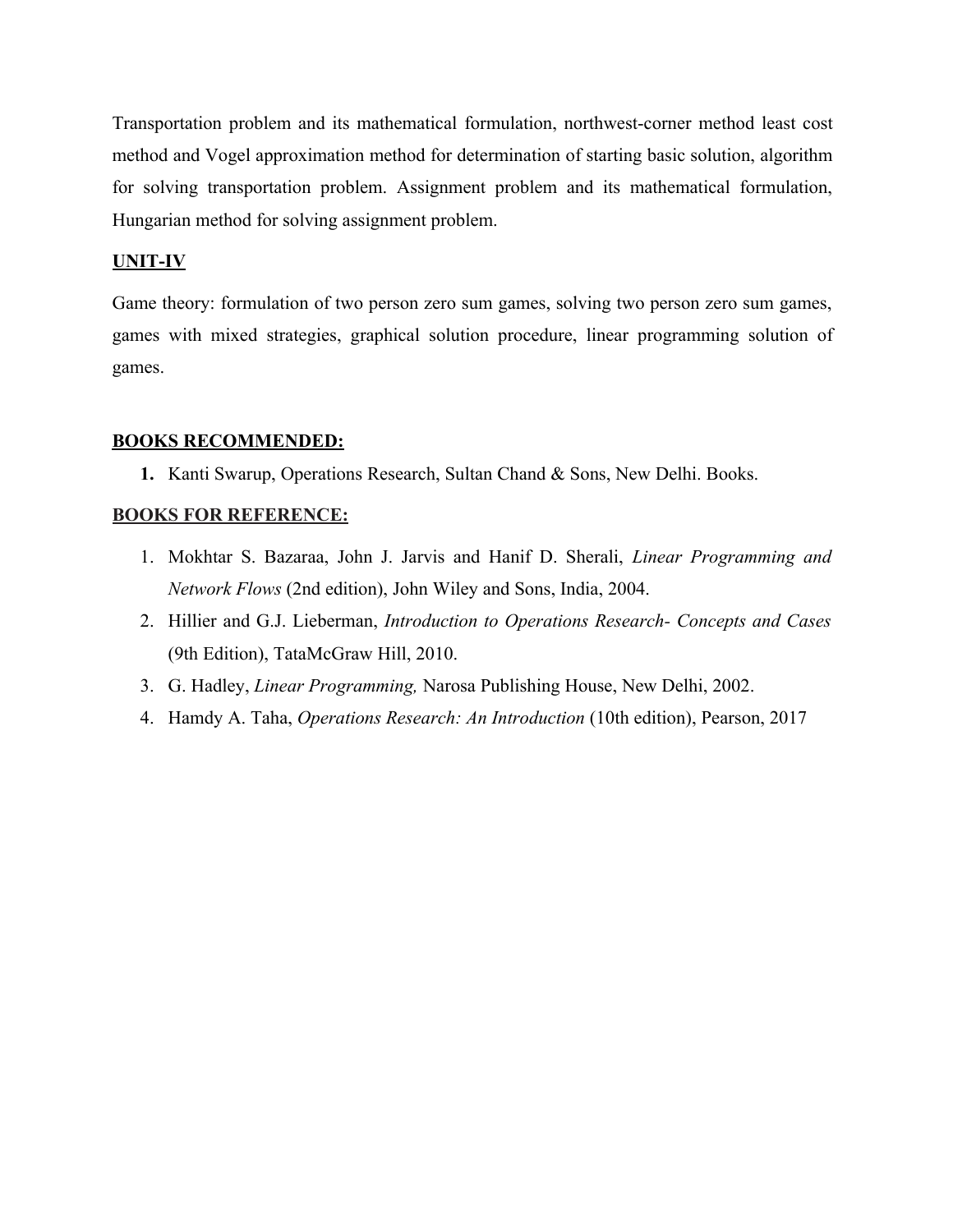Transportation problem and its mathematical formulation, northwest-corner method least cost method and Vogel approximation method for determination of starting basic solution, algorithm for solving transportation problem. Assignment problem and its mathematical formulation, Hungarian method for solving assignment problem.

## UNIT-IV

Game theory: formulation of two person zero sum games, solving two person zero sum games, games with mixed strategies, graphical solution procedure, linear programming solution of games.

## BOOKS RECOMMENDED:

1. Kanti Swarup, Operations Research, Sultan Chand & Sons, New Delhi. Books.

## BOOKS FOR REFERENCE:

1. Mokhtar S. Bazaraa, John J. Jarvis and Hanif D. Sherali, *Linear Programming and Network Flows* (2nd edition), John Wiley and Sons, India, 2004.
2. Hillier and G.J. Lieberman, *Introduction to Operations Research- Concepts and Cases* (9th Edition), TataMcGraw Hill, 2010.
3. G. Hadley, *Linear Programming,* Narosa Publishing House, New Delhi, 2002.
4. Hamdy A. Taha, *Operations Research: An Introduction* (10th edition), Pearson, 2017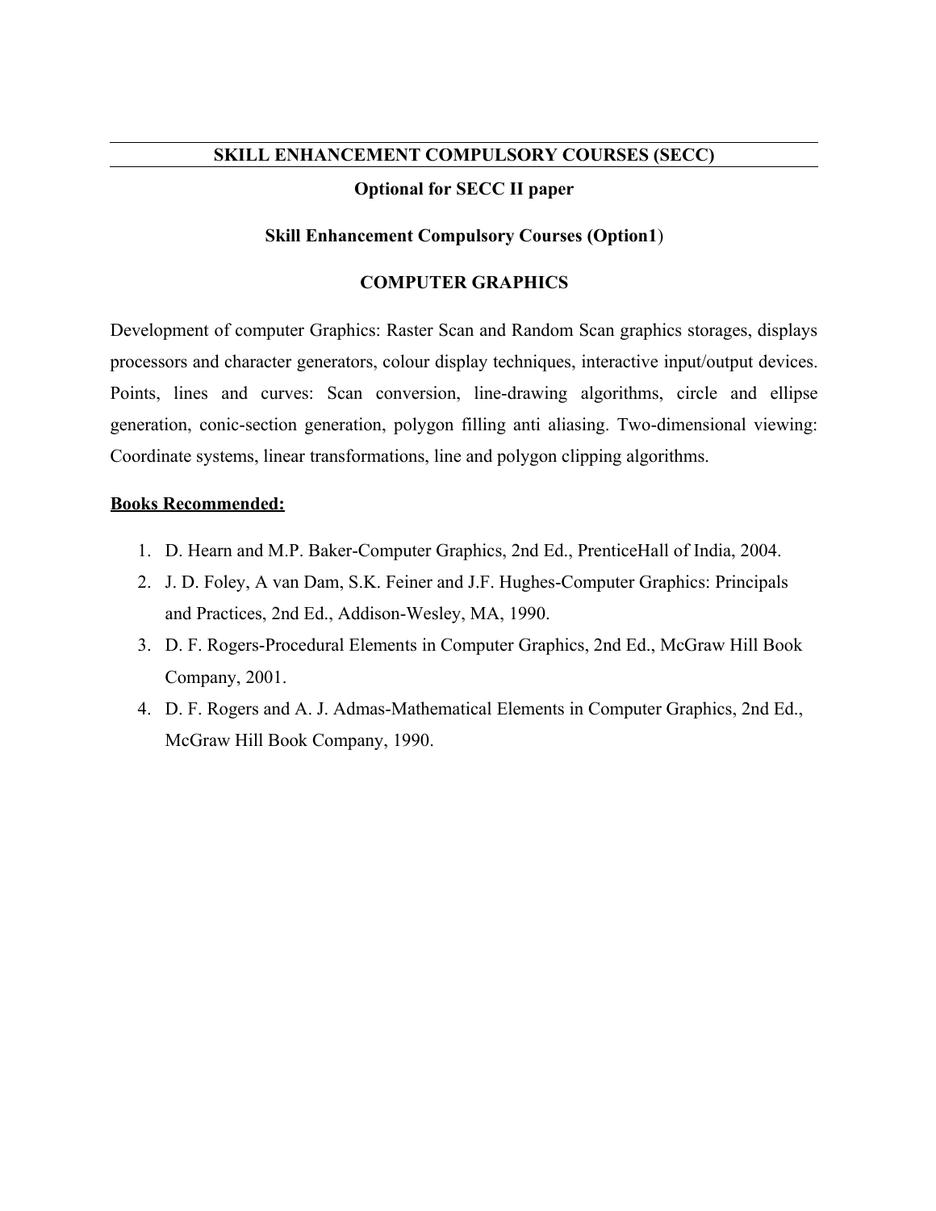## SKILL ENHANCEMENT COMPULSORY COURSES (SECC)

**Optional for SECC II paper**

**Skill Enhancement Compulsory Courses (Option1)**

### COMPUTER GRAPHICS

Development of computer Graphics: Raster Scan and Random Scan graphics storages, displays processors and character generators, colour display techniques, interactive input/output devices. Points, lines and curves: Scan conversion, line-drawing algorithms, circle and ellipse generation, conic-section generation, polygon filling anti aliasing. Two-dimensional viewing: Coordinate systems, linear transformations, line and polygon clipping algorithms.

**Books Recommended:**

1. D. Hearn and M.P. Baker-Computer Graphics, 2nd Ed., PrenticeHall of India, 2004.
2. J. D. Foley, A van Dam, S.K. Feiner and J.F. Hughes-Computer Graphics: Principals and Practices, 2nd Ed., Addison-Wesley, MA, 1990.
3. D. F. Rogers-Procedural Elements in Computer Graphics, 2nd Ed., McGraw Hill Book Company, 2001.
4. D. F. Rogers and A. J. Admas-Mathematical Elements in Computer Graphics, 2nd Ed., McGraw Hill Book Company, 1990.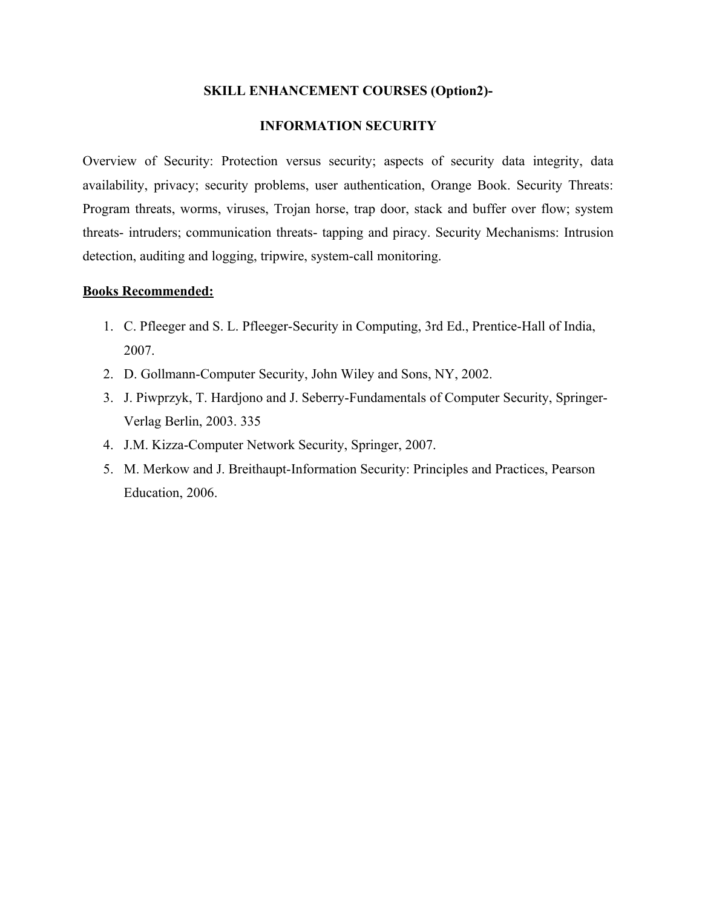## SKILL ENHANCEMENT COURSES (Option2)-

## INFORMATION SECURITY

Overview of Security: Protection versus security; aspects of security data integrity, data availability, privacy; security problems, user authentication, Orange Book. Security Threats: Program threats, worms, viruses, Trojan horse, trap door, stack and buffer over flow; system threats- intruders; communication threats- tapping and piracy. Security Mechanisms: Intrusion detection, auditing and logging, tripwire, system-call monitoring.

**Books Recommended:**

1. C. Pfleeger and S. L. Pfleeger-Security in Computing, 3rd Ed., Prentice-Hall of India, 2007.
2. D. Gollmann-Computer Security, John Wiley and Sons, NY, 2002.
3. J. Piwprzyk, T. Hardjono and J. Seberry-Fundamentals of Computer Security, Springer-Verlag Berlin, 2003. 335
4. J.M. Kizza-Computer Network Security, Springer, 2007.
5. M. Merkow and J. Breithaupt-Information Security: Principles and Practices, Pearson Education, 2006.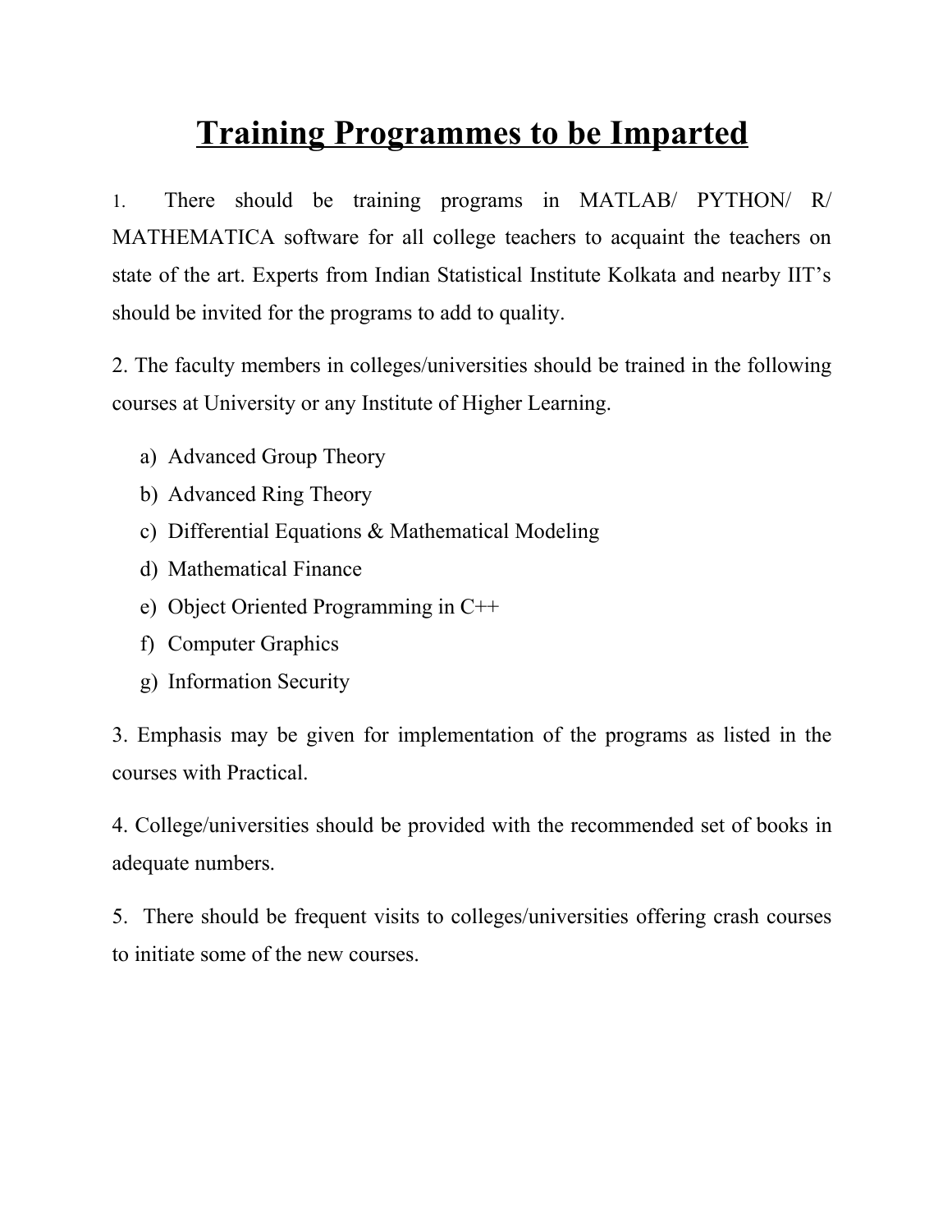# Training Programmes to be Imparted

1. There should be training programs in MATLAB/ PYTHON/ R/ MATHEMATICA software for all college teachers to acquaint the teachers on state of the art. Experts from Indian Statistical Institute Kolkata and nearby IIT's should be invited for the programs to add to quality.

2. The faculty members in colleges/universities should be trained in the following courses at University or any Institute of Higher Learning.

   a) Advanced Group Theory
   b) Advanced Ring Theory
   c) Differential Equations & Mathematical Modeling
   d) Mathematical Finance
   e) Object Oriented Programming in C++
   f) Computer Graphics
   g) Information Security

3. Emphasis may be given for implementation of the programs as listed in the courses with Practical.

4. College/universities should be provided with the recommended set of books in adequate numbers.

5. There should be frequent visits to colleges/universities offering crash courses to initiate some of the new courses.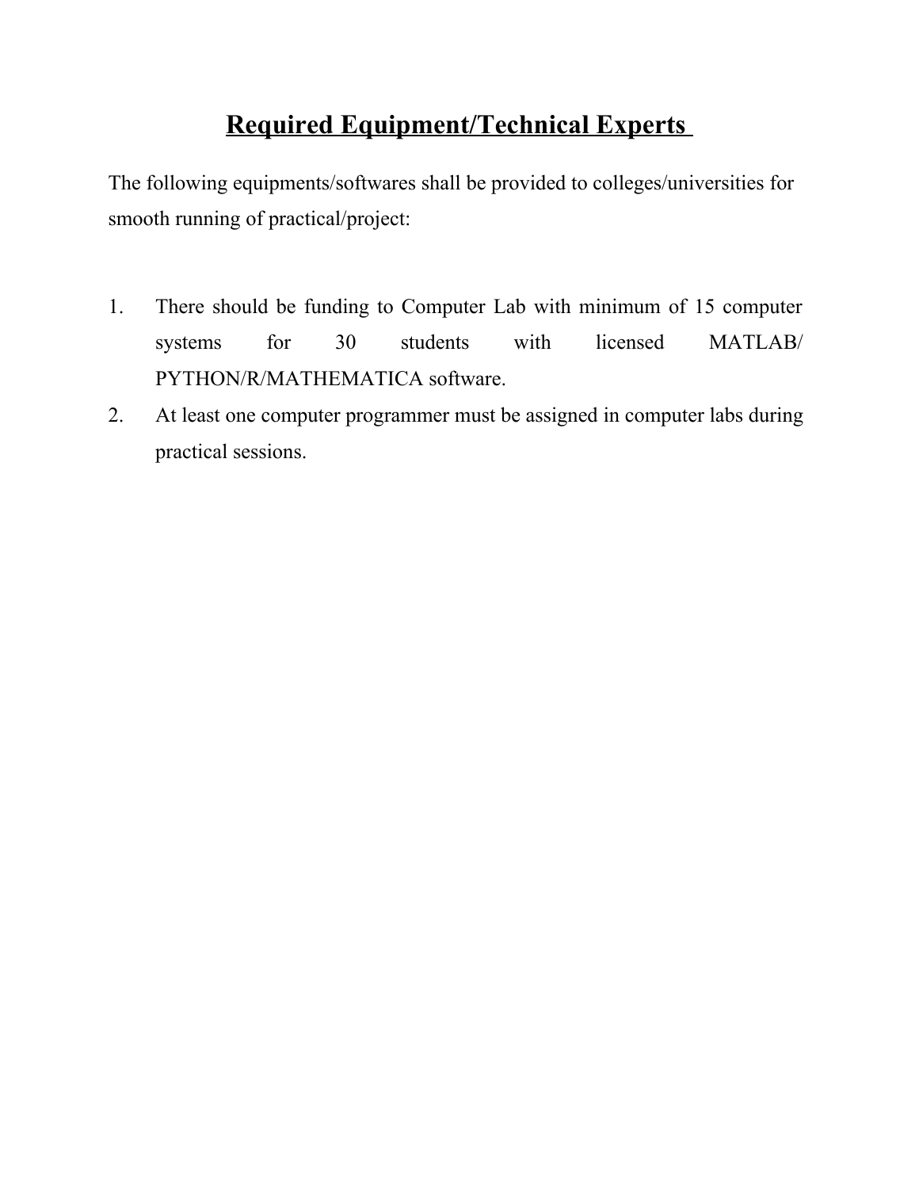# Required Equipment/Technical Experts

The following equipments/softwares shall be provided to colleges/universities for smooth running of practical/project:

1. There should be funding to Computer Lab with minimum of 15 computer systems for 30 students with licensed MATLAB/ PYTHON/R/MATHEMATICA software.
2. At least one computer programmer must be assigned in computer labs during practical sessions.